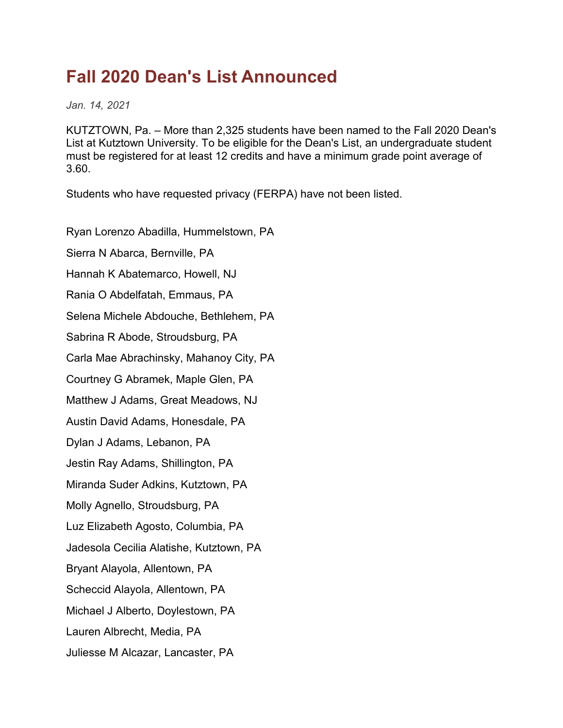# Fall 2020 Dean's List Announced

*Jan. 14, 2021*

KUTZTOWN, Pa. – More than 2,325 students have been named to the Fall 2020 Dean's List at Kutztown University. To be eligible for the Dean's List, an undergraduate student must be registered for at least 12 credits and have a minimum grade point average of 3.60.

Students who have requested privacy (FERPA) have not been listed.

Ryan Lorenzo Abadilla, Hummelstown, PA

Sierra N Abarca, Bernville, PA

Hannah K Abatemarco, Howell, NJ

Rania O Abdelfatah, Emmaus, PA

Selena Michele Abdouche, Bethlehem, PA

Sabrina R Abode, Stroudsburg, PA

Carla Mae Abrachinsky, Mahanoy City, PA

Courtney G Abramek, Maple Glen, PA

Matthew J Adams, Great Meadows, NJ

Austin David Adams, Honesdale, PA

Dylan J Adams, Lebanon, PA

Jestin Ray Adams, Shillington, PA

Miranda Suder Adkins, Kutztown, PA

Molly Agnello, Stroudsburg, PA

Luz Elizabeth Agosto, Columbia, PA

Jadesola Cecilia Alatishe, Kutztown, PA

Bryant Alayola, Allentown, PA

Scheccid Alayola, Allentown, PA

Michael J Alberto, Doylestown, PA

Lauren Albrecht, Media, PA

Juliesse M Alcazar, Lancaster, PA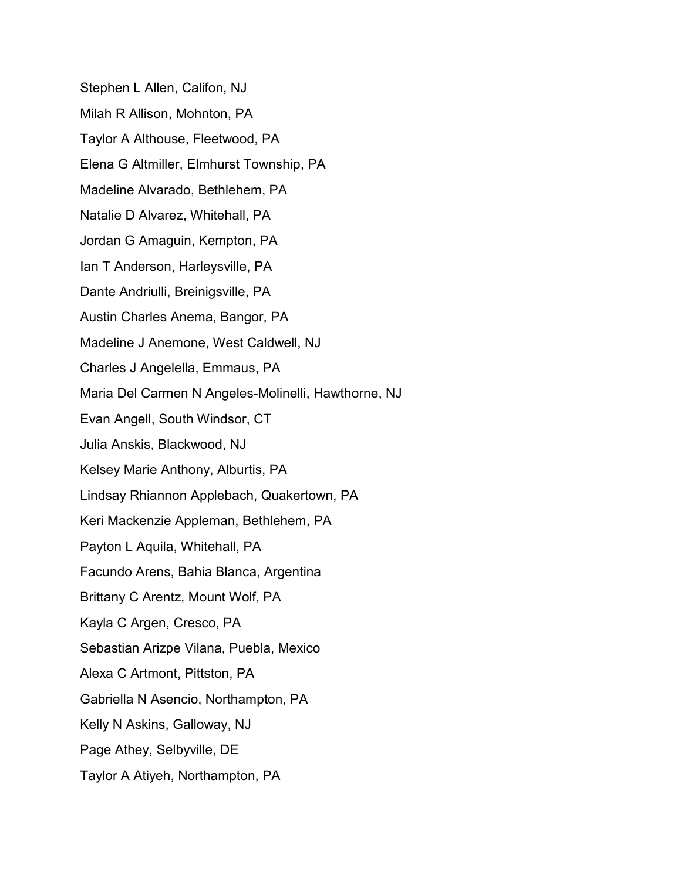Stephen L Allen, Califon, NJ

Milah R Allison, Mohnton, PA

Taylor A Althouse, Fleetwood, PA

Elena G Altmiller, Elmhurst Township, PA

Madeline Alvarado, Bethlehem, PA

Natalie D Alvarez, Whitehall, PA

Jordan G Amaguin, Kempton, PA

Ian T Anderson, Harleysville, PA

Dante Andriulli, Breinigsville, PA

Austin Charles Anema, Bangor, PA

Madeline J Anemone, West Caldwell, NJ

Charles J Angelella, Emmaus, PA

Maria Del Carmen N Angeles-Molinelli, Hawthorne, NJ

Evan Angell, South Windsor, CT

Julia Anskis, Blackwood, NJ

Kelsey Marie Anthony, Alburtis, PA

Lindsay Rhiannon Applebach, Quakertown, PA

Keri Mackenzie Appleman, Bethlehem, PA

Payton L Aquila, Whitehall, PA

Facundo Arens, Bahia Blanca, Argentina

Brittany C Arentz, Mount Wolf, PA

Kayla C Argen, Cresco, PA

Sebastian Arizpe Vilana, Puebla, Mexico

Alexa C Artmont, Pittston, PA

Gabriella N Asencio, Northampton, PA

Kelly N Askins, Galloway, NJ

Page Athey, Selbyville, DE

Taylor A Atiyeh, Northampton, PA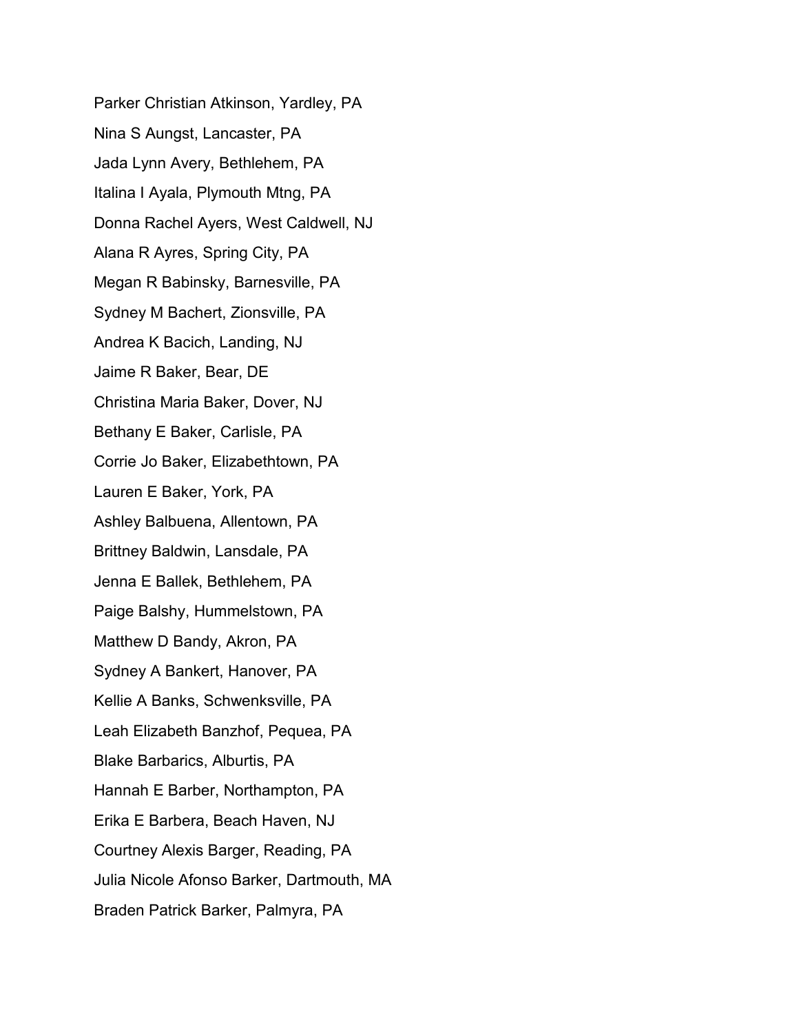Parker Christian Atkinson, Yardley, PA

Nina S Aungst, Lancaster, PA

Jada Lynn Avery, Bethlehem, PA

Italina I Ayala, Plymouth Mtng, PA

Donna Rachel Ayers, West Caldwell, NJ

Alana R Ayres, Spring City, PA

Megan R Babinsky, Barnesville, PA

Sydney M Bachert, Zionsville, PA

Andrea K Bacich, Landing, NJ

Jaime R Baker, Bear, DE

Christina Maria Baker, Dover, NJ

Bethany E Baker, Carlisle, PA

Corrie Jo Baker, Elizabethtown, PA

Lauren E Baker, York, PA

Ashley Balbuena, Allentown, PA

Brittney Baldwin, Lansdale, PA

Jenna E Ballek, Bethlehem, PA

Paige Balshy, Hummelstown, PA

Matthew D Bandy, Akron, PA

Sydney A Bankert, Hanover, PA

Kellie A Banks, Schwenksville, PA

Leah Elizabeth Banzhof, Pequea, PA

Blake Barbarics, Alburtis, PA

Hannah E Barber, Northampton, PA

Erika E Barbera, Beach Haven, NJ

Courtney Alexis Barger, Reading, PA

Julia Nicole Afonso Barker, Dartmouth, MA

Braden Patrick Barker, Palmyra, PA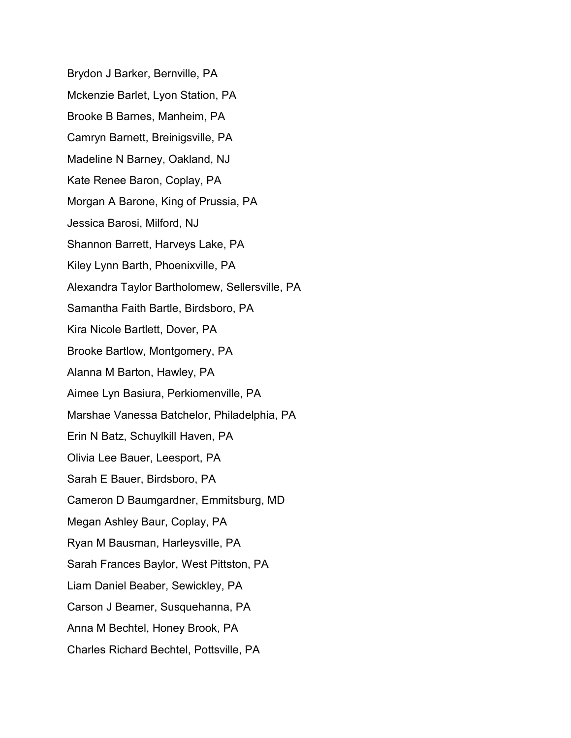Brydon J Barker, Bernville, PA

Mckenzie Barlet, Lyon Station, PA

Brooke B Barnes, Manheim, PA

Camryn Barnett, Breinigsville, PA

Madeline N Barney, Oakland, NJ

Kate Renee Baron, Coplay, PA

Morgan A Barone, King of Prussia, PA

Jessica Barosi, Milford, NJ

Shannon Barrett, Harveys Lake, PA

Kiley Lynn Barth, Phoenixville, PA

Alexandra Taylor Bartholomew, Sellersville, PA

Samantha Faith Bartle, Birdsboro, PA

Kira Nicole Bartlett, Dover, PA

Brooke Bartlow, Montgomery, PA

Alanna M Barton, Hawley, PA

Aimee Lyn Basiura, Perkiomenville, PA

Marshae Vanessa Batchelor, Philadelphia, PA

Erin N Batz, Schuylkill Haven, PA

Olivia Lee Bauer, Leesport, PA

Sarah E Bauer, Birdsboro, PA

Cameron D Baumgardner, Emmitsburg, MD

Megan Ashley Baur, Coplay, PA

Ryan M Bausman, Harleysville, PA

Sarah Frances Baylor, West Pittston, PA

Liam Daniel Beaber, Sewickley, PA

Carson J Beamer, Susquehanna, PA

Anna M Bechtel, Honey Brook, PA

Charles Richard Bechtel, Pottsville, PA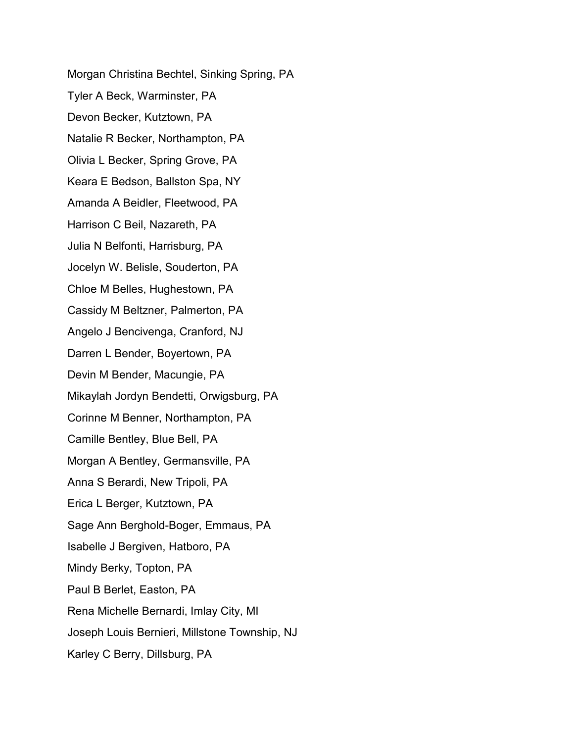Morgan Christina Bechtel, Sinking Spring, PA

Tyler A Beck, Warminster, PA

Devon Becker, Kutztown, PA

Natalie R Becker, Northampton, PA

Olivia L Becker, Spring Grove, PA

Keara E Bedson, Ballston Spa, NY

Amanda A Beidler, Fleetwood, PA

Harrison C Beil, Nazareth, PA

Julia N Belfonti, Harrisburg, PA

Jocelyn W. Belisle, Souderton, PA

Chloe M Belles, Hughestown, PA

Cassidy M Beltzner, Palmerton, PA

Angelo J Bencivenga, Cranford, NJ

Darren L Bender, Boyertown, PA

Devin M Bender, Macungie, PA

Mikaylah Jordyn Bendetti, Orwigsburg, PA

Corinne M Benner, Northampton, PA

Camille Bentley, Blue Bell, PA

Morgan A Bentley, Germansville, PA

Anna S Berardi, New Tripoli, PA

Erica L Berger, Kutztown, PA

Sage Ann Berghold-Boger, Emmaus, PA

Isabelle J Bergiven, Hatboro, PA

Mindy Berky, Topton, PA

Paul B Berlet, Easton, PA

Rena Michelle Bernardi, Imlay City, MI

Joseph Louis Bernieri, Millstone Township, NJ

Karley C Berry, Dillsburg, PA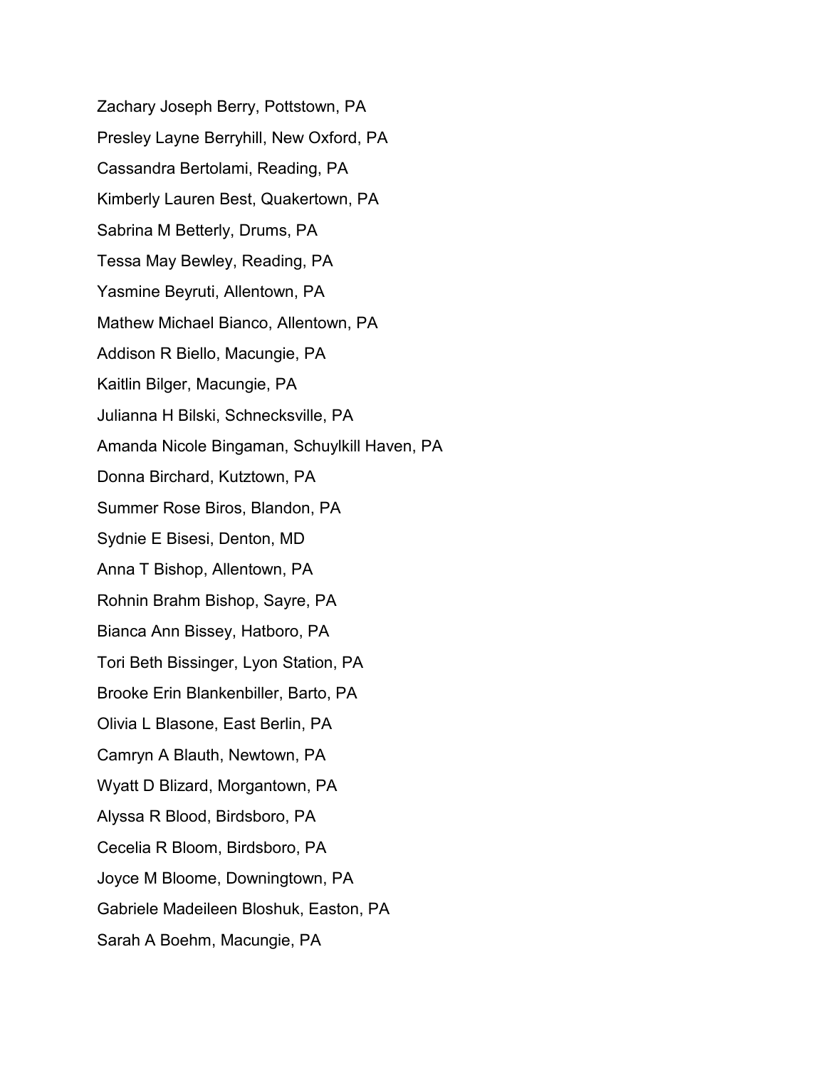Zachary Joseph Berry, Pottstown, PA

Presley Layne Berryhill, New Oxford, PA

Cassandra Bertolami, Reading, PA

Kimberly Lauren Best, Quakertown, PA

Sabrina M Betterly, Drums, PA

Tessa May Bewley, Reading, PA

Yasmine Beyruti, Allentown, PA

Mathew Michael Bianco, Allentown, PA

Addison R Biello, Macungie, PA

Kaitlin Bilger, Macungie, PA

Julianna H Bilski, Schnecksville, PA

Amanda Nicole Bingaman, Schuylkill Haven, PA

Donna Birchard, Kutztown, PA

Summer Rose Biros, Blandon, PA

Sydnie E Bisesi, Denton, MD

Anna T Bishop, Allentown, PA

Rohnin Brahm Bishop, Sayre, PA

Bianca Ann Bissey, Hatboro, PA

Tori Beth Bissinger, Lyon Station, PA

Brooke Erin Blankenbiller, Barto, PA

Olivia L Blasone, East Berlin, PA

Camryn A Blauth, Newtown, PA

Wyatt D Blizard, Morgantown, PA

Alyssa R Blood, Birdsboro, PA

Cecelia R Bloom, Birdsboro, PA

Joyce M Bloome, Downingtown, PA

Gabriele Madeileen Bloshuk, Easton, PA

Sarah A Boehm, Macungie, PA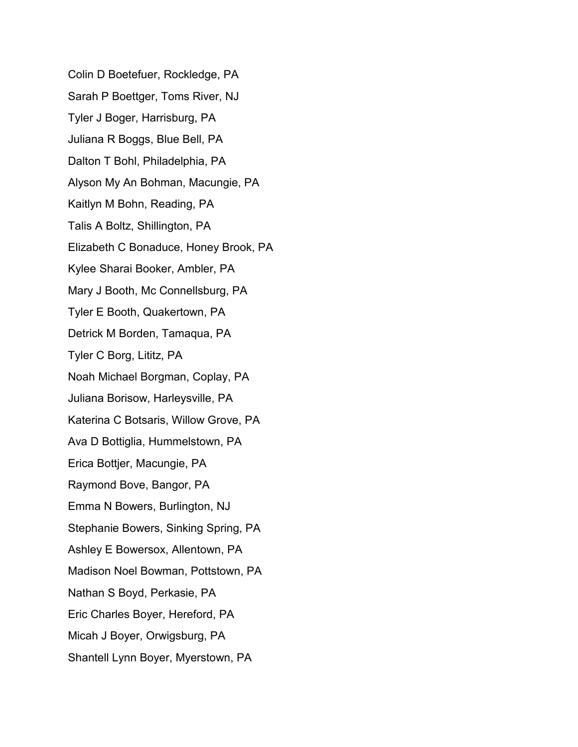Colin D Boetefuer, Rockledge, PA

Sarah P Boettger, Toms River, NJ

Tyler J Boger, Harrisburg, PA

Juliana R Boggs, Blue Bell, PA

Dalton T Bohl, Philadelphia, PA

Alyson My An Bohman, Macungie, PA

Kaitlyn M Bohn, Reading, PA

Talis A Boltz, Shillington, PA

Elizabeth C Bonaduce, Honey Brook, PA

Kylee Sharai Booker, Ambler, PA

Mary J Booth, Mc Connellsburg, PA

Tyler E Booth, Quakertown, PA

Detrick M Borden, Tamaqua, PA

Tyler C Borg, Lititz, PA

Noah Michael Borgman, Coplay, PA

Juliana Borisow, Harleysville, PA

Katerina C Botsaris, Willow Grove, PA

Ava D Bottiglia, Hummelstown, PA

Erica Bottjer, Macungie, PA

Raymond Bove, Bangor, PA

Emma N Bowers, Burlington, NJ

Stephanie Bowers, Sinking Spring, PA

Ashley E Bowersox, Allentown, PA

Madison Noel Bowman, Pottstown, PA

Nathan S Boyd, Perkasie, PA

Eric Charles Boyer, Hereford, PA

Micah J Boyer, Orwigsburg, PA

Shantell Lynn Boyer, Myerstown, PA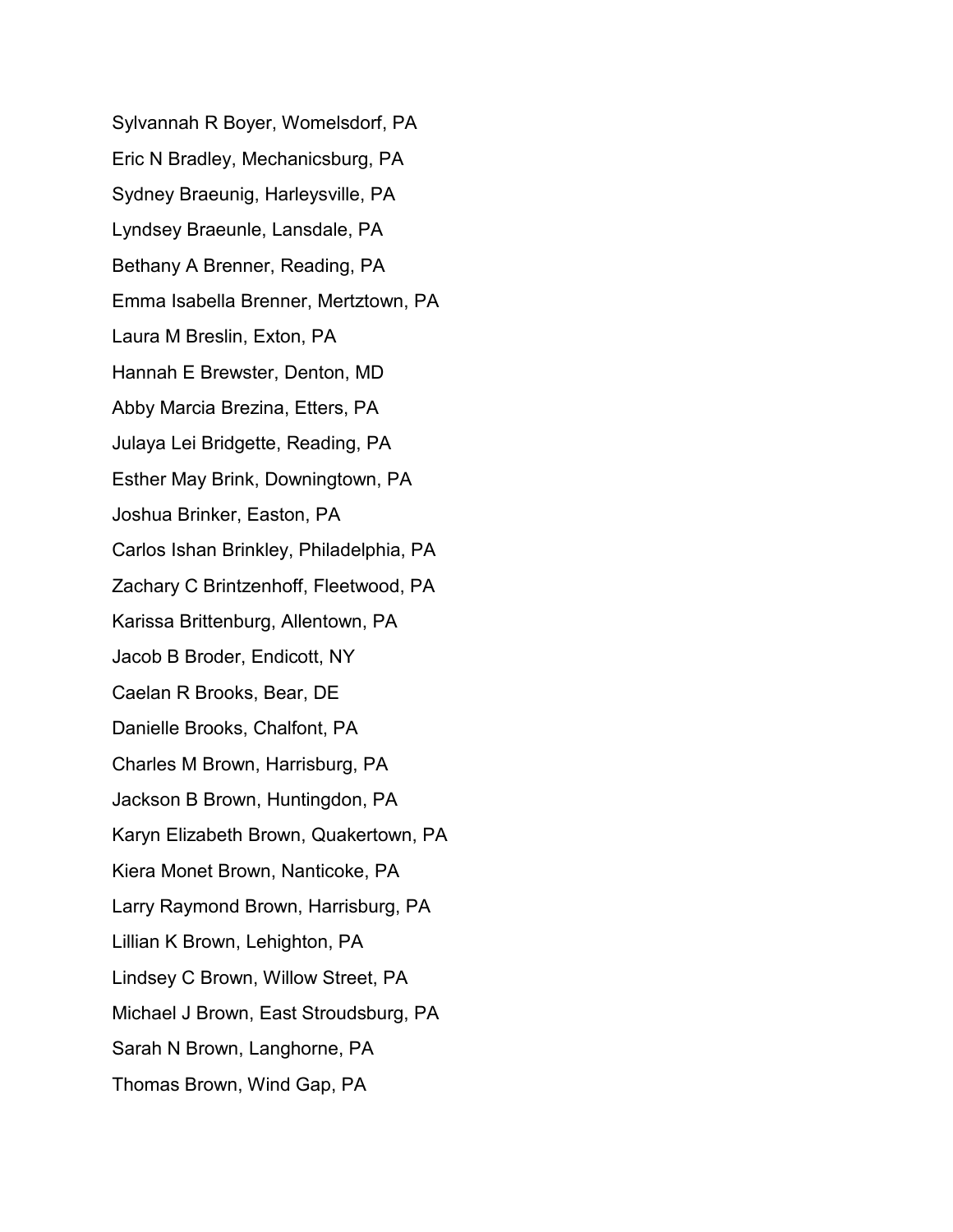Sylvannah R Boyer, Womelsdorf, PA

Eric N Bradley, Mechanicsburg, PA

Sydney Braeunig, Harleysville, PA

Lyndsey Braeunle, Lansdale, PA

Bethany A Brenner, Reading, PA

Emma Isabella Brenner, Mertztown, PA

Laura M Breslin, Exton, PA

Hannah E Brewster, Denton, MD

Abby Marcia Brezina, Etters, PA

Julaya Lei Bridgette, Reading, PA

Esther May Brink, Downingtown, PA

Joshua Brinker, Easton, PA

Carlos Ishan Brinkley, Philadelphia, PA

Zachary C Brintzenhoff, Fleetwood, PA

Karissa Brittenburg, Allentown, PA

Jacob B Broder, Endicott, NY

Caelan R Brooks, Bear, DE

Danielle Brooks, Chalfont, PA

Charles M Brown, Harrisburg, PA

Jackson B Brown, Huntingdon, PA

Karyn Elizabeth Brown, Quakertown, PA

Kiera Monet Brown, Nanticoke, PA

Larry Raymond Brown, Harrisburg, PA

Lillian K Brown, Lehighton, PA

Lindsey C Brown, Willow Street, PA

Michael J Brown, East Stroudsburg, PA

Sarah N Brown, Langhorne, PA

Thomas Brown, Wind Gap, PA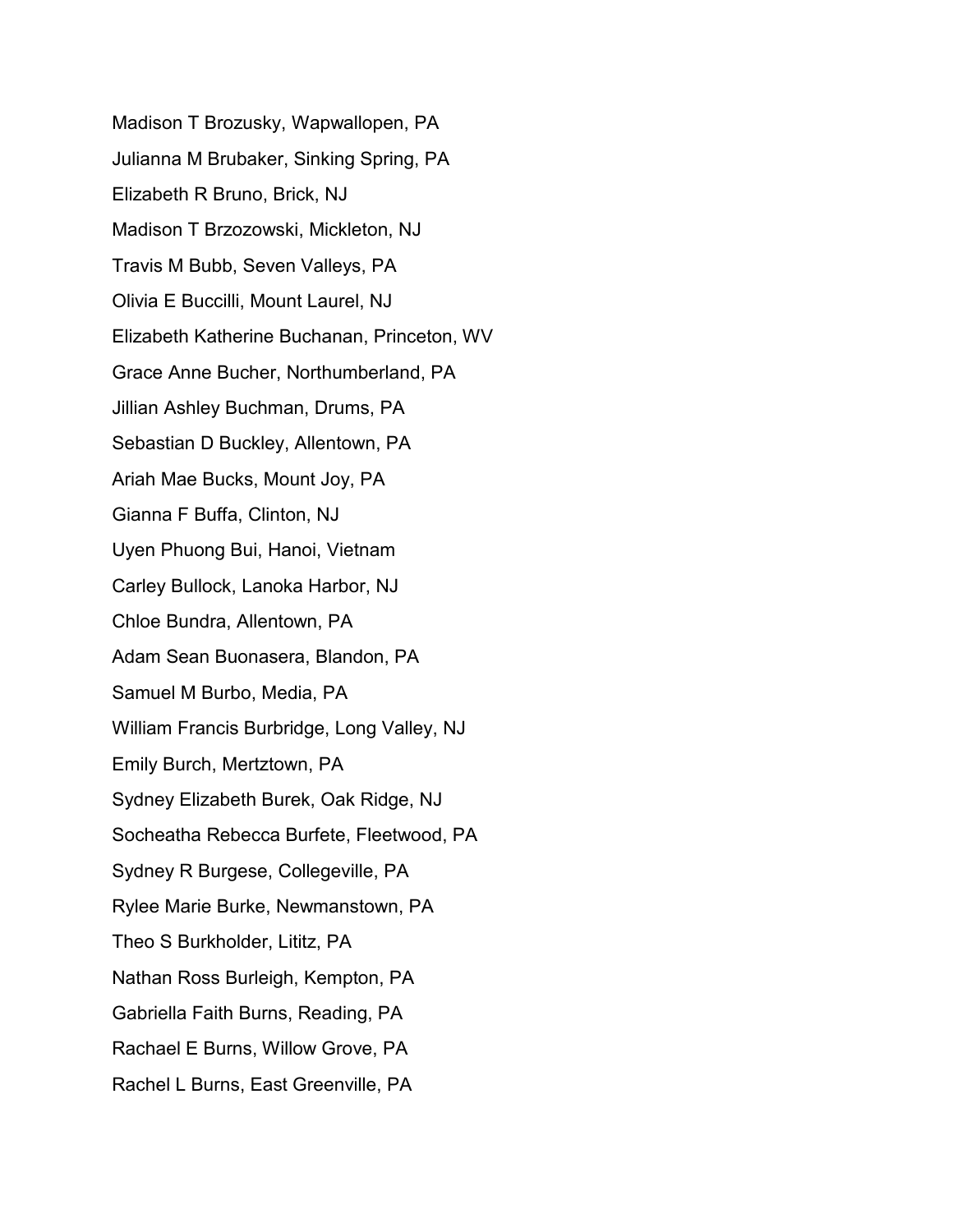Madison T Brozusky, Wapwallopen, PA

Julianna M Brubaker, Sinking Spring, PA

Elizabeth R Bruno, Brick, NJ

Madison T Brzozowski, Mickleton, NJ

Travis M Bubb, Seven Valleys, PA

Olivia E Buccilli, Mount Laurel, NJ

Elizabeth Katherine Buchanan, Princeton, WV

Grace Anne Bucher, Northumberland, PA

Jillian Ashley Buchman, Drums, PA

Sebastian D Buckley, Allentown, PA

Ariah Mae Bucks, Mount Joy, PA

Gianna F Buffa, Clinton, NJ

Uyen Phuong Bui, Hanoi, Vietnam

Carley Bullock, Lanoka Harbor, NJ

Chloe Bundra, Allentown, PA

Adam Sean Buonasera, Blandon, PA

Samuel M Burbo, Media, PA

William Francis Burbridge, Long Valley, NJ

Emily Burch, Mertztown, PA

Sydney Elizabeth Burek, Oak Ridge, NJ

Socheatha Rebecca Burfete, Fleetwood, PA

Sydney R Burgese, Collegeville, PA

Rylee Marie Burke, Newmanstown, PA

Theo S Burkholder, Lititz, PA

Nathan Ross Burleigh, Kempton, PA

Gabriella Faith Burns, Reading, PA

Rachael E Burns, Willow Grove, PA

Rachel L Burns, East Greenville, PA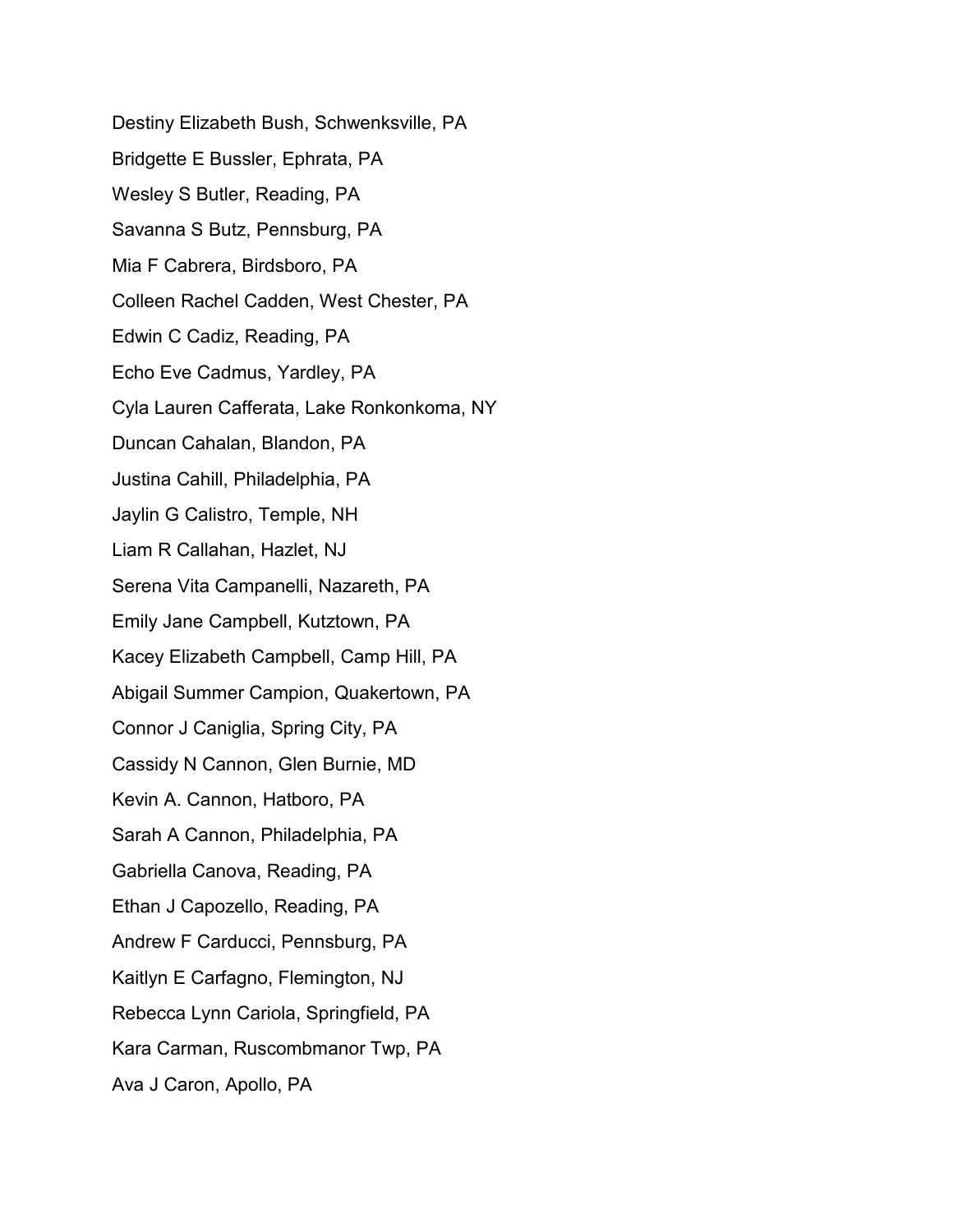Destiny Elizabeth Bush, Schwenksville, PA

Bridgette E Bussler, Ephrata, PA

Wesley S Butler, Reading, PA

Savanna S Butz, Pennsburg, PA

Mia F Cabrera, Birdsboro, PA

Colleen Rachel Cadden, West Chester, PA

Edwin C Cadiz, Reading, PA

Echo Eve Cadmus, Yardley, PA

Cyla Lauren Cafferata, Lake Ronkonkoma, NY

Duncan Cahalan, Blandon, PA

Justina Cahill, Philadelphia, PA

Jaylin G Calistro, Temple, NH

Liam R Callahan, Hazlet, NJ

Serena Vita Campanelli, Nazareth, PA

Emily Jane Campbell, Kutztown, PA

Kacey Elizabeth Campbell, Camp Hill, PA

Abigail Summer Campion, Quakertown, PA

Connor J Caniglia, Spring City, PA

Cassidy N Cannon, Glen Burnie, MD

Kevin A. Cannon, Hatboro, PA

Sarah A Cannon, Philadelphia, PA

Gabriella Canova, Reading, PA

Ethan J Capozello, Reading, PA

Andrew F Carducci, Pennsburg, PA

Kaitlyn E Carfagno, Flemington, NJ

Rebecca Lynn Cariola, Springfield, PA

Kara Carman, Ruscombmanor Twp, PA

Ava J Caron, Apollo, PA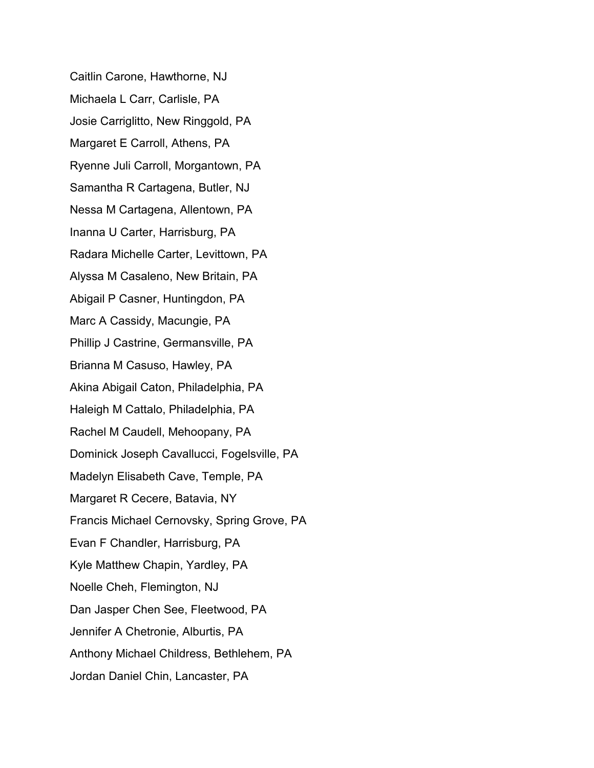Caitlin Carone, Hawthorne, NJ

Michaela L Carr, Carlisle, PA

Josie Carriglitto, New Ringgold, PA

Margaret E Carroll, Athens, PA

Ryenne Juli Carroll, Morgantown, PA

Samantha R Cartagena, Butler, NJ

Nessa M Cartagena, Allentown, PA

Inanna U Carter, Harrisburg, PA

Radara Michelle Carter, Levittown, PA

Alyssa M Casaleno, New Britain, PA

Abigail P Casner, Huntingdon, PA

Marc A Cassidy, Macungie, PA

Phillip J Castrine, Germansville, PA

Brianna M Casuso, Hawley, PA

Akina Abigail Caton, Philadelphia, PA

Haleigh M Cattalo, Philadelphia, PA

Rachel M Caudell, Mehoopany, PA

Dominick Joseph Cavallucci, Fogelsville, PA

Madelyn Elisabeth Cave, Temple, PA

Margaret R Cecere, Batavia, NY

Francis Michael Cernovsky, Spring Grove, PA

Evan F Chandler, Harrisburg, PA

Kyle Matthew Chapin, Yardley, PA

Noelle Cheh, Flemington, NJ

Dan Jasper Chen See, Fleetwood, PA

Jennifer A Chetronie, Alburtis, PA

Anthony Michael Childress, Bethlehem, PA

Jordan Daniel Chin, Lancaster, PA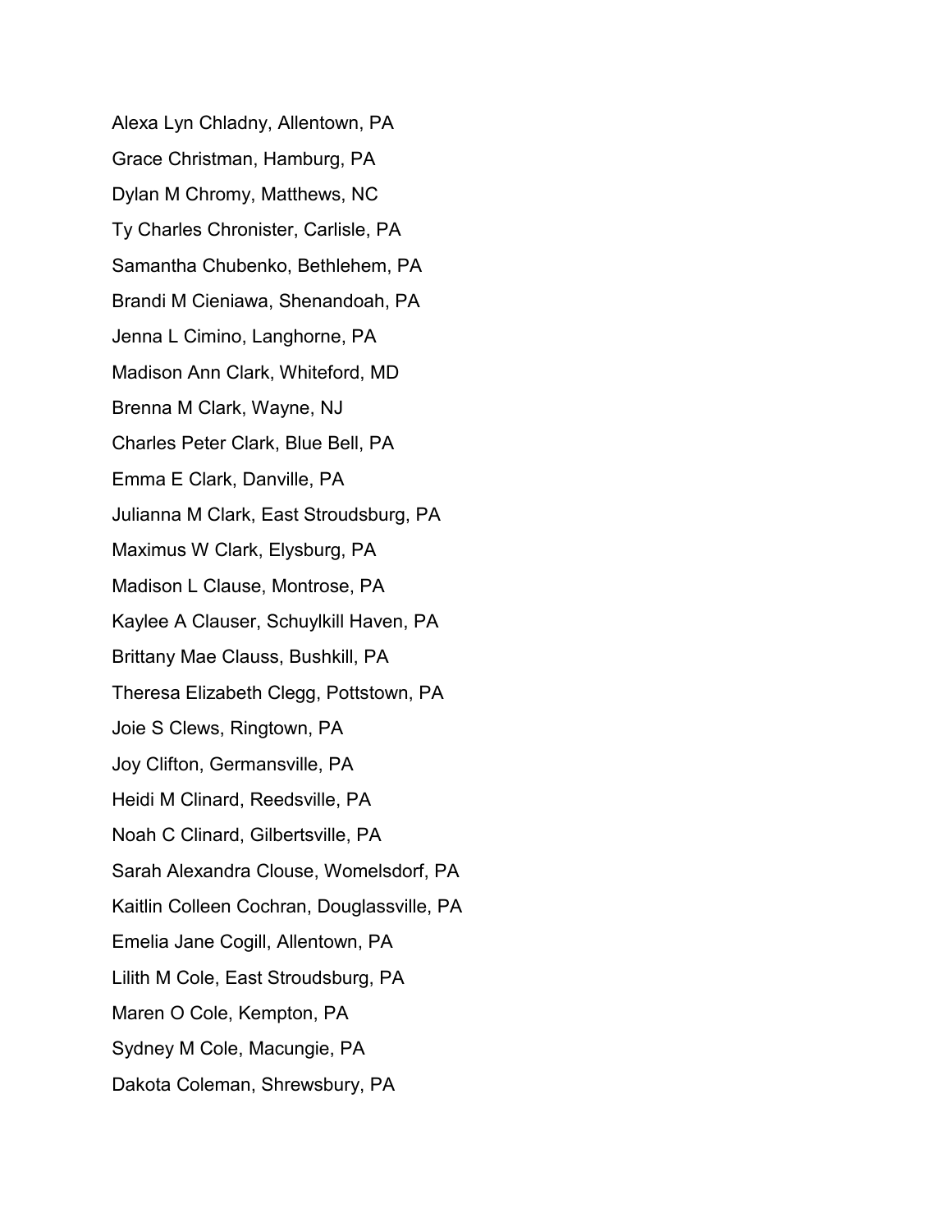Alexa Lyn Chladny, Allentown, PA

Grace Christman, Hamburg, PA

Dylan M Chromy, Matthews, NC

Ty Charles Chronister, Carlisle, PA

Samantha Chubenko, Bethlehem, PA

Brandi M Cieniawa, Shenandoah, PA

Jenna L Cimino, Langhorne, PA

Madison Ann Clark, Whiteford, MD

Brenna M Clark, Wayne, NJ

Charles Peter Clark, Blue Bell, PA

Emma E Clark, Danville, PA

Julianna M Clark, East Stroudsburg, PA

Maximus W Clark, Elysburg, PA

Madison L Clause, Montrose, PA

Kaylee A Clauser, Schuylkill Haven, PA

Brittany Mae Clauss, Bushkill, PA

Theresa Elizabeth Clegg, Pottstown, PA

Joie S Clews, Ringtown, PA

Joy Clifton, Germansville, PA

Heidi M Clinard, Reedsville, PA

Noah C Clinard, Gilbertsville, PA

Sarah Alexandra Clouse, Womelsdorf, PA

Kaitlin Colleen Cochran, Douglassville, PA

Emelia Jane Cogill, Allentown, PA

Lilith M Cole, East Stroudsburg, PA

Maren O Cole, Kempton, PA

Sydney M Cole, Macungie, PA

Dakota Coleman, Shrewsbury, PA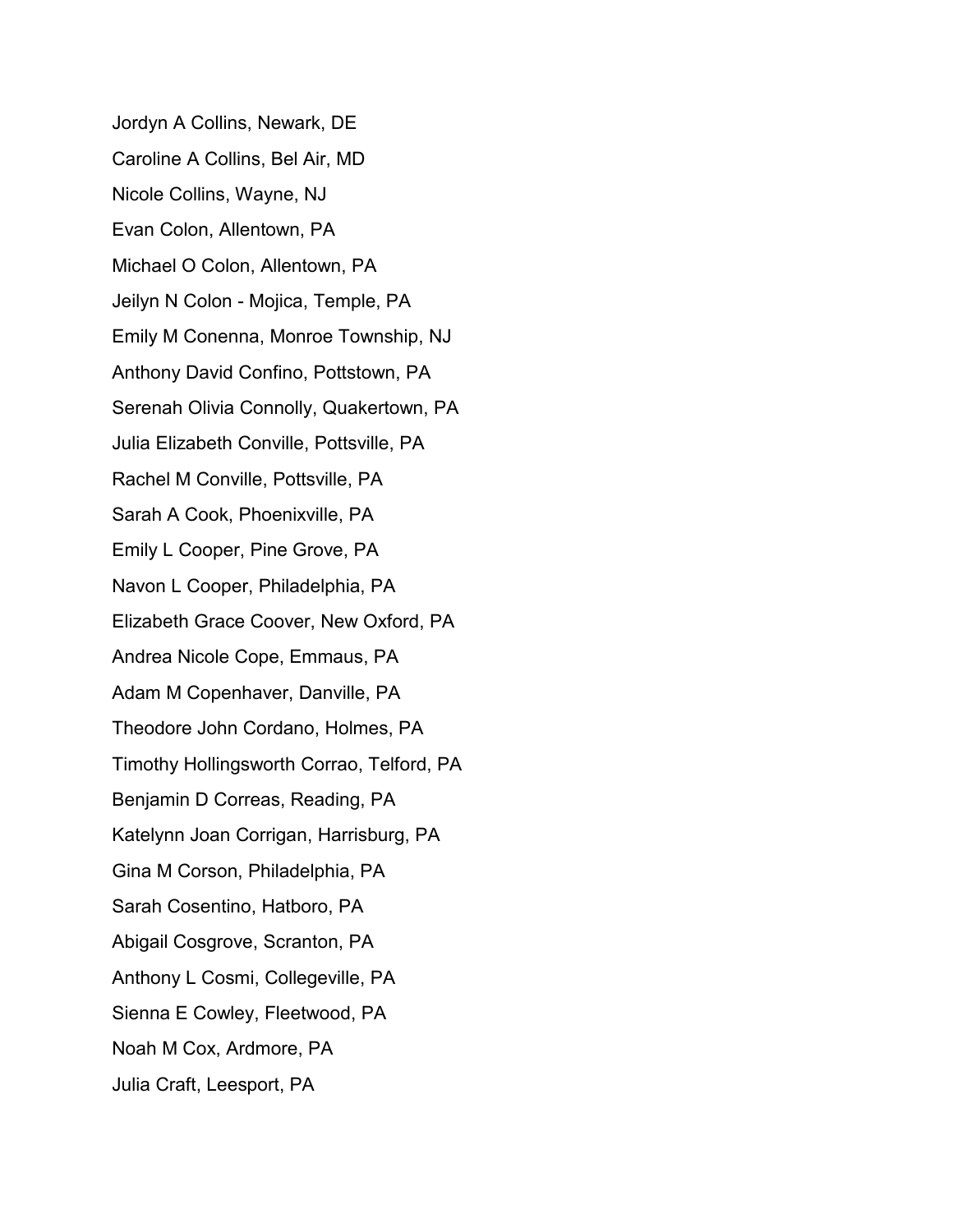Jordyn A Collins, Newark, DE

Caroline A Collins, Bel Air, MD

Nicole Collins, Wayne, NJ

Evan Colon, Allentown, PA

Michael O Colon, Allentown, PA

Jeilyn N Colon - Mojica, Temple, PA

Emily M Conenna, Monroe Township, NJ

Anthony David Confino, Pottstown, PA

Serenah Olivia Connolly, Quakertown, PA

Julia Elizabeth Conville, Pottsville, PA

Rachel M Conville, Pottsville, PA

Sarah A Cook, Phoenixville, PA

Emily L Cooper, Pine Grove, PA

Navon L Cooper, Philadelphia, PA

Elizabeth Grace Coover, New Oxford, PA

Andrea Nicole Cope, Emmaus, PA

Adam M Copenhaver, Danville, PA

Theodore John Cordano, Holmes, PA

Timothy Hollingsworth Corrao, Telford, PA

Benjamin D Correas, Reading, PA

Katelynn Joan Corrigan, Harrisburg, PA

Gina M Corson, Philadelphia, PA

Sarah Cosentino, Hatboro, PA

Abigail Cosgrove, Scranton, PA

Anthony L Cosmi, Collegeville, PA

Sienna E Cowley, Fleetwood, PA

Noah M Cox, Ardmore, PA

Julia Craft, Leesport, PA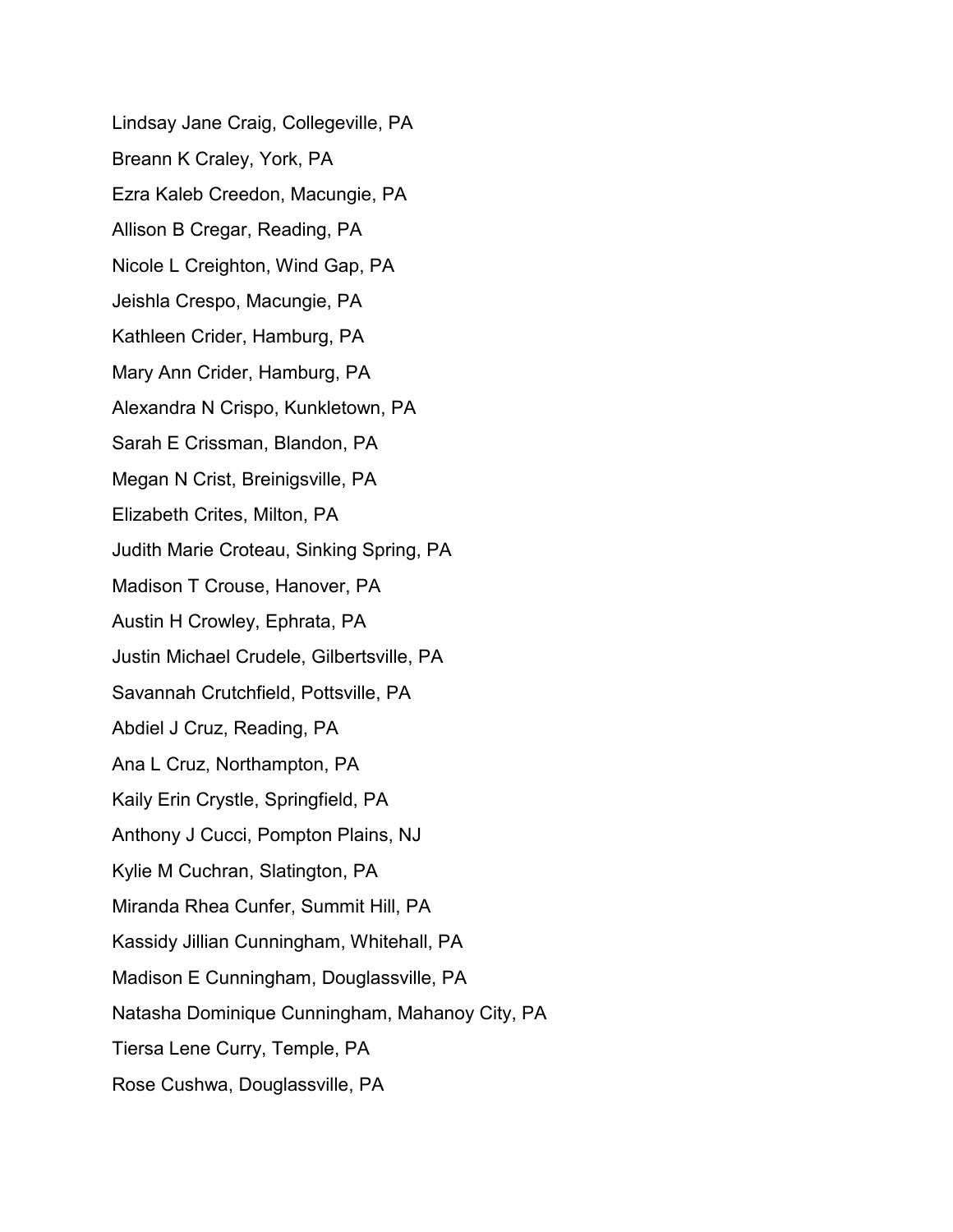Lindsay Jane Craig, Collegeville, PA

Breann K Craley, York, PA

Ezra Kaleb Creedon, Macungie, PA

Allison B Cregar, Reading, PA

Nicole L Creighton, Wind Gap, PA

Jeishla Crespo, Macungie, PA

Kathleen Crider, Hamburg, PA

Mary Ann Crider, Hamburg, PA

Alexandra N Crispo, Kunkletown, PA

Sarah E Crissman, Blandon, PA

Megan N Crist, Breinigsville, PA

Elizabeth Crites, Milton, PA

Judith Marie Croteau, Sinking Spring, PA

Madison T Crouse, Hanover, PA

Austin H Crowley, Ephrata, PA

Justin Michael Crudele, Gilbertsville, PA

Savannah Crutchfield, Pottsville, PA

Abdiel J Cruz, Reading, PA

Ana L Cruz, Northampton, PA

Kaily Erin Crystle, Springfield, PA

Anthony J Cucci, Pompton Plains, NJ

Kylie M Cuchran, Slatington, PA

Miranda Rhea Cunfer, Summit Hill, PA

Kassidy Jillian Cunningham, Whitehall, PA

Madison E Cunningham, Douglassville, PA

Natasha Dominique Cunningham, Mahanoy City, PA

Tiersa Lene Curry, Temple, PA

Rose Cushwa, Douglassville, PA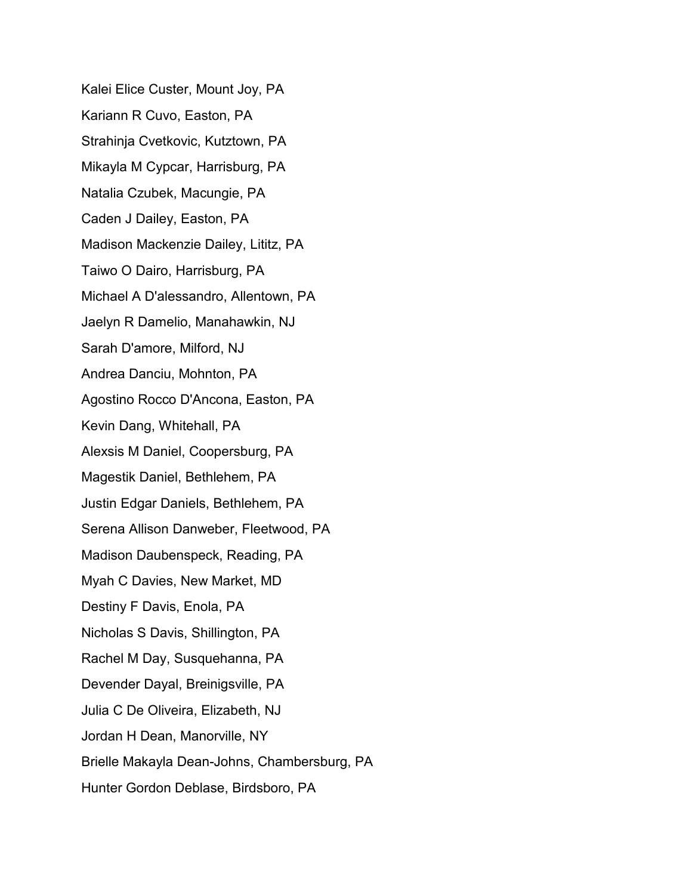Kalei Elice Custer, Mount Joy, PA

Kariann R Cuvo, Easton, PA

Strahinja Cvetkovic, Kutztown, PA

Mikayla M Cypcar, Harrisburg, PA

Natalia Czubek, Macungie, PA

Caden J Dailey, Easton, PA

Madison Mackenzie Dailey, Lititz, PA

Taiwo O Dairo, Harrisburg, PA

Michael A D'alessandro, Allentown, PA

Jaelyn R Damelio, Manahawkin, NJ

Sarah D'amore, Milford, NJ

Andrea Danciu, Mohnton, PA

Agostino Rocco D'Ancona, Easton, PA

Kevin Dang, Whitehall, PA

Alexsis M Daniel, Coopersburg, PA

Magestik Daniel, Bethlehem, PA

Justin Edgar Daniels, Bethlehem, PA

Serena Allison Danweber, Fleetwood, PA

Madison Daubenspeck, Reading, PA

Myah C Davies, New Market, MD

Destiny F Davis, Enola, PA

Nicholas S Davis, Shillington, PA

Rachel M Day, Susquehanna, PA

Devender Dayal, Breinigsville, PA

Julia C De Oliveira, Elizabeth, NJ

Jordan H Dean, Manorville, NY

Brielle Makayla Dean-Johns, Chambersburg, PA

Hunter Gordon Deblase, Birdsboro, PA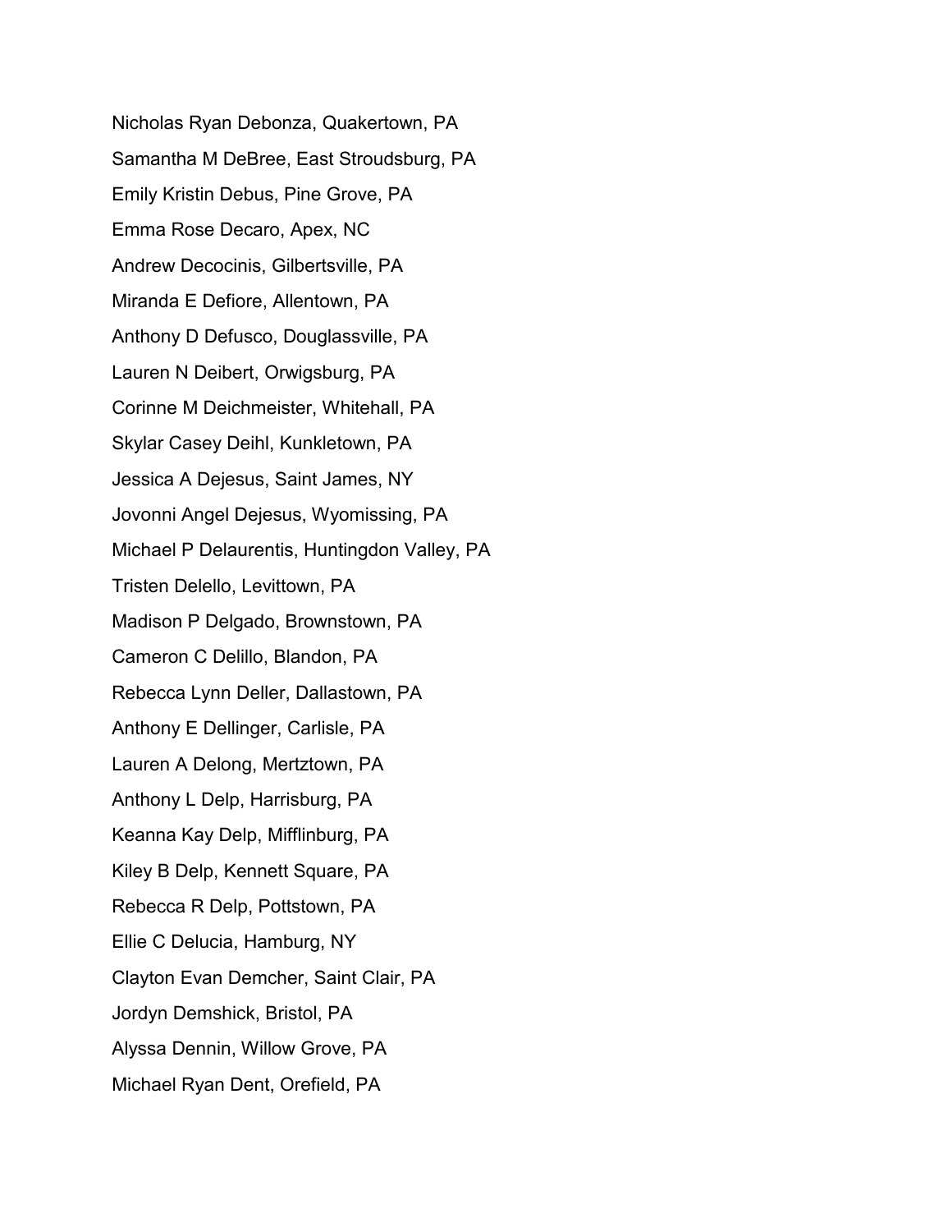Nicholas Ryan Debonza, Quakertown, PA

Samantha M DeBree, East Stroudsburg, PA

Emily Kristin Debus, Pine Grove, PA

Emma Rose Decaro, Apex, NC

Andrew Decocinis, Gilbertsville, PA

Miranda E Defiore, Allentown, PA

Anthony D Defusco, Douglassville, PA

Lauren N Deibert, Orwigsburg, PA

Corinne M Deichmeister, Whitehall, PA

Skylar Casey Deihl, Kunkletown, PA

Jessica A Dejesus, Saint James, NY

Jovonni Angel Dejesus, Wyomissing, PA

Michael P Delaurentis, Huntingdon Valley, PA

Tristen Delello, Levittown, PA

Madison P Delgado, Brownstown, PA

Cameron C Delillo, Blandon, PA

Rebecca Lynn Deller, Dallastown, PA

Anthony E Dellinger, Carlisle, PA

Lauren A Delong, Mertztown, PA

Anthony L Delp, Harrisburg, PA

Keanna Kay Delp, Mifflinburg, PA

Kiley B Delp, Kennett Square, PA

Rebecca R Delp, Pottstown, PA

Ellie C Delucia, Hamburg, NY

Clayton Evan Demcher, Saint Clair, PA

Jordyn Demshick, Bristol, PA

Alyssa Dennin, Willow Grove, PA

Michael Ryan Dent, Orefield, PA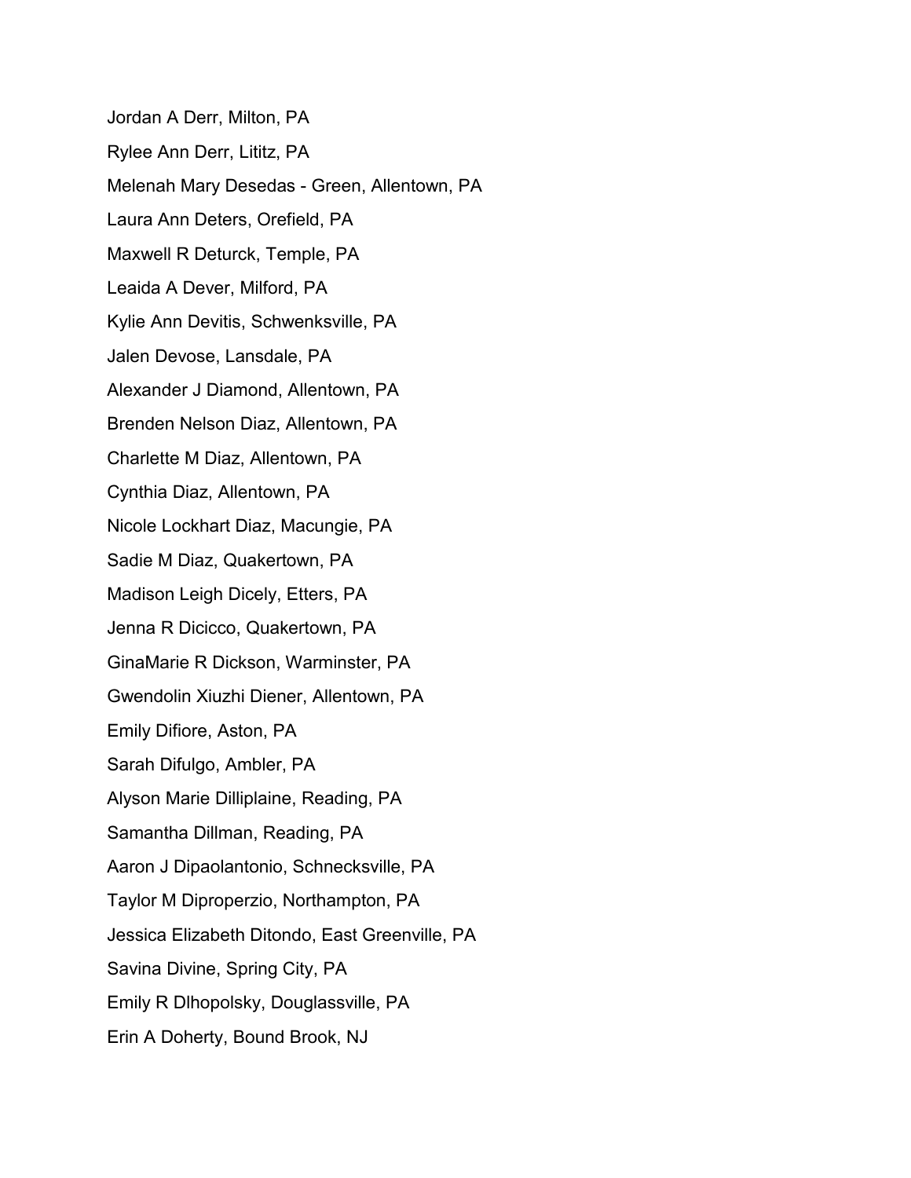Jordan A Derr, Milton, PA

Rylee Ann Derr, Lititz, PA

Melenah Mary Desedas - Green, Allentown, PA

Laura Ann Deters, Orefield, PA

Maxwell R Deturck, Temple, PA

Leaida A Dever, Milford, PA

Kylie Ann Devitis, Schwenksville, PA

Jalen Devose, Lansdale, PA

Alexander J Diamond, Allentown, PA

Brenden Nelson Diaz, Allentown, PA

Charlette M Diaz, Allentown, PA

Cynthia Diaz, Allentown, PA

Nicole Lockhart Diaz, Macungie, PA

Sadie M Diaz, Quakertown, PA

Madison Leigh Dicely, Etters, PA

Jenna R Dicicco, Quakertown, PA

GinaMarie R Dickson, Warminster, PA

Gwendolin Xiuzhi Diener, Allentown, PA

Emily Difiore, Aston, PA

Sarah Difulgo, Ambler, PA

Alyson Marie Dilliplaine, Reading, PA

Samantha Dillman, Reading, PA

Aaron J Dipaolantonio, Schnecksville, PA

Taylor M Diproperzio, Northampton, PA

Jessica Elizabeth Ditondo, East Greenville, PA

Savina Divine, Spring City, PA

Emily R Dlhopolsky, Douglassville, PA

Erin A Doherty, Bound Brook, NJ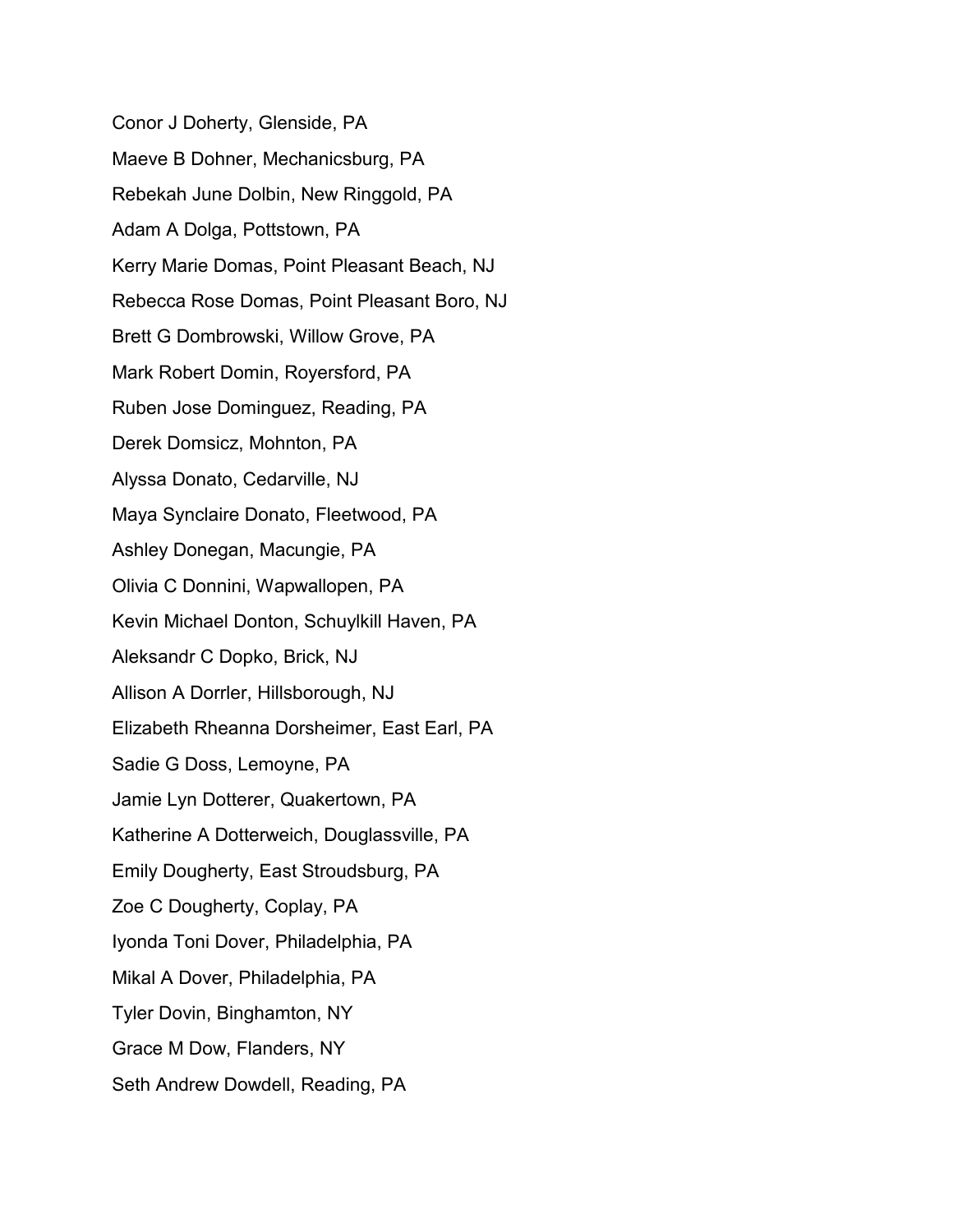Conor J Doherty, Glenside, PA

Maeve B Dohner, Mechanicsburg, PA

Rebekah June Dolbin, New Ringgold, PA

Adam A Dolga, Pottstown, PA

Kerry Marie Domas, Point Pleasant Beach, NJ

Rebecca Rose Domas, Point Pleasant Boro, NJ

Brett G Dombrowski, Willow Grove, PA

Mark Robert Domin, Royersford, PA

Ruben Jose Dominguez, Reading, PA

Derek Domsicz, Mohnton, PA

Alyssa Donato, Cedarville, NJ

Maya Synclaire Donato, Fleetwood, PA

Ashley Donegan, Macungie, PA

Olivia C Donnini, Wapwallopen, PA

Kevin Michael Donton, Schuylkill Haven, PA

Aleksandr C Dopko, Brick, NJ

Allison A Dorrler, Hillsborough, NJ

Elizabeth Rheanna Dorsheimer, East Earl, PA

Sadie G Doss, Lemoyne, PA

Jamie Lyn Dotterer, Quakertown, PA

Katherine A Dotterweich, Douglassville, PA

Emily Dougherty, East Stroudsburg, PA

Zoe C Dougherty, Coplay, PA

Iyonda Toni Dover, Philadelphia, PA

Mikal A Dover, Philadelphia, PA

Tyler Dovin, Binghamton, NY

Grace M Dow, Flanders, NY

Seth Andrew Dowdell, Reading, PA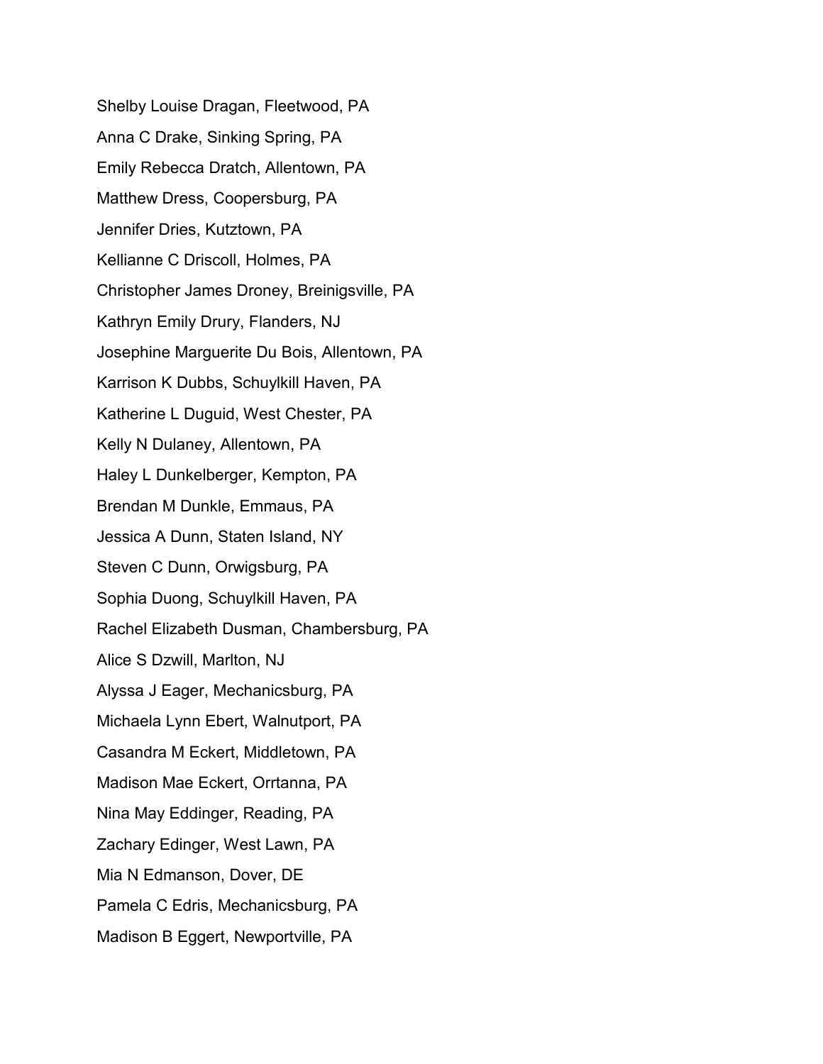Shelby Louise Dragan, Fleetwood, PA

Anna C Drake, Sinking Spring, PA

Emily Rebecca Dratch, Allentown, PA

Matthew Dress, Coopersburg, PA

Jennifer Dries, Kutztown, PA

Kellianne C Driscoll, Holmes, PA

Christopher James Droney, Breinigsville, PA

Kathryn Emily Drury, Flanders, NJ

Josephine Marguerite Du Bois, Allentown, PA

Karrison K Dubbs, Schuylkill Haven, PA

Katherine L Duguid, West Chester, PA

Kelly N Dulaney, Allentown, PA

Haley L Dunkelberger, Kempton, PA

Brendan M Dunkle, Emmaus, PA

Jessica A Dunn, Staten Island, NY

Steven C Dunn, Orwigsburg, PA

Sophia Duong, Schuylkill Haven, PA

Rachel Elizabeth Dusman, Chambersburg, PA

Alice S Dzwill, Marlton, NJ

Alyssa J Eager, Mechanicsburg, PA

Michaela Lynn Ebert, Walnutport, PA

Casandra M Eckert, Middletown, PA

Madison Mae Eckert, Orrtanna, PA

Nina May Eddinger, Reading, PA

Zachary Edinger, West Lawn, PA

Mia N Edmanson, Dover, DE

Pamela C Edris, Mechanicsburg, PA

Madison B Eggert, Newportville, PA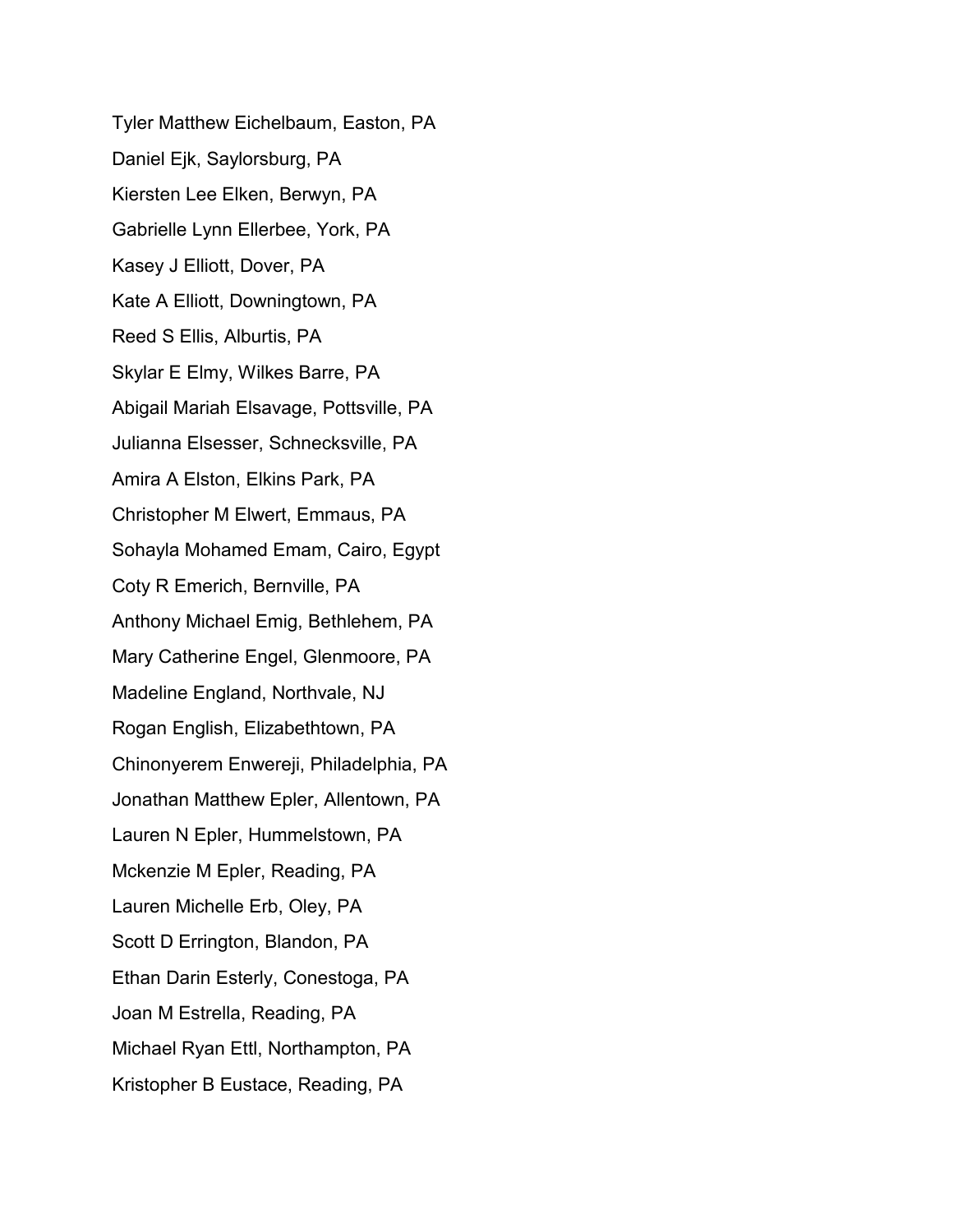Tyler Matthew Eichelbaum, Easton, PA

Daniel Ejk, Saylorsburg, PA

Kiersten Lee Elken, Berwyn, PA

Gabrielle Lynn Ellerbee, York, PA

Kasey J Elliott, Dover, PA

Kate A Elliott, Downingtown, PA

Reed S Ellis, Alburtis, PA

Skylar E Elmy, Wilkes Barre, PA

Abigail Mariah Elsavage, Pottsville, PA

Julianna Elsesser, Schnecksville, PA

Amira A Elston, Elkins Park, PA

Christopher M Elwert, Emmaus, PA

Sohayla Mohamed Emam, Cairo, Egypt

Coty R Emerich, Bernville, PA

Anthony Michael Emig, Bethlehem, PA

Mary Catherine Engel, Glenmoore, PA

Madeline England, Northvale, NJ

Rogan English, Elizabethtown, PA

Chinonyerem Enwereji, Philadelphia, PA

Jonathan Matthew Epler, Allentown, PA

Lauren N Epler, Hummelstown, PA

Mckenzie M Epler, Reading, PA

Lauren Michelle Erb, Oley, PA

Scott D Errington, Blandon, PA

Ethan Darin Esterly, Conestoga, PA

Joan M Estrella, Reading, PA

Michael Ryan Ettl, Northampton, PA

Kristopher B Eustace, Reading, PA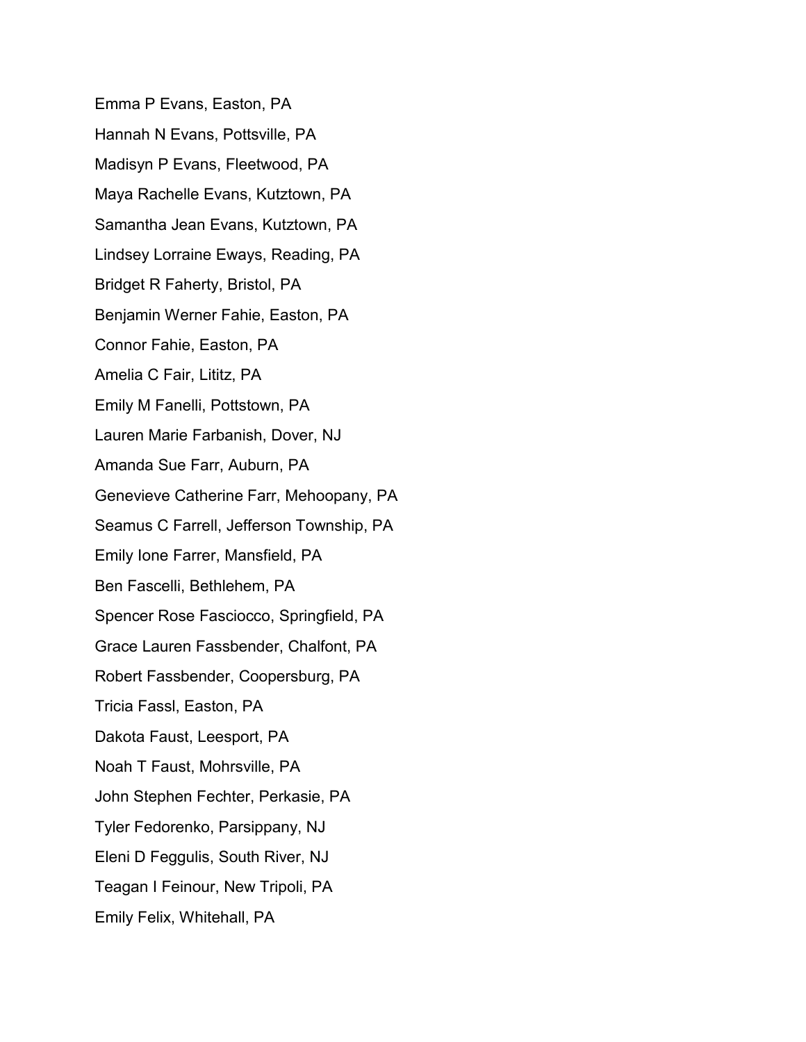Emma P Evans, Easton, PA

Hannah N Evans, Pottsville, PA

Madisyn P Evans, Fleetwood, PA

Maya Rachelle Evans, Kutztown, PA

Samantha Jean Evans, Kutztown, PA

Lindsey Lorraine Eways, Reading, PA

Bridget R Faherty, Bristol, PA

Benjamin Werner Fahie, Easton, PA

Connor Fahie, Easton, PA

Amelia C Fair, Lititz, PA

Emily M Fanelli, Pottstown, PA

Lauren Marie Farbanish, Dover, NJ

Amanda Sue Farr, Auburn, PA

Genevieve Catherine Farr, Mehoopany, PA

Seamus C Farrell, Jefferson Township, PA

Emily Ione Farrer, Mansfield, PA

Ben Fascelli, Bethlehem, PA

Spencer Rose Fasciocco, Springfield, PA

Grace Lauren Fassbender, Chalfont, PA

Robert Fassbender, Coopersburg, PA

Tricia Fassl, Easton, PA

Dakota Faust, Leesport, PA

Noah T Faust, Mohrsville, PA

John Stephen Fechter, Perkasie, PA

Tyler Fedorenko, Parsippany, NJ

Eleni D Feggulis, South River, NJ

Teagan I Feinour, New Tripoli, PA

Emily Felix, Whitehall, PA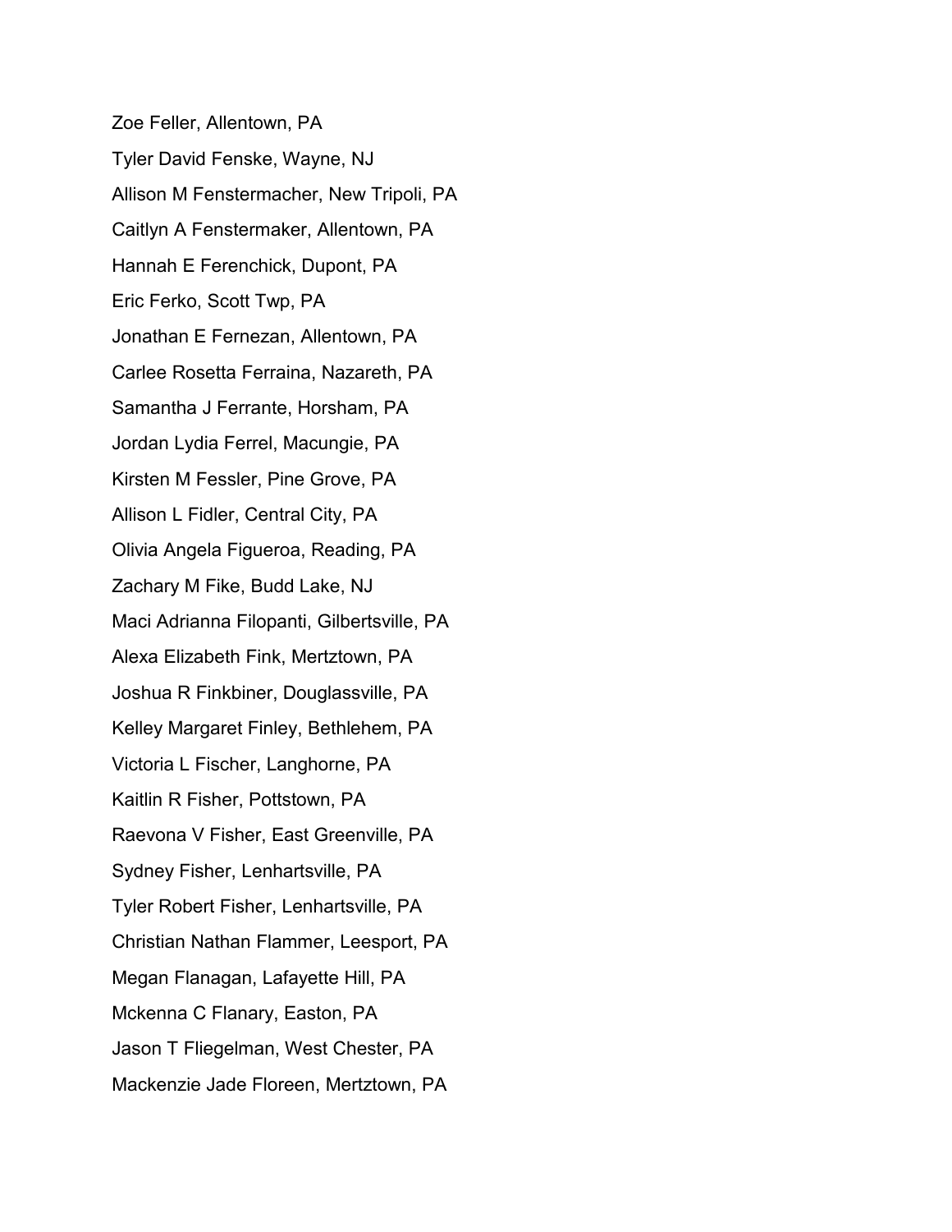Zoe Feller, Allentown, PA

Tyler David Fenske, Wayne, NJ

Allison M Fenstermacher, New Tripoli, PA

Caitlyn A Fenstermaker, Allentown, PA

Hannah E Ferenchick, Dupont, PA

Eric Ferko, Scott Twp, PA

Jonathan E Fernezan, Allentown, PA

Carlee Rosetta Ferraina, Nazareth, PA

Samantha J Ferrante, Horsham, PA

Jordan Lydia Ferrel, Macungie, PA

Kirsten M Fessler, Pine Grove, PA

Allison L Fidler, Central City, PA

Olivia Angela Figueroa, Reading, PA

Zachary M Fike, Budd Lake, NJ

Maci Adrianna Filopanti, Gilbertsville, PA

Alexa Elizabeth Fink, Mertztown, PA

Joshua R Finkbiner, Douglassville, PA

Kelley Margaret Finley, Bethlehem, PA

Victoria L Fischer, Langhorne, PA

Kaitlin R Fisher, Pottstown, PA

Raevona V Fisher, East Greenville, PA

Sydney Fisher, Lenhartsville, PA

Tyler Robert Fisher, Lenhartsville, PA

Christian Nathan Flammer, Leesport, PA

Megan Flanagan, Lafayette Hill, PA

Mckenna C Flanary, Easton, PA

Jason T Fliegelman, West Chester, PA

Mackenzie Jade Floreen, Mertztown, PA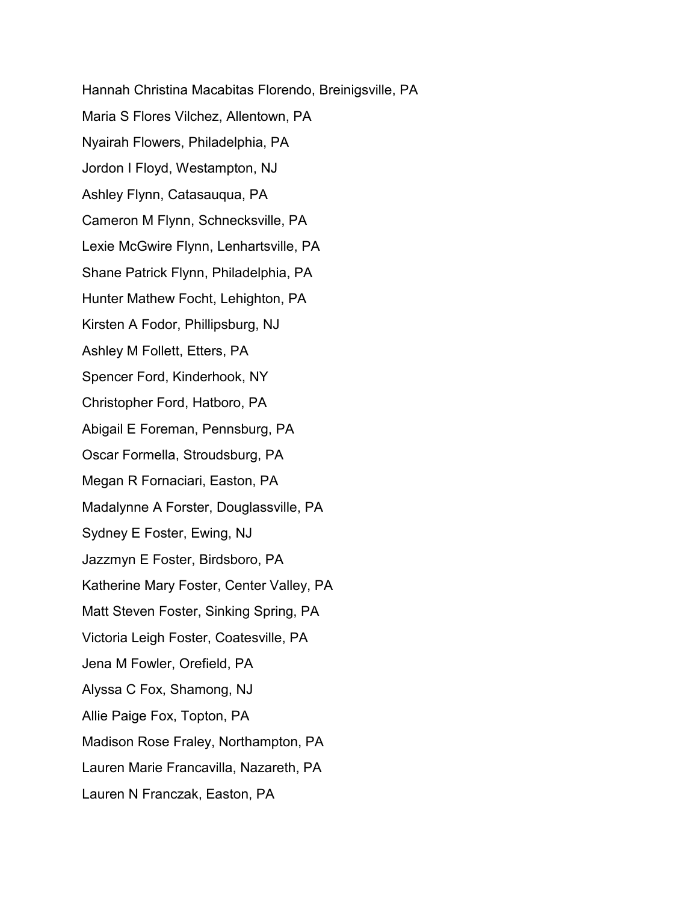Hannah Christina Macabitas Florendo, Breinigsville, PA

Maria S Flores Vilchez, Allentown, PA

Nyairah Flowers, Philadelphia, PA

Jordon I Floyd, Westampton, NJ

Ashley Flynn, Catasauqua, PA

Cameron M Flynn, Schnecksville, PA

Lexie McGwire Flynn, Lenhartsville, PA

Shane Patrick Flynn, Philadelphia, PA

Hunter Mathew Focht, Lehighton, PA

Kirsten A Fodor, Phillipsburg, NJ

Ashley M Follett, Etters, PA

Spencer Ford, Kinderhook, NY

Christopher Ford, Hatboro, PA

Abigail E Foreman, Pennsburg, PA

Oscar Formella, Stroudsburg, PA

Megan R Fornaciari, Easton, PA

Madalynne A Forster, Douglassville, PA

Sydney E Foster, Ewing, NJ

Jazzmyn E Foster, Birdsboro, PA

Katherine Mary Foster, Center Valley, PA

Matt Steven Foster, Sinking Spring, PA

Victoria Leigh Foster, Coatesville, PA

Jena M Fowler, Orefield, PA

Alyssa C Fox, Shamong, NJ

Allie Paige Fox, Topton, PA

Madison Rose Fraley, Northampton, PA

Lauren Marie Francavilla, Nazareth, PA

Lauren N Franczak, Easton, PA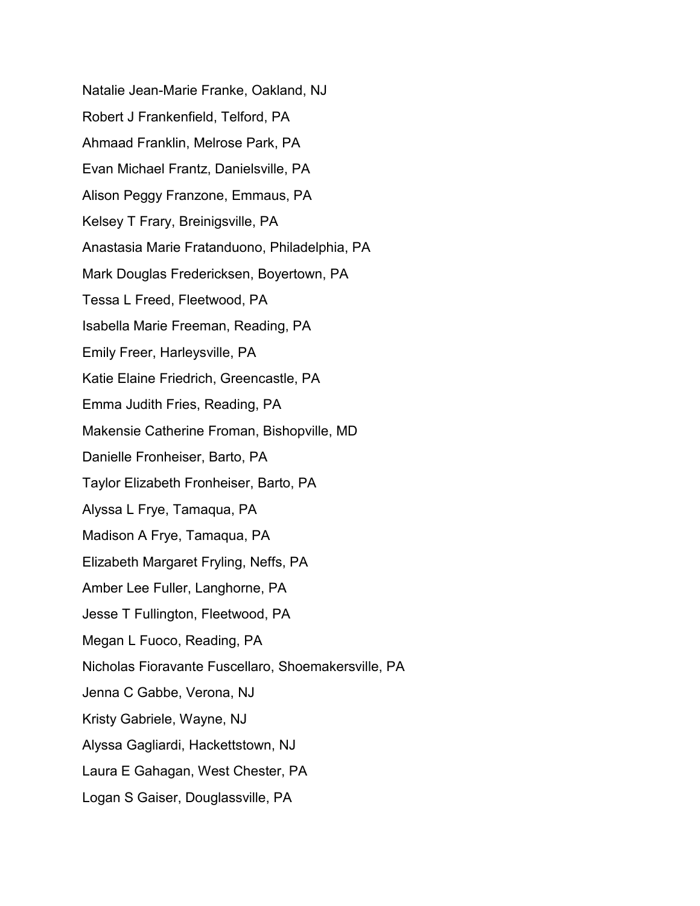Natalie Jean-Marie Franke, Oakland, NJ

Robert J Frankenfield, Telford, PA

Ahmaad Franklin, Melrose Park, PA

Evan Michael Frantz, Danielsville, PA

Alison Peggy Franzone, Emmaus, PA

Kelsey T Frary, Breinigsville, PA

Anastasia Marie Fratanduono, Philadelphia, PA

Mark Douglas Fredericksen, Boyertown, PA

Tessa L Freed, Fleetwood, PA

Isabella Marie Freeman, Reading, PA

Emily Freer, Harleysville, PA

Katie Elaine Friedrich, Greencastle, PA

Emma Judith Fries, Reading, PA

Makensie Catherine Froman, Bishopville, MD

Danielle Fronheiser, Barto, PA

Taylor Elizabeth Fronheiser, Barto, PA

Alyssa L Frye, Tamaqua, PA

Madison A Frye, Tamaqua, PA

Elizabeth Margaret Fryling, Neffs, PA

Amber Lee Fuller, Langhorne, PA

Jesse T Fullington, Fleetwood, PA

Megan L Fuoco, Reading, PA

Nicholas Fioravante Fuscellaro, Shoemakersville, PA

Jenna C Gabbe, Verona, NJ

Kristy Gabriele, Wayne, NJ

Alyssa Gagliardi, Hackettstown, NJ

Laura E Gahagan, West Chester, PA

Logan S Gaiser, Douglassville, PA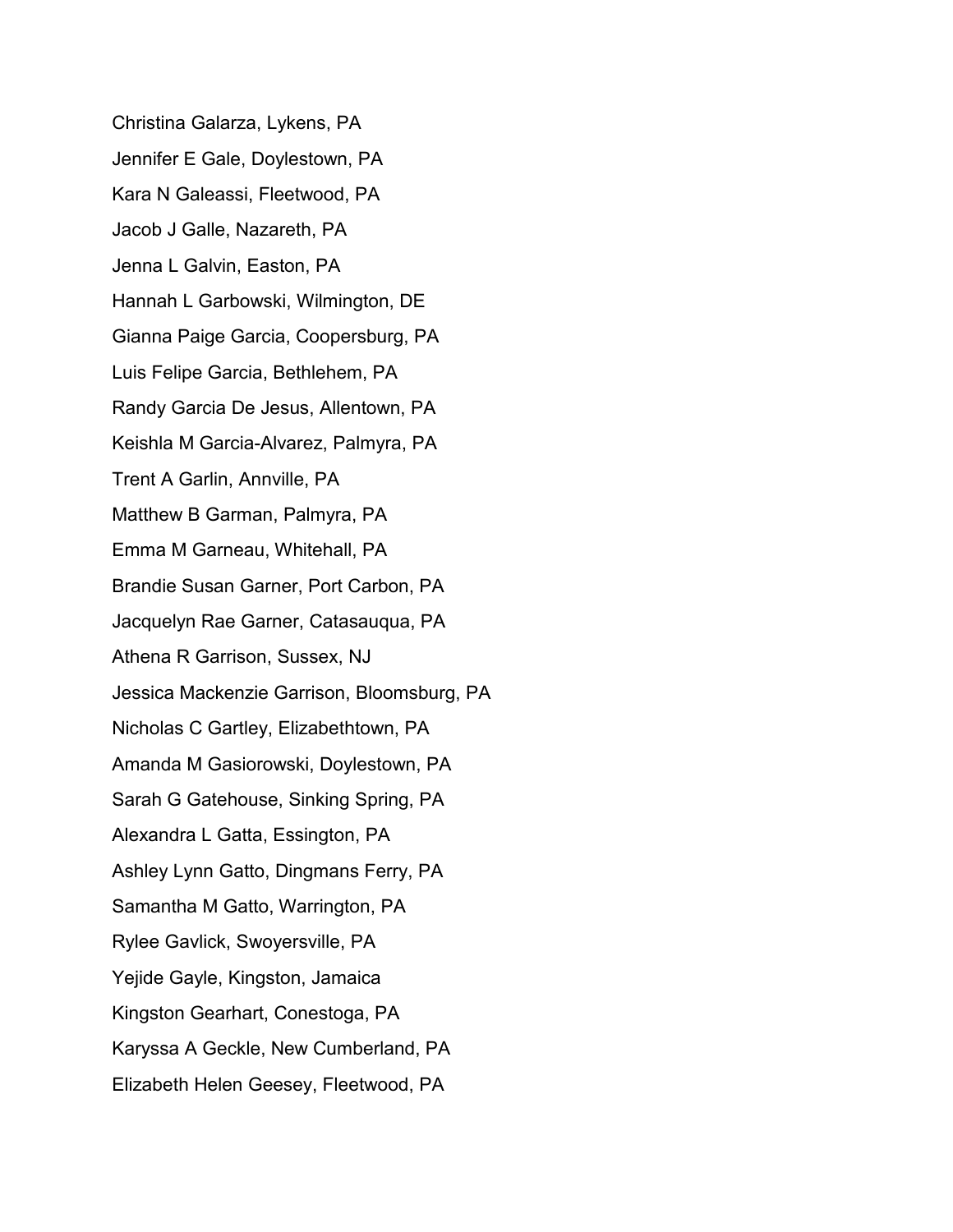Christina Galarza, Lykens, PA

Jennifer E Gale, Doylestown, PA

Kara N Galeassi, Fleetwood, PA

Jacob J Galle, Nazareth, PA

Jenna L Galvin, Easton, PA

Hannah L Garbowski, Wilmington, DE

Gianna Paige Garcia, Coopersburg, PA

Luis Felipe Garcia, Bethlehem, PA

Randy Garcia De Jesus, Allentown, PA

Keishla M Garcia-Alvarez, Palmyra, PA

Trent A Garlin, Annville, PA

Matthew B Garman, Palmyra, PA

Emma M Garneau, Whitehall, PA

Brandie Susan Garner, Port Carbon, PA

Jacquelyn Rae Garner, Catasauqua, PA

Athena R Garrison, Sussex, NJ

Jessica Mackenzie Garrison, Bloomsburg, PA

Nicholas C Gartley, Elizabethtown, PA

Amanda M Gasiorowski, Doylestown, PA

Sarah G Gatehouse, Sinking Spring, PA

Alexandra L Gatta, Essington, PA

Ashley Lynn Gatto, Dingmans Ferry, PA

Samantha M Gatto, Warrington, PA

Rylee Gavlick, Swoyersville, PA

Yejide Gayle, Kingston, Jamaica

Kingston Gearhart, Conestoga, PA

Karyssa A Geckle, New Cumberland, PA

Elizabeth Helen Geesey, Fleetwood, PA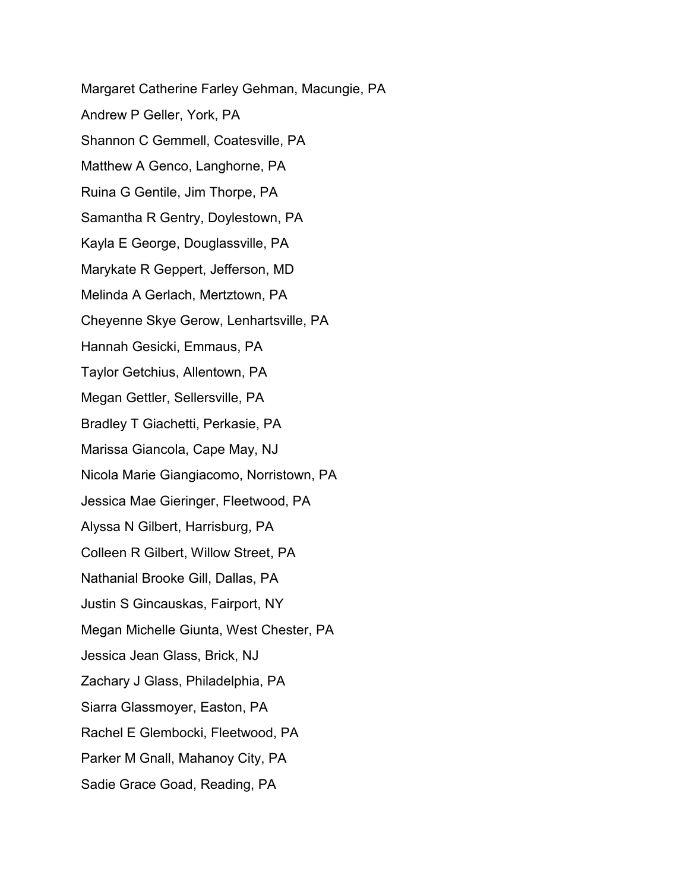Margaret Catherine Farley Gehman, Macungie, PA

Andrew P Geller, York, PA

Shannon C Gemmell, Coatesville, PA

Matthew A Genco, Langhorne, PA

Ruina G Gentile, Jim Thorpe, PA

Samantha R Gentry, Doylestown, PA

Kayla E George, Douglassville, PA

Marykate R Geppert, Jefferson, MD

Melinda A Gerlach, Mertztown, PA

Cheyenne Skye Gerow, Lenhartsville, PA

Hannah Gesicki, Emmaus, PA

Taylor Getchius, Allentown, PA

Megan Gettler, Sellersville, PA

Bradley T Giachetti, Perkasie, PA

Marissa Giancola, Cape May, NJ

Nicola Marie Giangiacomo, Norristown, PA

Jessica Mae Gieringer, Fleetwood, PA

Alyssa N Gilbert, Harrisburg, PA

Colleen R Gilbert, Willow Street, PA

Nathanial Brooke Gill, Dallas, PA

Justin S Gincauskas, Fairport, NY

Megan Michelle Giunta, West Chester, PA

Jessica Jean Glass, Brick, NJ

Zachary J Glass, Philadelphia, PA

Siarra Glassmoyer, Easton, PA

Rachel E Glembocki, Fleetwood, PA

Parker M Gnall, Mahanoy City, PA

Sadie Grace Goad, Reading, PA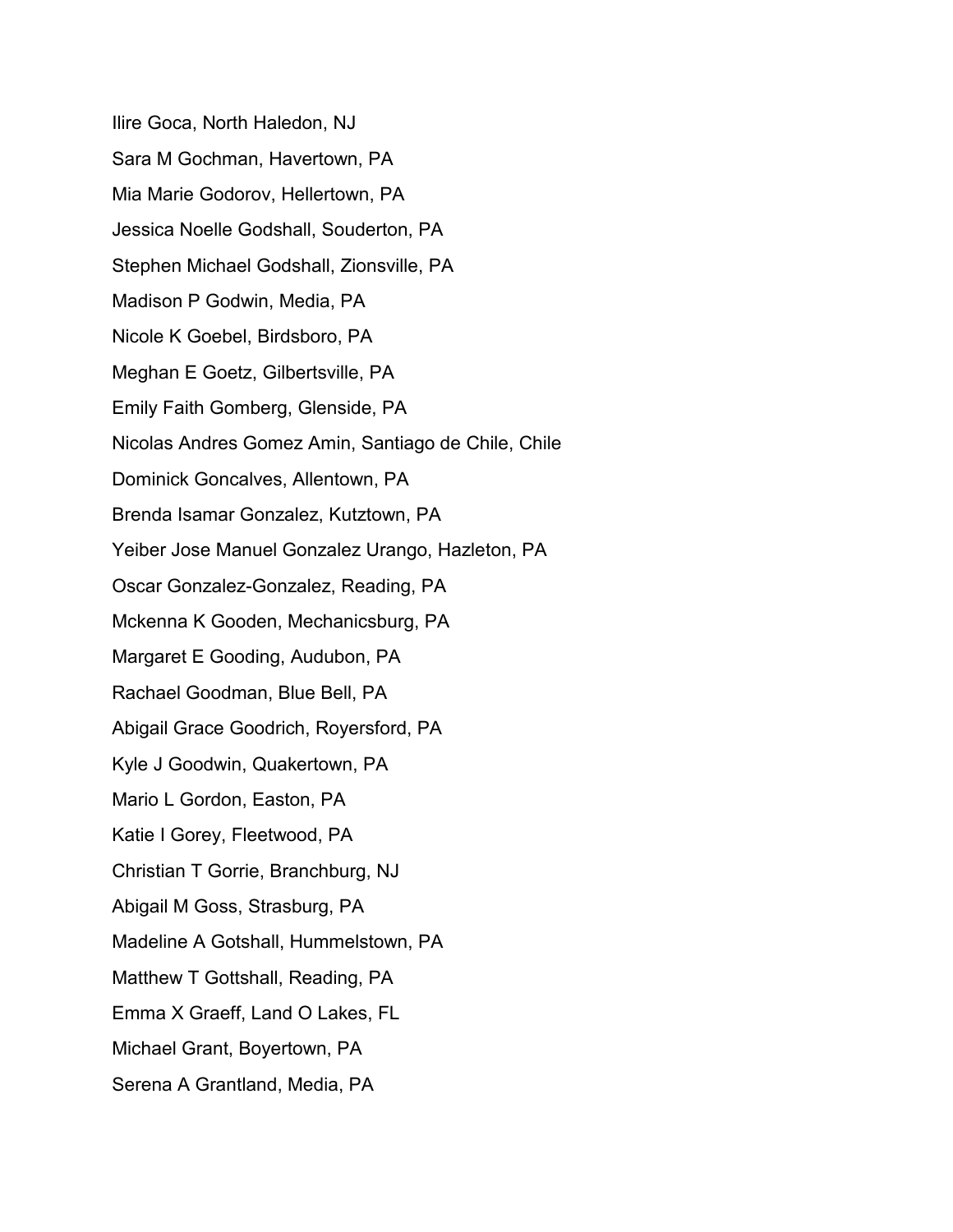Ilire Goca, North Haledon, NJ

Sara M Gochman, Havertown, PA

Mia Marie Godorov, Hellertown, PA

Jessica Noelle Godshall, Souderton, PA

Stephen Michael Godshall, Zionsville, PA

Madison P Godwin, Media, PA

Nicole K Goebel, Birdsboro, PA

Meghan E Goetz, Gilbertsville, PA

Emily Faith Gomberg, Glenside, PA

Nicolas Andres Gomez Amin, Santiago de Chile, Chile

Dominick Goncalves, Allentown, PA

Brenda Isamar Gonzalez, Kutztown, PA

Yeiber Jose Manuel Gonzalez Urango, Hazleton, PA

Oscar Gonzalez-Gonzalez, Reading, PA

Mckenna K Gooden, Mechanicsburg, PA

Margaret E Gooding, Audubon, PA

Rachael Goodman, Blue Bell, PA

Abigail Grace Goodrich, Royersford, PA

Kyle J Goodwin, Quakertown, PA

Mario L Gordon, Easton, PA

Katie I Gorey, Fleetwood, PA

Christian T Gorrie, Branchburg, NJ

Abigail M Goss, Strasburg, PA

Madeline A Gotshall, Hummelstown, PA

Matthew T Gottshall, Reading, PA

Emma X Graeff, Land O Lakes, FL

Michael Grant, Boyertown, PA

Serena A Grantland, Media, PA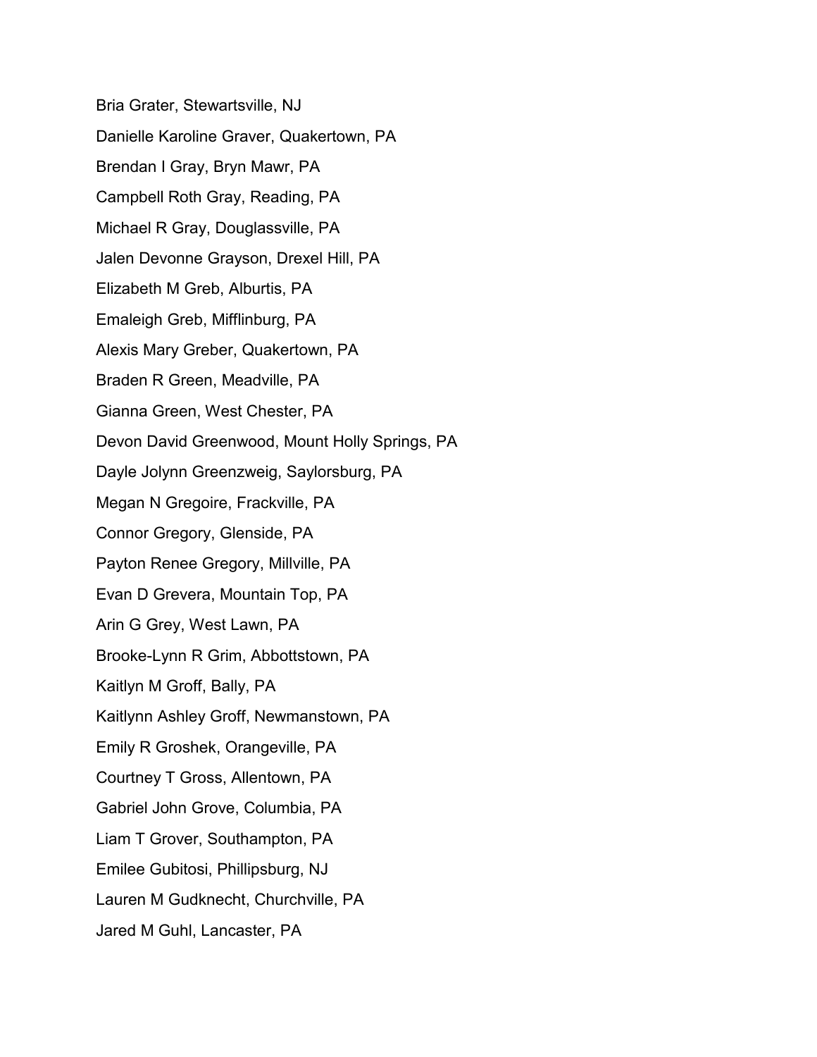Bria Grater, Stewartsville, NJ

Danielle Karoline Graver, Quakertown, PA

Brendan I Gray, Bryn Mawr, PA

Campbell Roth Gray, Reading, PA

Michael R Gray, Douglassville, PA

Jalen Devonne Grayson, Drexel Hill, PA

Elizabeth M Greb, Alburtis, PA

Emaleigh Greb, Mifflinburg, PA

Alexis Mary Greber, Quakertown, PA

Braden R Green, Meadville, PA

Gianna Green, West Chester, PA

Devon David Greenwood, Mount Holly Springs, PA

Dayle Jolynn Greenzweig, Saylorsburg, PA

Megan N Gregoire, Frackville, PA

Connor Gregory, Glenside, PA

Payton Renee Gregory, Millville, PA

Evan D Grevera, Mountain Top, PA

Arin G Grey, West Lawn, PA

Brooke-Lynn R Grim, Abbottstown, PA

Kaitlyn M Groff, Bally, PA

Kaitlynn Ashley Groff, Newmanstown, PA

Emily R Groshek, Orangeville, PA

Courtney T Gross, Allentown, PA

Gabriel John Grove, Columbia, PA

Liam T Grover, Southampton, PA

Emilee Gubitosi, Phillipsburg, NJ

Lauren M Gudknecht, Churchville, PA

Jared M Guhl, Lancaster, PA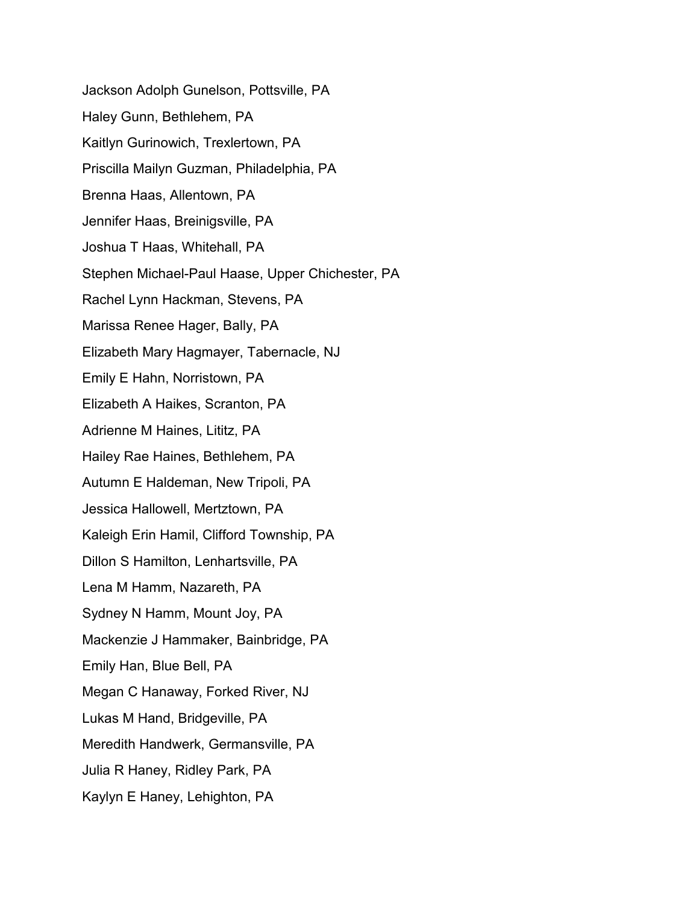Jackson Adolph Gunelson, Pottsville, PA

Haley Gunn, Bethlehem, PA

Kaitlyn Gurinowich, Trexlertown, PA

Priscilla Mailyn Guzman, Philadelphia, PA

Brenna Haas, Allentown, PA

Jennifer Haas, Breinigsville, PA

Joshua T Haas, Whitehall, PA

Stephen Michael-Paul Haase, Upper Chichester, PA

Rachel Lynn Hackman, Stevens, PA

Marissa Renee Hager, Bally, PA

Elizabeth Mary Hagmayer, Tabernacle, NJ

Emily E Hahn, Norristown, PA

Elizabeth A Haikes, Scranton, PA

Adrienne M Haines, Lititz, PA

Hailey Rae Haines, Bethlehem, PA

Autumn E Haldeman, New Tripoli, PA

Jessica Hallowell, Mertztown, PA

Kaleigh Erin Hamil, Clifford Township, PA

Dillon S Hamilton, Lenhartsville, PA

Lena M Hamm, Nazareth, PA

Sydney N Hamm, Mount Joy, PA

Mackenzie J Hammaker, Bainbridge, PA

Emily Han, Blue Bell, PA

Megan C Hanaway, Forked River, NJ

Lukas M Hand, Bridgeville, PA

Meredith Handwerk, Germansville, PA

Julia R Haney, Ridley Park, PA

Kaylyn E Haney, Lehighton, PA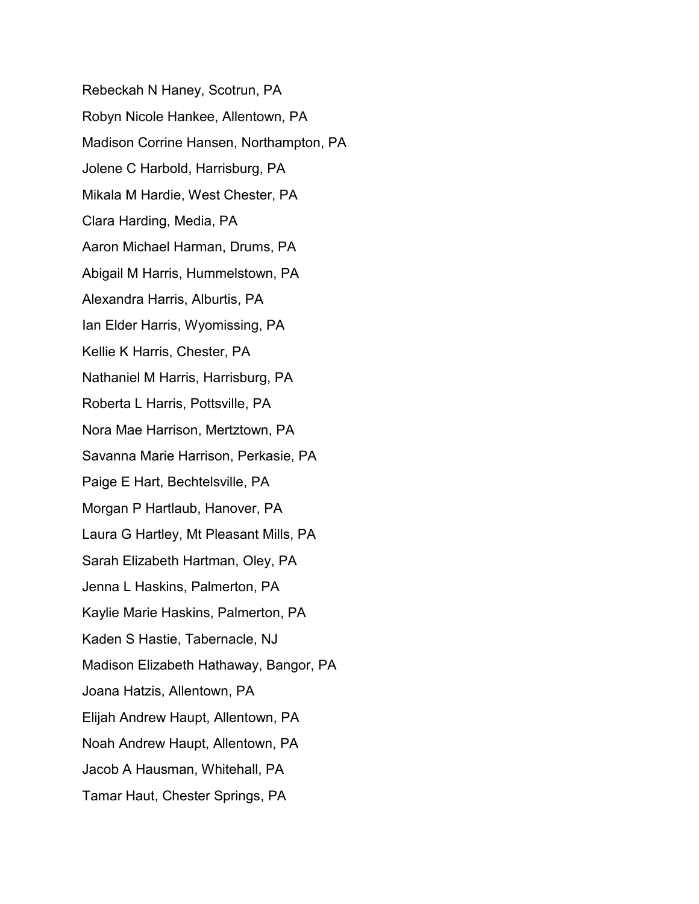Rebeckah N Haney, Scotrun, PA

Robyn Nicole Hankee, Allentown, PA

Madison Corrine Hansen, Northampton, PA

Jolene C Harbold, Harrisburg, PA

Mikala M Hardie, West Chester, PA

Clara Harding, Media, PA

Aaron Michael Harman, Drums, PA

Abigail M Harris, Hummelstown, PA

Alexandra Harris, Alburtis, PA

Ian Elder Harris, Wyomissing, PA

Kellie K Harris, Chester, PA

Nathaniel M Harris, Harrisburg, PA

Roberta L Harris, Pottsville, PA

Nora Mae Harrison, Mertztown, PA

Savanna Marie Harrison, Perkasie, PA

Paige E Hart, Bechtelsville, PA

Morgan P Hartlaub, Hanover, PA

Laura G Hartley, Mt Pleasant Mills, PA

Sarah Elizabeth Hartman, Oley, PA

Jenna L Haskins, Palmerton, PA

Kaylie Marie Haskins, Palmerton, PA

Kaden S Hastie, Tabernacle, NJ

Madison Elizabeth Hathaway, Bangor, PA

Joana Hatzis, Allentown, PA

Elijah Andrew Haupt, Allentown, PA

Noah Andrew Haupt, Allentown, PA

Jacob A Hausman, Whitehall, PA

Tamar Haut, Chester Springs, PA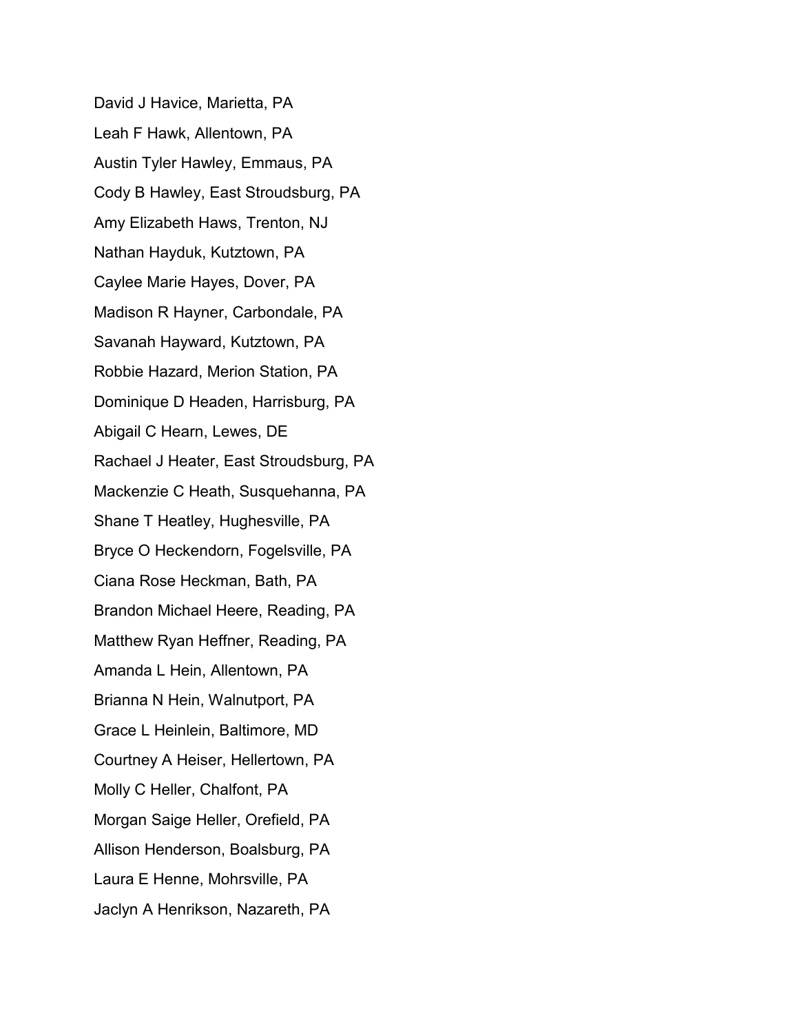David J Havice, Marietta, PA

Leah F Hawk, Allentown, PA

Austin Tyler Hawley, Emmaus, PA

Cody B Hawley, East Stroudsburg, PA

Amy Elizabeth Haws, Trenton, NJ

Nathan Hayduk, Kutztown, PA

Caylee Marie Hayes, Dover, PA

Madison R Hayner, Carbondale, PA

Savanah Hayward, Kutztown, PA

Robbie Hazard, Merion Station, PA

Dominique D Headen, Harrisburg, PA

Abigail C Hearn, Lewes, DE

Rachael J Heater, East Stroudsburg, PA

Mackenzie C Heath, Susquehanna, PA

Shane T Heatley, Hughesville, PA

Bryce O Heckendorn, Fogelsville, PA

Ciana Rose Heckman, Bath, PA

Brandon Michael Heere, Reading, PA

Matthew Ryan Heffner, Reading, PA

Amanda L Hein, Allentown, PA

Brianna N Hein, Walnutport, PA

Grace L Heinlein, Baltimore, MD

Courtney A Heiser, Hellertown, PA

Molly C Heller, Chalfont, PA

Morgan Saige Heller, Orefield, PA

Allison Henderson, Boalsburg, PA

Laura E Henne, Mohrsville, PA

Jaclyn A Henrikson, Nazareth, PA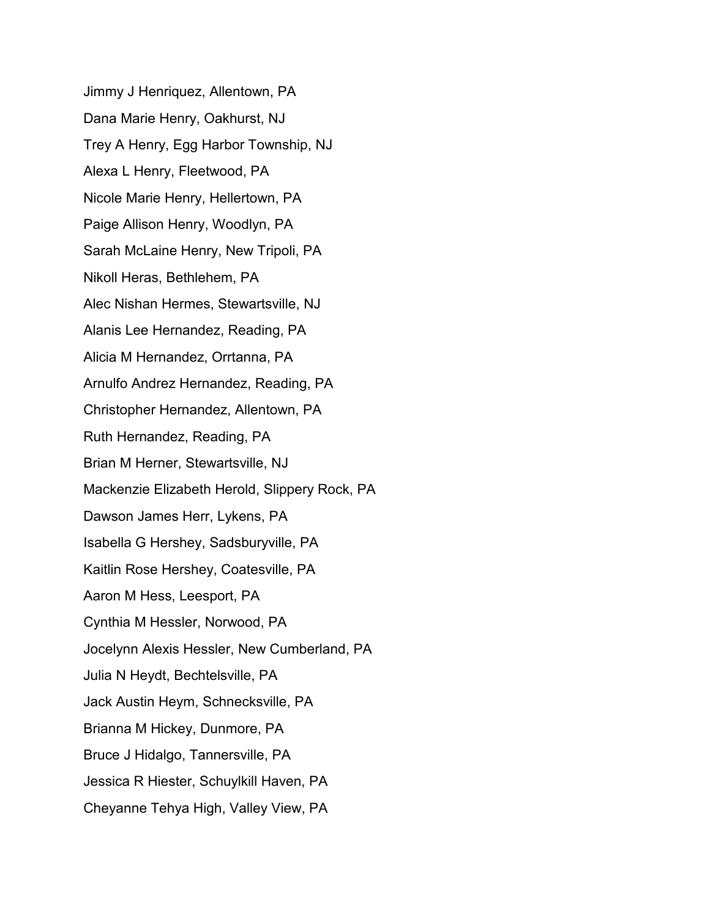Jimmy J Henriquez, Allentown, PA

Dana Marie Henry, Oakhurst, NJ

Trey A Henry, Egg Harbor Township, NJ

Alexa L Henry, Fleetwood, PA

Nicole Marie Henry, Hellertown, PA

Paige Allison Henry, Woodlyn, PA

Sarah McLaine Henry, New Tripoli, PA

Nikoll Heras, Bethlehem, PA

Alec Nishan Hermes, Stewartsville, NJ

Alanis Lee Hernandez, Reading, PA

Alicia M Hernandez, Orrtanna, PA

Arnulfo Andrez Hernandez, Reading, PA

Christopher Hernandez, Allentown, PA

Ruth Hernandez, Reading, PA

Brian M Herner, Stewartsville, NJ

Mackenzie Elizabeth Herold, Slippery Rock, PA

Dawson James Herr, Lykens, PA

Isabella G Hershey, Sadsburyville, PA

Kaitlin Rose Hershey, Coatesville, PA

Aaron M Hess, Leesport, PA

Cynthia M Hessler, Norwood, PA

Jocelynn Alexis Hessler, New Cumberland, PA

Julia N Heydt, Bechtelsville, PA

Jack Austin Heym, Schnecksville, PA

Brianna M Hickey, Dunmore, PA

Bruce J Hidalgo, Tannersville, PA

Jessica R Hiester, Schuylkill Haven, PA

Cheyanne Tehya High, Valley View, PA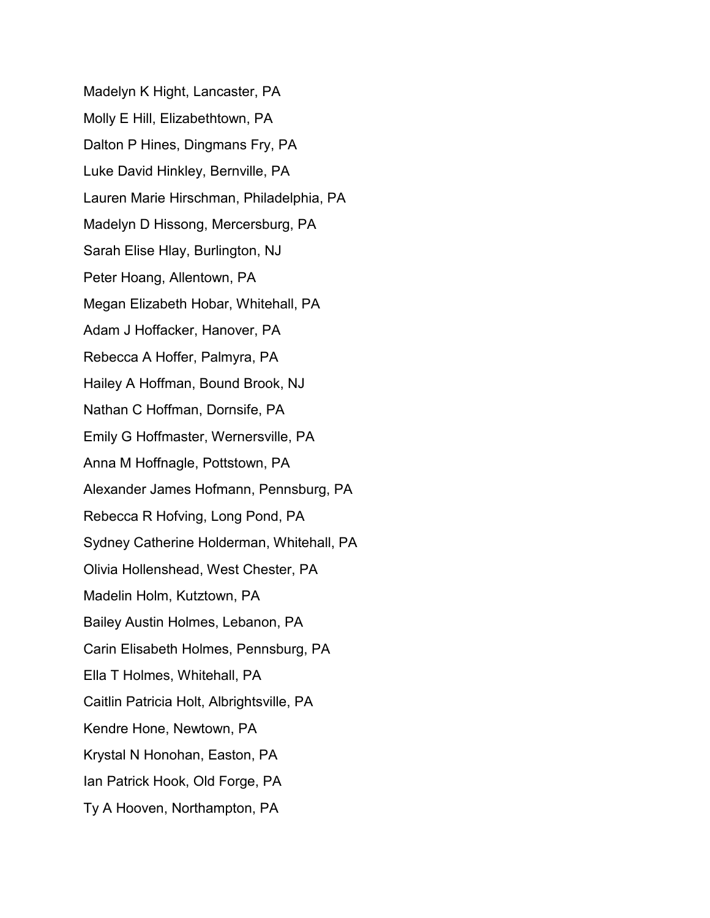Madelyn K Hight, Lancaster, PA

Molly E Hill, Elizabethtown, PA

Dalton P Hines, Dingmans Fry, PA

Luke David Hinkley, Bernville, PA

Lauren Marie Hirschman, Philadelphia, PA

Madelyn D Hissong, Mercersburg, PA

Sarah Elise Hlay, Burlington, NJ

Peter Hoang, Allentown, PA

Megan Elizabeth Hobar, Whitehall, PA

Adam J Hoffacker, Hanover, PA

Rebecca A Hoffer, Palmyra, PA

Hailey A Hoffman, Bound Brook, NJ

Nathan C Hoffman, Dornsife, PA

Emily G Hoffmaster, Wernersville, PA

Anna M Hoffnagle, Pottstown, PA

Alexander James Hofmann, Pennsburg, PA

Rebecca R Hofving, Long Pond, PA

Sydney Catherine Holderman, Whitehall, PA

Olivia Hollenshead, West Chester, PA

Madelin Holm, Kutztown, PA

Bailey Austin Holmes, Lebanon, PA

Carin Elisabeth Holmes, Pennsburg, PA

Ella T Holmes, Whitehall, PA

Caitlin Patricia Holt, Albrightsville, PA

Kendre Hone, Newtown, PA

Krystal N Honohan, Easton, PA

Ian Patrick Hook, Old Forge, PA

Ty A Hooven, Northampton, PA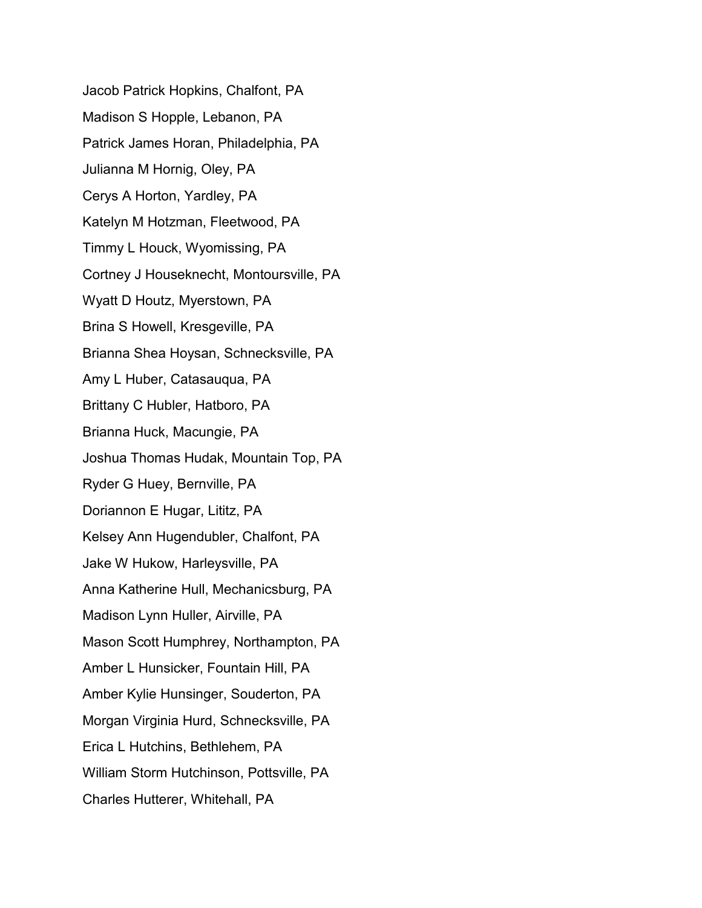Jacob Patrick Hopkins, Chalfont, PA

Madison S Hopple, Lebanon, PA

Patrick James Horan, Philadelphia, PA

Julianna M Hornig, Oley, PA

Cerys A Horton, Yardley, PA

Katelyn M Hotzman, Fleetwood, PA

Timmy L Houck, Wyomissing, PA

Cortney J Houseknecht, Montoursville, PA

Wyatt D Houtz, Myerstown, PA

Brina S Howell, Kresgeville, PA

Brianna Shea Hoysan, Schnecksville, PA

Amy L Huber, Catasauqua, PA

Brittany C Hubler, Hatboro, PA

Brianna Huck, Macungie, PA

Joshua Thomas Hudak, Mountain Top, PA

Ryder G Huey, Bernville, PA

Doriannon E Hugar, Lititz, PA

Kelsey Ann Hugendubler, Chalfont, PA

Jake W Hukow, Harleysville, PA

Anna Katherine Hull, Mechanicsburg, PA

Madison Lynn Huller, Airville, PA

Mason Scott Humphrey, Northampton, PA

Amber L Hunsicker, Fountain Hill, PA

Amber Kylie Hunsinger, Souderton, PA

Morgan Virginia Hurd, Schnecksville, PA

Erica L Hutchins, Bethlehem, PA

William Storm Hutchinson, Pottsville, PA

Charles Hutterer, Whitehall, PA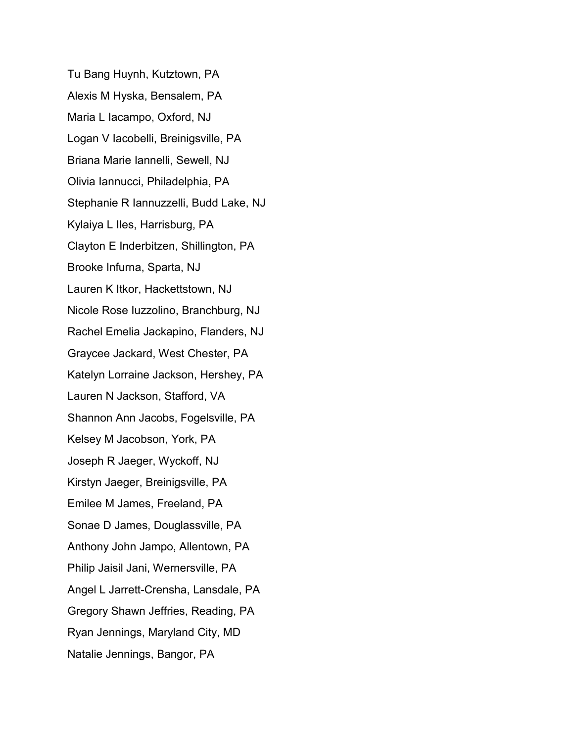Tu Bang Huynh, Kutztown, PA

Alexis M Hyska, Bensalem, PA

Maria L Iacampo, Oxford, NJ

Logan V Iacobelli, Breinigsville, PA

Briana Marie Iannelli, Sewell, NJ

Olivia Iannucci, Philadelphia, PA

Stephanie R Iannuzzelli, Budd Lake, NJ

Kylaiya L Iles, Harrisburg, PA

Clayton E Inderbitzen, Shillington, PA

Brooke Infurna, Sparta, NJ

Lauren K Itkor, Hackettstown, NJ

Nicole Rose Iuzzolino, Branchburg, NJ

Rachel Emelia Jackapino, Flanders, NJ

Graycee Jackard, West Chester, PA

Katelyn Lorraine Jackson, Hershey, PA

Lauren N Jackson, Stafford, VA

Shannon Ann Jacobs, Fogelsville, PA

Kelsey M Jacobson, York, PA

Joseph R Jaeger, Wyckoff, NJ

Kirstyn Jaeger, Breinigsville, PA

Emilee M James, Freeland, PA

Sonae D James, Douglassville, PA

Anthony John Jampo, Allentown, PA

Philip Jaisil Jani, Wernersville, PA

Angel L Jarrett-Crensha, Lansdale, PA

Gregory Shawn Jeffries, Reading, PA

Ryan Jennings, Maryland City, MD

Natalie Jennings, Bangor, PA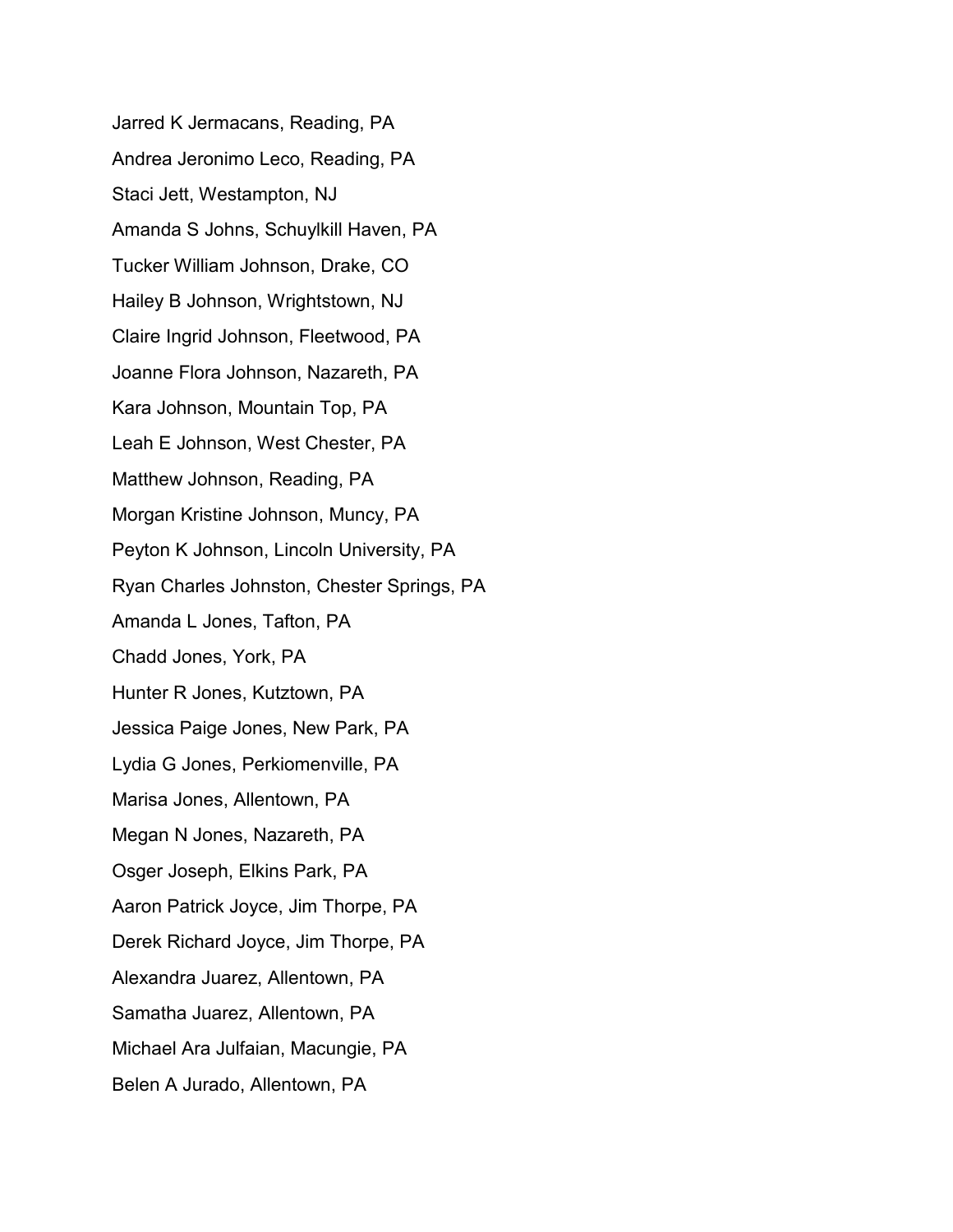Jarred K Jermacans, Reading, PA

Andrea Jeronimo Leco, Reading, PA

Staci Jett, Westampton, NJ

Amanda S Johns, Schuylkill Haven, PA

Tucker William Johnson, Drake, CO

Hailey B Johnson, Wrightstown, NJ

Claire Ingrid Johnson, Fleetwood, PA

Joanne Flora Johnson, Nazareth, PA

Kara Johnson, Mountain Top, PA

Leah E Johnson, West Chester, PA

Matthew Johnson, Reading, PA

Morgan Kristine Johnson, Muncy, PA

Peyton K Johnson, Lincoln University, PA

Ryan Charles Johnston, Chester Springs, PA

Amanda L Jones, Tafton, PA

Chadd Jones, York, PA

Hunter R Jones, Kutztown, PA

Jessica Paige Jones, New Park, PA

Lydia G Jones, Perkiomenville, PA

Marisa Jones, Allentown, PA

Megan N Jones, Nazareth, PA

Osger Joseph, Elkins Park, PA

Aaron Patrick Joyce, Jim Thorpe, PA

Derek Richard Joyce, Jim Thorpe, PA

Alexandra Juarez, Allentown, PA

Samatha Juarez, Allentown, PA

Michael Ara Julfaian, Macungie, PA

Belen A Jurado, Allentown, PA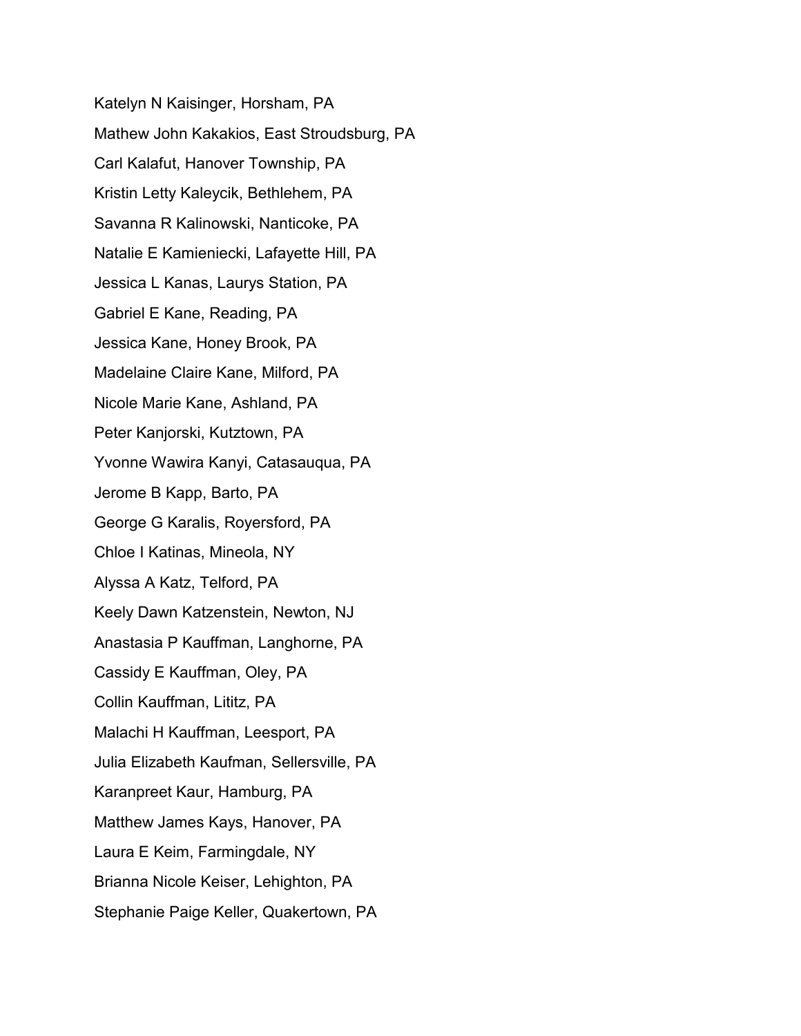Katelyn N Kaisinger, Horsham, PA

Mathew John Kakakios, East Stroudsburg, PA

Carl Kalafut, Hanover Township, PA

Kristin Letty Kaleycik, Bethlehem, PA

Savanna R Kalinowski, Nanticoke, PA

Natalie E Kamieniecki, Lafayette Hill, PA

Jessica L Kanas, Laurys Station, PA

Gabriel E Kane, Reading, PA

Jessica Kane, Honey Brook, PA

Madelaine Claire Kane, Milford, PA

Nicole Marie Kane, Ashland, PA

Peter Kanjorski, Kutztown, PA

Yvonne Wawira Kanyi, Catasauqua, PA

Jerome B Kapp, Barto, PA

George G Karalis, Royersford, PA

Chloe I Katinas, Mineola, NY

Alyssa A Katz, Telford, PA

Keely Dawn Katzenstein, Newton, NJ

Anastasia P Kauffman, Langhorne, PA

Cassidy E Kauffman, Oley, PA

Collin Kauffman, Lititz, PA

Malachi H Kauffman, Leesport, PA

Julia Elizabeth Kaufman, Sellersville, PA

Karanpreet Kaur, Hamburg, PA

Matthew James Kays, Hanover, PA

Laura E Keim, Farmingdale, NY

Brianna Nicole Keiser, Lehighton, PA

Stephanie Paige Keller, Quakertown, PA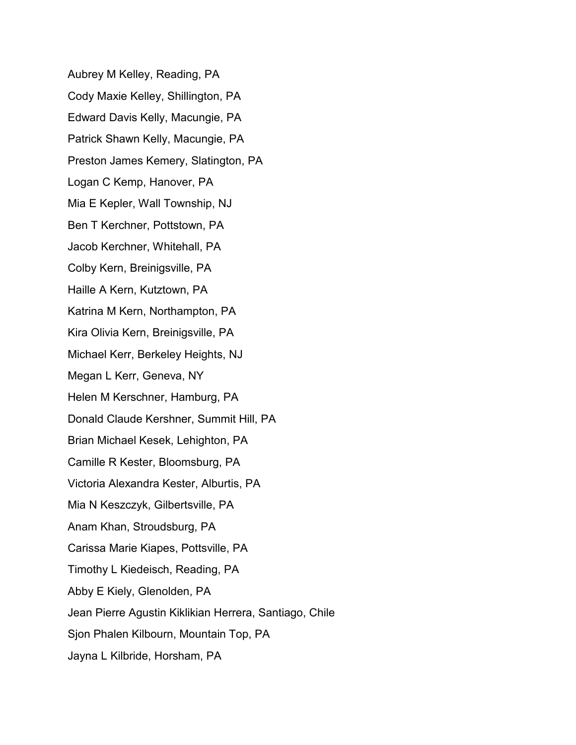Aubrey M Kelley, Reading, PA

Cody Maxie Kelley, Shillington, PA

Edward Davis Kelly, Macungie, PA

Patrick Shawn Kelly, Macungie, PA

Preston James Kemery, Slatington, PA

Logan C Kemp, Hanover, PA

Mia E Kepler, Wall Township, NJ

Ben T Kerchner, Pottstown, PA

Jacob Kerchner, Whitehall, PA

Colby Kern, Breinigsville, PA

Haille A Kern, Kutztown, PA

Katrina M Kern, Northampton, PA

Kira Olivia Kern, Breinigsville, PA

Michael Kerr, Berkeley Heights, NJ

Megan L Kerr, Geneva, NY

Helen M Kerschner, Hamburg, PA

Donald Claude Kershner, Summit Hill, PA

Brian Michael Kesek, Lehighton, PA

Camille R Kester, Bloomsburg, PA

Victoria Alexandra Kester, Alburtis, PA

Mia N Keszczyk, Gilbertsville, PA

Anam Khan, Stroudsburg, PA

Carissa Marie Kiapes, Pottsville, PA

Timothy L Kiedeisch, Reading, PA

Abby E Kiely, Glenolden, PA

Jean Pierre Agustin Kiklikian Herrera, Santiago, Chile

Sjon Phalen Kilbourn, Mountain Top, PA

Jayna L Kilbride, Horsham, PA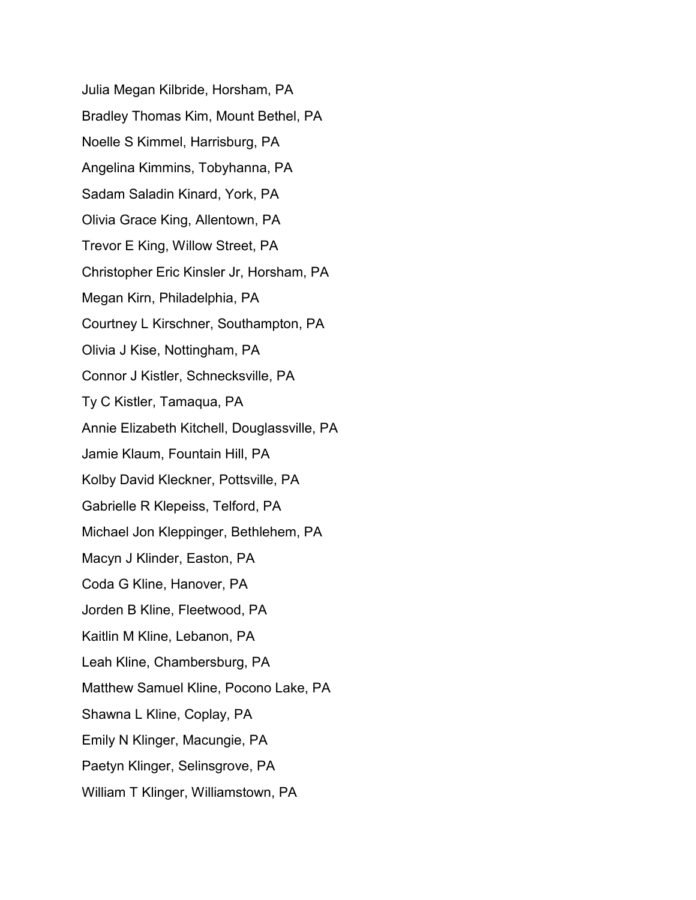Julia Megan Kilbride, Horsham, PA

Bradley Thomas Kim, Mount Bethel, PA

Noelle S Kimmel, Harrisburg, PA

Angelina Kimmins, Tobyhanna, PA

Sadam Saladin Kinard, York, PA

Olivia Grace King, Allentown, PA

Trevor E King, Willow Street, PA

Christopher Eric Kinsler Jr, Horsham, PA

Megan Kirn, Philadelphia, PA

Courtney L Kirschner, Southampton, PA

Olivia J Kise, Nottingham, PA

Connor J Kistler, Schnecksville, PA

Ty C Kistler, Tamaqua, PA

Annie Elizabeth Kitchell, Douglassville, PA

Jamie Klaum, Fountain Hill, PA

Kolby David Kleckner, Pottsville, PA

Gabrielle R Klepeiss, Telford, PA

Michael Jon Kleppinger, Bethlehem, PA

Macyn J Klinder, Easton, PA

Coda G Kline, Hanover, PA

Jorden B Kline, Fleetwood, PA

Kaitlin M Kline, Lebanon, PA

Leah Kline, Chambersburg, PA

Matthew Samuel Kline, Pocono Lake, PA

Shawna L Kline, Coplay, PA

Emily N Klinger, Macungie, PA

Paetyn Klinger, Selinsgrove, PA

William T Klinger, Williamstown, PA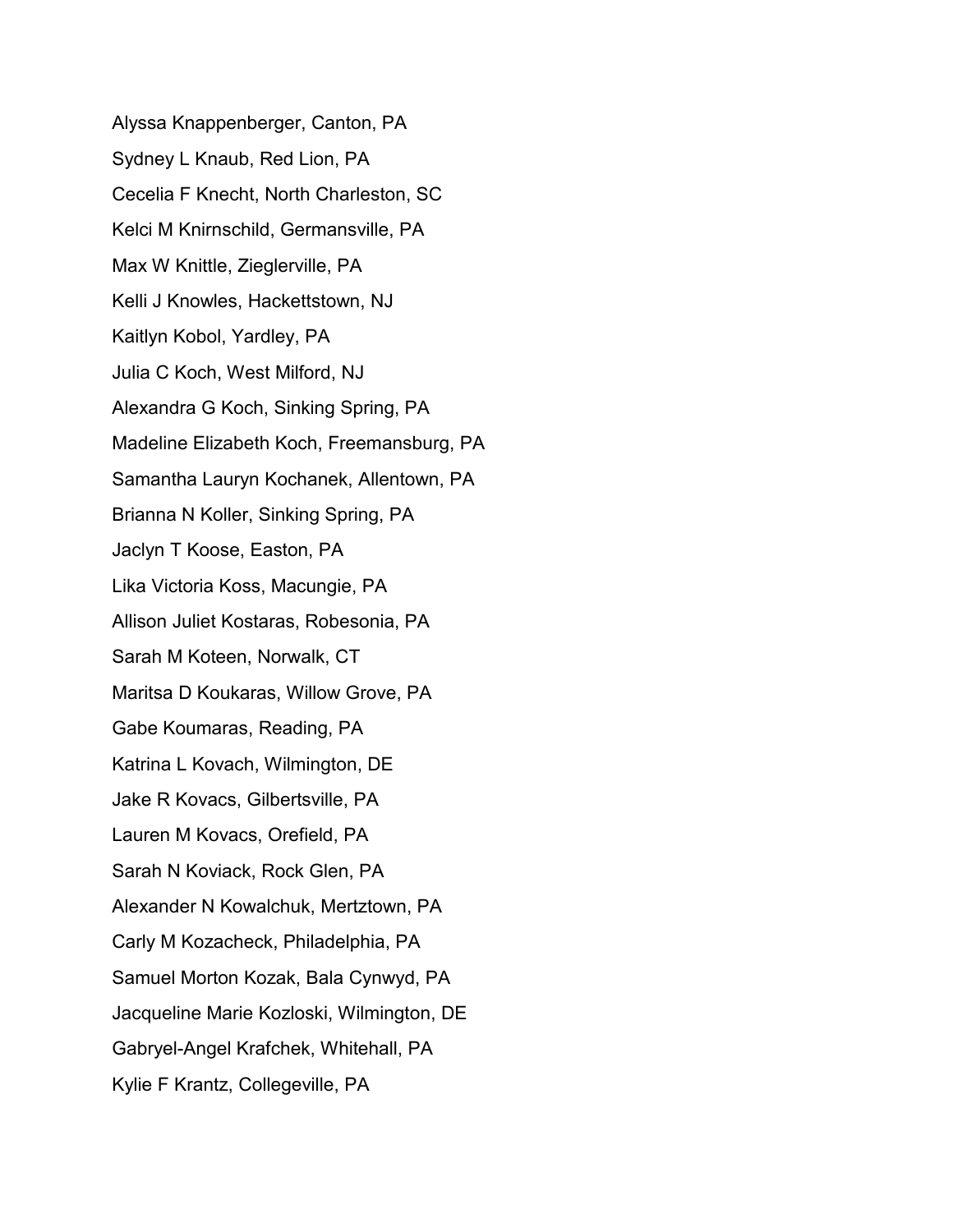Alyssa Knappenberger, Canton, PA

Sydney L Knaub, Red Lion, PA

Cecelia F Knecht, North Charleston, SC

Kelci M Knirnschild, Germansville, PA

Max W Knittle, Zieglerville, PA

Kelli J Knowles, Hackettstown, NJ

Kaitlyn Kobol, Yardley, PA

Julia C Koch, West Milford, NJ

Alexandra G Koch, Sinking Spring, PA

Madeline Elizabeth Koch, Freemansburg, PA

Samantha Lauryn Kochanek, Allentown, PA

Brianna N Koller, Sinking Spring, PA

Jaclyn T Koose, Easton, PA

Lika Victoria Koss, Macungie, PA

Allison Juliet Kostaras, Robesonia, PA

Sarah M Koteen, Norwalk, CT

Maritsa D Koukaras, Willow Grove, PA

Gabe Koumaras, Reading, PA

Katrina L Kovach, Wilmington, DE

Jake R Kovacs, Gilbertsville, PA

Lauren M Kovacs, Orefield, PA

Sarah N Koviack, Rock Glen, PA

Alexander N Kowalchuk, Mertztown, PA

Carly M Kozacheck, Philadelphia, PA

Samuel Morton Kozak, Bala Cynwyd, PA

Jacqueline Marie Kozloski, Wilmington, DE

Gabryel-Angel Krafchek, Whitehall, PA

Kylie F Krantz, Collegeville, PA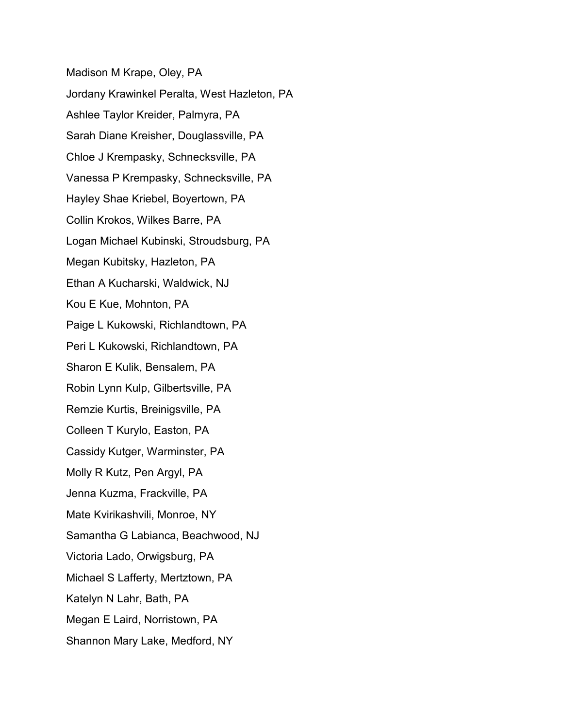Madison M Krape, Oley, PA

Jordany Krawinkel Peralta, West Hazleton, PA

Ashlee Taylor Kreider, Palmyra, PA

Sarah Diane Kreisher, Douglassville, PA

Chloe J Krempasky, Schnecksville, PA

Vanessa P Krempasky, Schnecksville, PA

Hayley Shae Kriebel, Boyertown, PA

Collin Krokos, Wilkes Barre, PA

Logan Michael Kubinski, Stroudsburg, PA

Megan Kubitsky, Hazleton, PA

Ethan A Kucharski, Waldwick, NJ

Kou E Kue, Mohnton, PA

Paige L Kukowski, Richlandtown, PA

Peri L Kukowski, Richlandtown, PA

Sharon E Kulik, Bensalem, PA

Robin Lynn Kulp, Gilbertsville, PA

Remzie Kurtis, Breinigsville, PA

Colleen T Kurylo, Easton, PA

Cassidy Kutger, Warminster, PA

Molly R Kutz, Pen Argyl, PA

Jenna Kuzma, Frackville, PA

Mate Kvirikashvili, Monroe, NY

Samantha G Labianca, Beachwood, NJ

Victoria Lado, Orwigsburg, PA

Michael S Lafferty, Mertztown, PA

Katelyn N Lahr, Bath, PA

Megan E Laird, Norristown, PA

Shannon Mary Lake, Medford, NY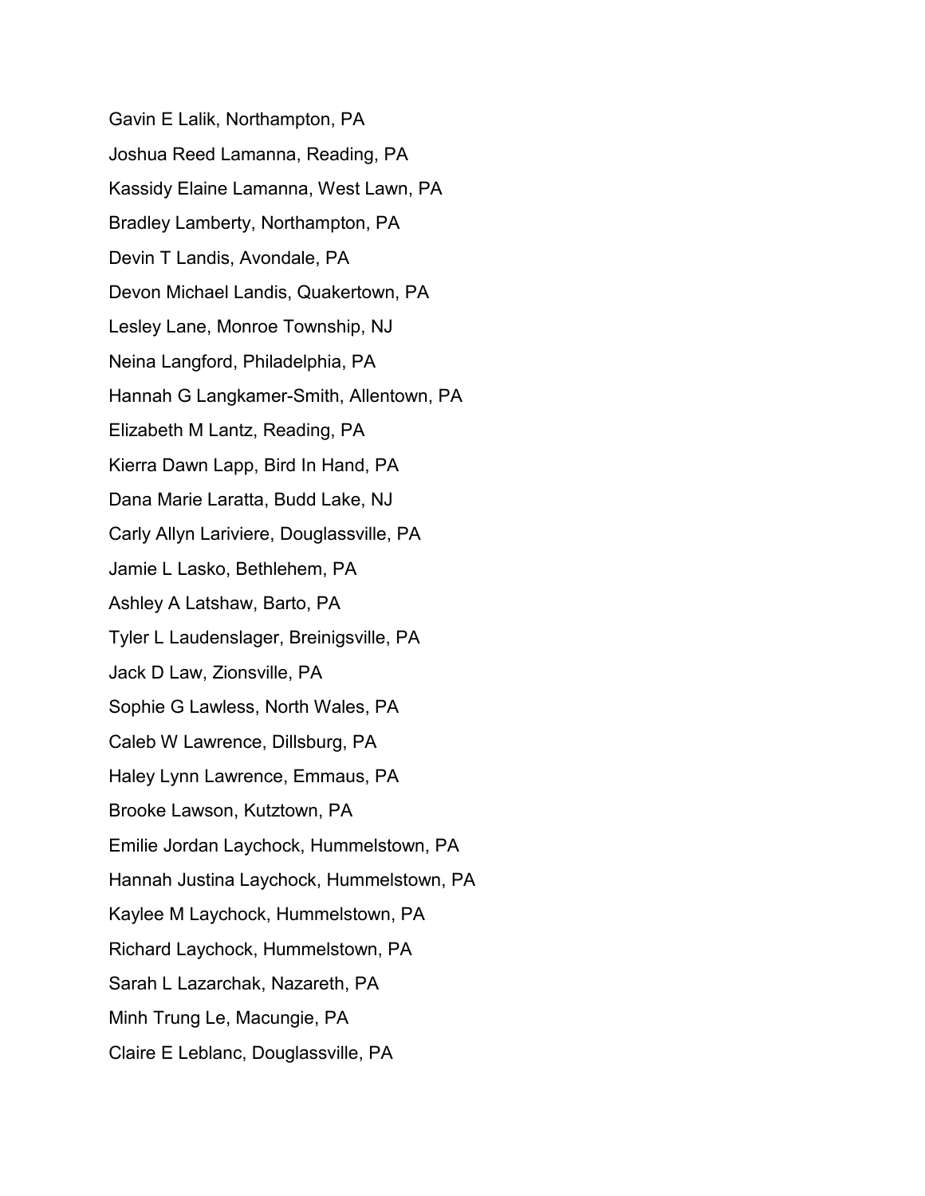Gavin E Lalik, Northampton, PA

Joshua Reed Lamanna, Reading, PA

Kassidy Elaine Lamanna, West Lawn, PA

Bradley Lamberty, Northampton, PA

Devin T Landis, Avondale, PA

Devon Michael Landis, Quakertown, PA

Lesley Lane, Monroe Township, NJ

Neina Langford, Philadelphia, PA

Hannah G Langkamer-Smith, Allentown, PA

Elizabeth M Lantz, Reading, PA

Kierra Dawn Lapp, Bird In Hand, PA

Dana Marie Laratta, Budd Lake, NJ

Carly Allyn Lariviere, Douglassville, PA

Jamie L Lasko, Bethlehem, PA

Ashley A Latshaw, Barto, PA

Tyler L Laudenslager, Breinigsville, PA

Jack D Law, Zionsville, PA

Sophie G Lawless, North Wales, PA

Caleb W Lawrence, Dillsburg, PA

Haley Lynn Lawrence, Emmaus, PA

Brooke Lawson, Kutztown, PA

Emilie Jordan Laychock, Hummelstown, PA

Hannah Justina Laychock, Hummelstown, PA

Kaylee M Laychock, Hummelstown, PA

Richard Laychock, Hummelstown, PA

Sarah L Lazarchak, Nazareth, PA

Minh Trung Le, Macungie, PA

Claire E Leblanc, Douglassville, PA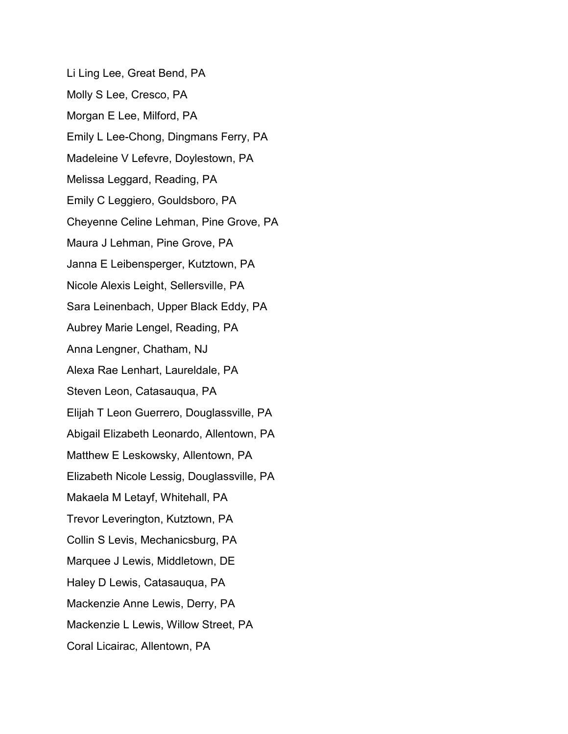Li Ling Lee, Great Bend, PA

Molly S Lee, Cresco, PA

Morgan E Lee, Milford, PA

Emily L Lee-Chong, Dingmans Ferry, PA

Madeleine V Lefevre, Doylestown, PA

Melissa Leggard, Reading, PA

Emily C Leggiero, Gouldsboro, PA

Cheyenne Celine Lehman, Pine Grove, PA

Maura J Lehman, Pine Grove, PA

Janna E Leibensperger, Kutztown, PA

Nicole Alexis Leight, Sellersville, PA

Sara Leinenbach, Upper Black Eddy, PA

Aubrey Marie Lengel, Reading, PA

Anna Lengner, Chatham, NJ

Alexa Rae Lenhart, Laureldale, PA

Steven Leon, Catasauqua, PA

Elijah T Leon Guerrero, Douglassville, PA

Abigail Elizabeth Leonardo, Allentown, PA

Matthew E Leskowsky, Allentown, PA

Elizabeth Nicole Lessig, Douglassville, PA

Makaela M Letayf, Whitehall, PA

Trevor Leverington, Kutztown, PA

Collin S Levis, Mechanicsburg, PA

Marquee J Lewis, Middletown, DE

Haley D Lewis, Catasauqua, PA

Mackenzie Anne Lewis, Derry, PA

Mackenzie L Lewis, Willow Street, PA

Coral Licairac, Allentown, PA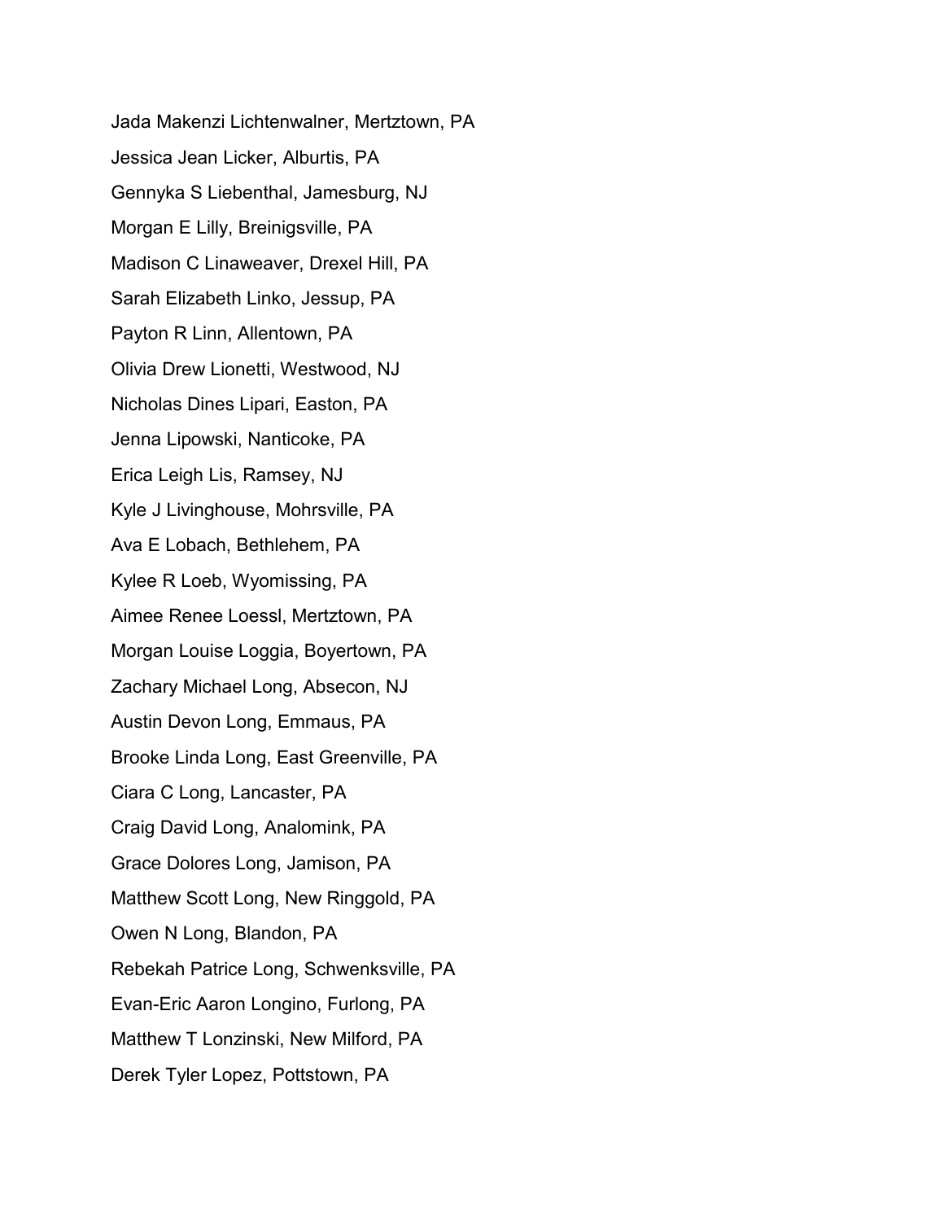Jada Makenzi Lichtenwalner, Mertztown, PA

Jessica Jean Licker, Alburtis, PA

Gennyka S Liebenthal, Jamesburg, NJ

Morgan E Lilly, Breinigsville, PA

Madison C Linaweaver, Drexel Hill, PA

Sarah Elizabeth Linko, Jessup, PA

Payton R Linn, Allentown, PA

Olivia Drew Lionetti, Westwood, NJ

Nicholas Dines Lipari, Easton, PA

Jenna Lipowski, Nanticoke, PA

Erica Leigh Lis, Ramsey, NJ

Kyle J Livinghouse, Mohrsville, PA

Ava E Lobach, Bethlehem, PA

Kylee R Loeb, Wyomissing, PA

Aimee Renee Loessl, Mertztown, PA

Morgan Louise Loggia, Boyertown, PA

Zachary Michael Long, Absecon, NJ

Austin Devon Long, Emmaus, PA

Brooke Linda Long, East Greenville, PA

Ciara C Long, Lancaster, PA

Craig David Long, Analomink, PA

Grace Dolores Long, Jamison, PA

Matthew Scott Long, New Ringgold, PA

Owen N Long, Blandon, PA

Rebekah Patrice Long, Schwenksville, PA

Evan-Eric Aaron Longino, Furlong, PA

Matthew T Lonzinski, New Milford, PA

Derek Tyler Lopez, Pottstown, PA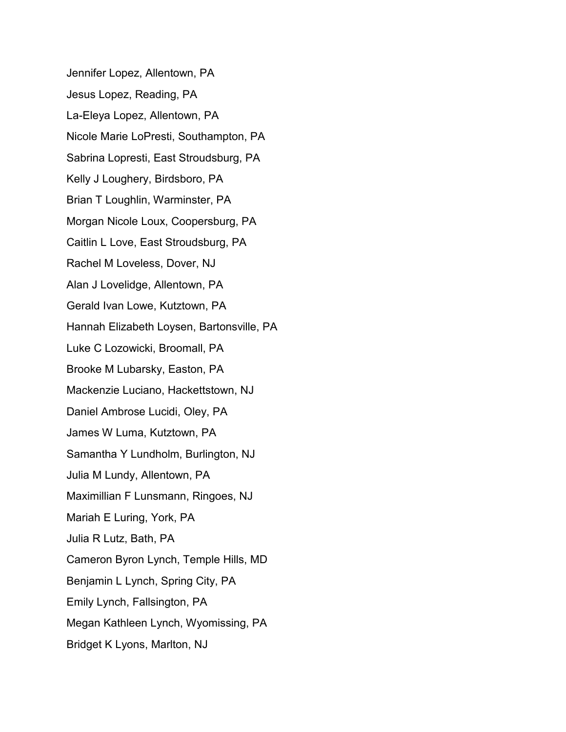Jennifer Lopez, Allentown, PA

Jesus Lopez, Reading, PA

La-Eleya Lopez, Allentown, PA

Nicole Marie LoPresti, Southampton, PA

Sabrina Lopresti, East Stroudsburg, PA

Kelly J Loughery, Birdsboro, PA

Brian T Loughlin, Warminster, PA

Morgan Nicole Loux, Coopersburg, PA

Caitlin L Love, East Stroudsburg, PA

Rachel M Loveless, Dover, NJ

Alan J Lovelidge, Allentown, PA

Gerald Ivan Lowe, Kutztown, PA

Hannah Elizabeth Loysen, Bartonsville, PA

Luke C Lozowicki, Broomall, PA

Brooke M Lubarsky, Easton, PA

Mackenzie Luciano, Hackettstown, NJ

Daniel Ambrose Lucidi, Oley, PA

James W Luma, Kutztown, PA

Samantha Y Lundholm, Burlington, NJ

Julia M Lundy, Allentown, PA

Maximillian F Lunsmann, Ringoes, NJ

Mariah E Luring, York, PA

Julia R Lutz, Bath, PA

Cameron Byron Lynch, Temple Hills, MD

Benjamin L Lynch, Spring City, PA

Emily Lynch, Fallsington, PA

Megan Kathleen Lynch, Wyomissing, PA

Bridget K Lyons, Marlton, NJ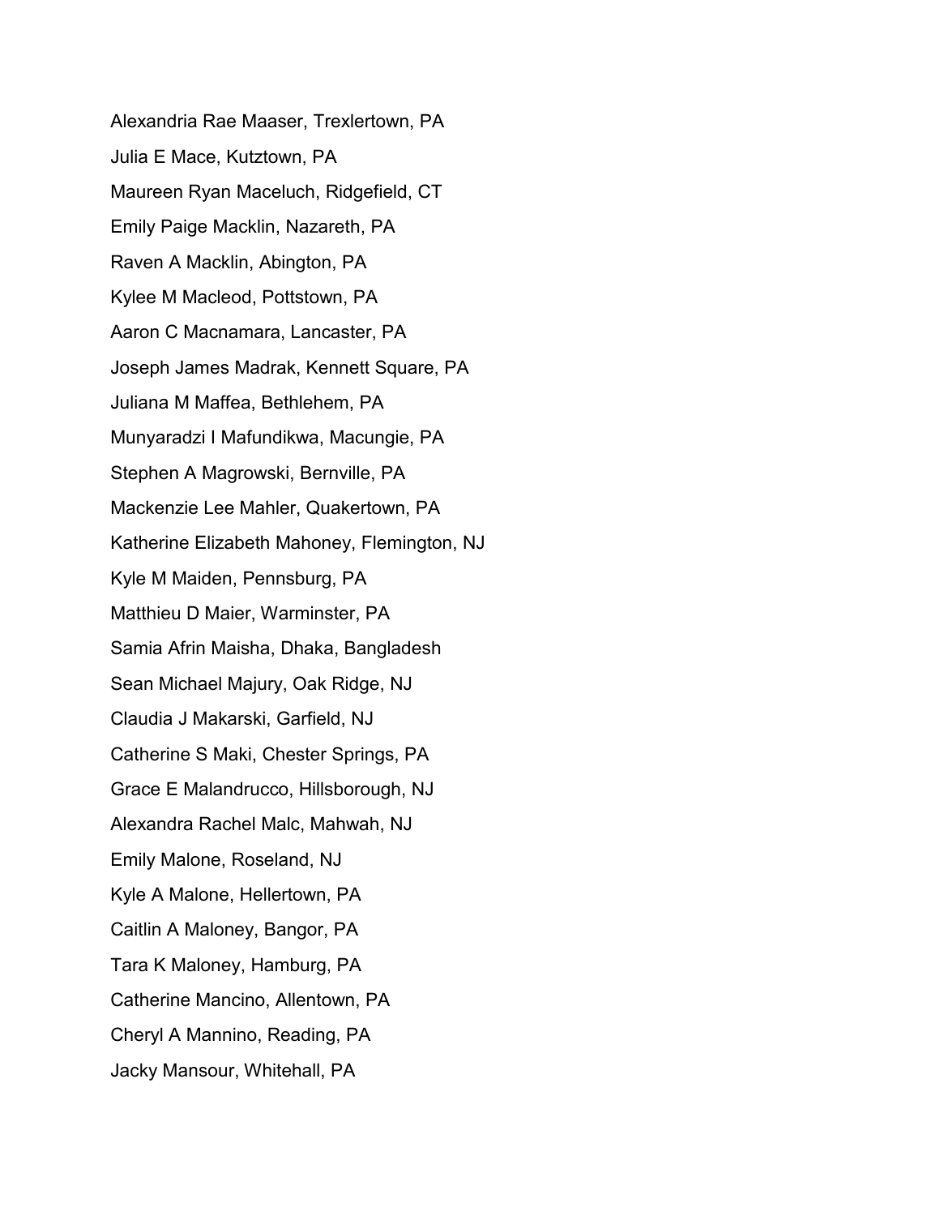Alexandria Rae Maaser, Trexlertown, PA

Julia E Mace, Kutztown, PA

Maureen Ryan Maceluch, Ridgefield, CT

Emily Paige Macklin, Nazareth, PA

Raven A Macklin, Abington, PA

Kylee M Macleod, Pottstown, PA

Aaron C Macnamara, Lancaster, PA

Joseph James Madrak, Kennett Square, PA

Juliana M Maffea, Bethlehem, PA

Munyaradzi I Mafundikwa, Macungie, PA

Stephen A Magrowski, Bernville, PA

Mackenzie Lee Mahler, Quakertown, PA

Katherine Elizabeth Mahoney, Flemington, NJ

Kyle M Maiden, Pennsburg, PA

Matthieu D Maier, Warminster, PA

Samia Afrin Maisha, Dhaka, Bangladesh

Sean Michael Majury, Oak Ridge, NJ

Claudia J Makarski, Garfield, NJ

Catherine S Maki, Chester Springs, PA

Grace E Malandrucco, Hillsborough, NJ

Alexandra Rachel Malc, Mahwah, NJ

Emily Malone, Roseland, NJ

Kyle A Malone, Hellertown, PA

Caitlin A Maloney, Bangor, PA

Tara K Maloney, Hamburg, PA

Catherine Mancino, Allentown, PA

Cheryl A Mannino, Reading, PA

Jacky Mansour, Whitehall, PA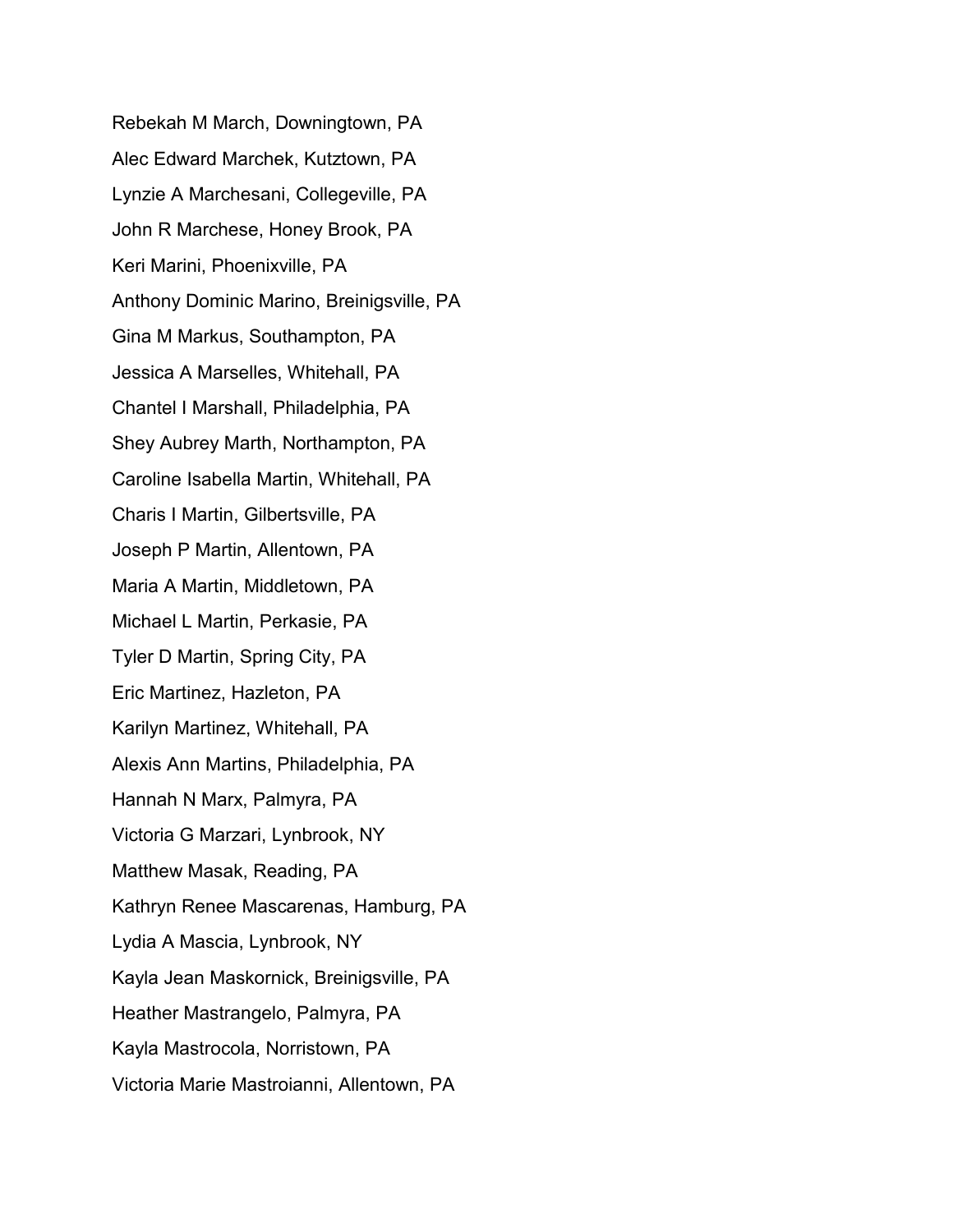Rebekah M March, Downingtown, PA

Alec Edward Marchek, Kutztown, PA

Lynzie A Marchesani, Collegeville, PA

John R Marchese, Honey Brook, PA

Keri Marini, Phoenixville, PA

Anthony Dominic Marino, Breinigsville, PA

Gina M Markus, Southampton, PA

Jessica A Marselles, Whitehall, PA

Chantel I Marshall, Philadelphia, PA

Shey Aubrey Marth, Northampton, PA

Caroline Isabella Martin, Whitehall, PA

Charis I Martin, Gilbertsville, PA

Joseph P Martin, Allentown, PA

Maria A Martin, Middletown, PA

Michael L Martin, Perkasie, PA

Tyler D Martin, Spring City, PA

Eric Martinez, Hazleton, PA

Karilyn Martinez, Whitehall, PA

Alexis Ann Martins, Philadelphia, PA

Hannah N Marx, Palmyra, PA

Victoria G Marzari, Lynbrook, NY

Matthew Masak, Reading, PA

Kathryn Renee Mascarenas, Hamburg, PA

Lydia A Mascia, Lynbrook, NY

Kayla Jean Maskornick, Breinigsville, PA

Heather Mastrangelo, Palmyra, PA

Kayla Mastrocola, Norristown, PA

Victoria Marie Mastroianni, Allentown, PA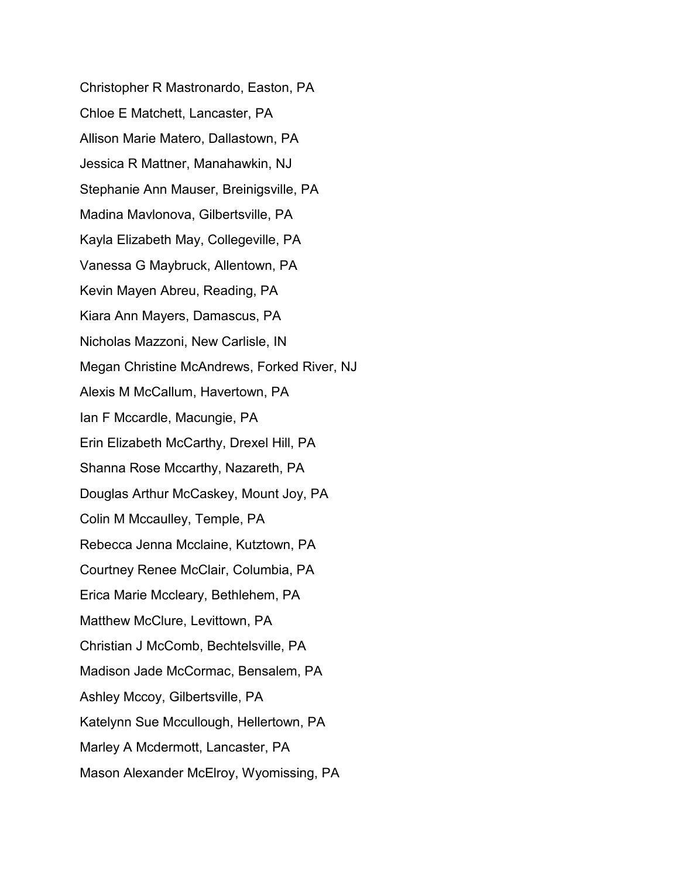Christopher R Mastronardo, Easton, PA

Chloe E Matchett, Lancaster, PA

Allison Marie Matero, Dallastown, PA

Jessica R Mattner, Manahawkin, NJ

Stephanie Ann Mauser, Breinigsville, PA

Madina Mavlonova, Gilbertsville, PA

Kayla Elizabeth May, Collegeville, PA

Vanessa G Maybruck, Allentown, PA

Kevin Mayen Abreu, Reading, PA

Kiara Ann Mayers, Damascus, PA

Nicholas Mazzoni, New Carlisle, IN

Megan Christine McAndrews, Forked River, NJ

Alexis M McCallum, Havertown, PA

Ian F Mccardle, Macungie, PA

Erin Elizabeth McCarthy, Drexel Hill, PA

Shanna Rose Mccarthy, Nazareth, PA

Douglas Arthur McCaskey, Mount Joy, PA

Colin M Mccaulley, Temple, PA

Rebecca Jenna Mcclaine, Kutztown, PA

Courtney Renee McClair, Columbia, PA

Erica Marie Mccleary, Bethlehem, PA

Matthew McClure, Levittown, PA

Christian J McComb, Bechtelsville, PA

Madison Jade McCormac, Bensalem, PA

Ashley Mccoy, Gilbertsville, PA

Katelynn Sue Mccullough, Hellertown, PA

Marley A Mcdermott, Lancaster, PA

Mason Alexander McElroy, Wyomissing, PA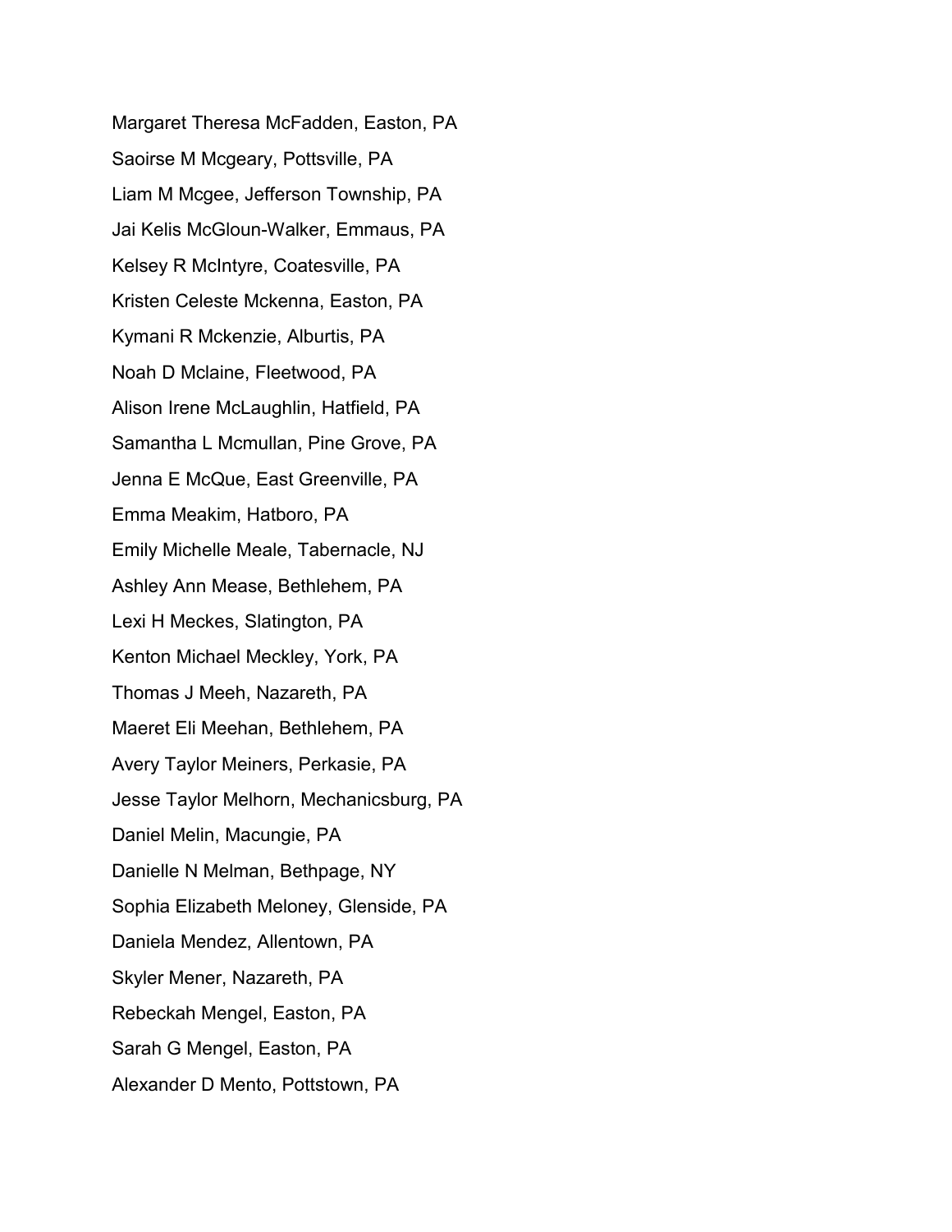Margaret Theresa McFadden, Easton, PA

Saoirse M Mcgeary, Pottsville, PA

Liam M Mcgee, Jefferson Township, PA

Jai Kelis McGloun-Walker, Emmaus, PA

Kelsey R McIntyre, Coatesville, PA

Kristen Celeste Mckenna, Easton, PA

Kymani R Mckenzie, Alburtis, PA

Noah D Mclaine, Fleetwood, PA

Alison Irene McLaughlin, Hatfield, PA

Samantha L Mcmullan, Pine Grove, PA

Jenna E McQue, East Greenville, PA

Emma Meakim, Hatboro, PA

Emily Michelle Meale, Tabernacle, NJ

Ashley Ann Mease, Bethlehem, PA

Lexi H Meckes, Slatington, PA

Kenton Michael Meckley, York, PA

Thomas J Meeh, Nazareth, PA

Maeret Eli Meehan, Bethlehem, PA

Avery Taylor Meiners, Perkasie, PA

Jesse Taylor Melhorn, Mechanicsburg, PA

Daniel Melin, Macungie, PA

Danielle N Melman, Bethpage, NY

Sophia Elizabeth Meloney, Glenside, PA

Daniela Mendez, Allentown, PA

Skyler Mener, Nazareth, PA

Rebeckah Mengel, Easton, PA

Sarah G Mengel, Easton, PA

Alexander D Mento, Pottstown, PA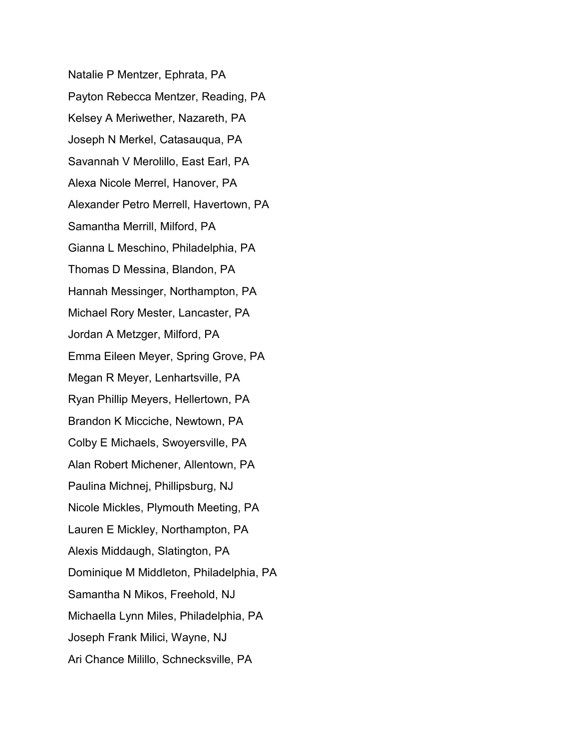Natalie P Mentzer, Ephrata, PA

Payton Rebecca Mentzer, Reading, PA

Kelsey A Meriwether, Nazareth, PA

Joseph N Merkel, Catasauqua, PA

Savannah V Merolillo, East Earl, PA

Alexa Nicole Merrel, Hanover, PA

Alexander Petro Merrell, Havertown, PA

Samantha Merrill, Milford, PA

Gianna L Meschino, Philadelphia, PA

Thomas D Messina, Blandon, PA

Hannah Messinger, Northampton, PA

Michael Rory Mester, Lancaster, PA

Jordan A Metzger, Milford, PA

Emma Eileen Meyer, Spring Grove, PA

Megan R Meyer, Lenhartsville, PA

Ryan Phillip Meyers, Hellertown, PA

Brandon K Micciche, Newtown, PA

Colby E Michaels, Swoyersville, PA

Alan Robert Michener, Allentown, PA

Paulina Michnej, Phillipsburg, NJ

Nicole Mickles, Plymouth Meeting, PA

Lauren E Mickley, Northampton, PA

Alexis Middaugh, Slatington, PA

Dominique M Middleton, Philadelphia, PA

Samantha N Mikos, Freehold, NJ

Michaella Lynn Miles, Philadelphia, PA

Joseph Frank Milici, Wayne, NJ

Ari Chance Milillo, Schnecksville, PA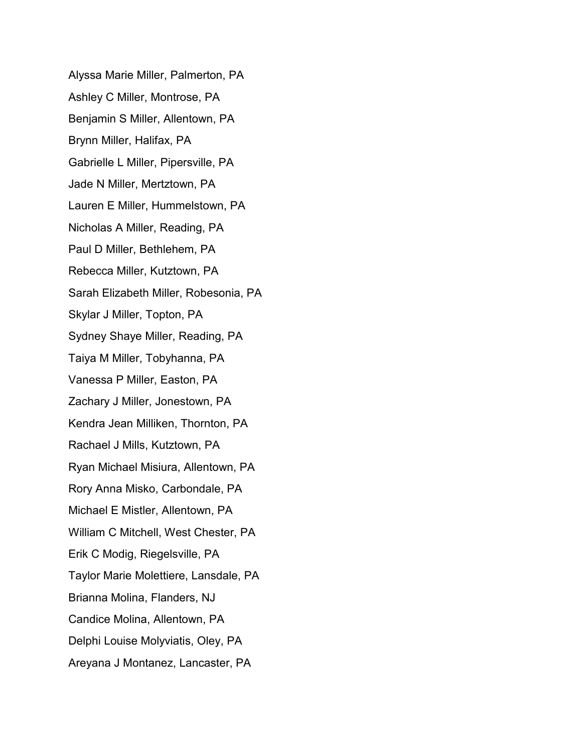Alyssa Marie Miller, Palmerton, PA

Ashley C Miller, Montrose, PA

Benjamin S Miller, Allentown, PA

Brynn Miller, Halifax, PA

Gabrielle L Miller, Pipersville, PA

Jade N Miller, Mertztown, PA

Lauren E Miller, Hummelstown, PA

Nicholas A Miller, Reading, PA

Paul D Miller, Bethlehem, PA

Rebecca Miller, Kutztown, PA

Sarah Elizabeth Miller, Robesonia, PA

Skylar J Miller, Topton, PA

Sydney Shaye Miller, Reading, PA

Taiya M Miller, Tobyhanna, PA

Vanessa P Miller, Easton, PA

Zachary J Miller, Jonestown, PA

Kendra Jean Milliken, Thornton, PA

Rachael J Mills, Kutztown, PA

Ryan Michael Misiura, Allentown, PA

Rory Anna Misko, Carbondale, PA

Michael E Mistler, Allentown, PA

William C Mitchell, West Chester, PA

Erik C Modig, Riegelsville, PA

Taylor Marie Molettiere, Lansdale, PA

Brianna Molina, Flanders, NJ

Candice Molina, Allentown, PA

Delphi Louise Molyviatis, Oley, PA

Areyana J Montanez, Lancaster, PA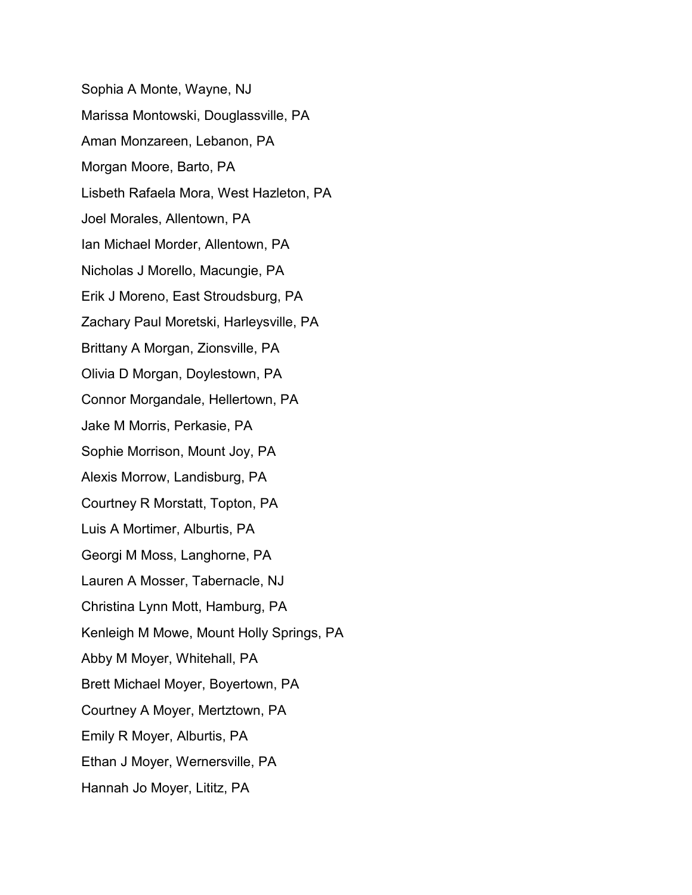Sophia A Monte, Wayne, NJ

Marissa Montowski, Douglassville, PA

Aman Monzareen, Lebanon, PA

Morgan Moore, Barto, PA

Lisbeth Rafaela Mora, West Hazleton, PA

Joel Morales, Allentown, PA

Ian Michael Morder, Allentown, PA

Nicholas J Morello, Macungie, PA

Erik J Moreno, East Stroudsburg, PA

Zachary Paul Moretski, Harleysville, PA

Brittany A Morgan, Zionsville, PA

Olivia D Morgan, Doylestown, PA

Connor Morgandale, Hellertown, PA

Jake M Morris, Perkasie, PA

Sophie Morrison, Mount Joy, PA

Alexis Morrow, Landisburg, PA

Courtney R Morstatt, Topton, PA

Luis A Mortimer, Alburtis, PA

Georgi M Moss, Langhorne, PA

Lauren A Mosser, Tabernacle, NJ

Christina Lynn Mott, Hamburg, PA

Kenleigh M Mowe, Mount Holly Springs, PA

Abby M Moyer, Whitehall, PA

Brett Michael Moyer, Boyertown, PA

Courtney A Moyer, Mertztown, PA

Emily R Moyer, Alburtis, PA

Ethan J Moyer, Wernersville, PA

Hannah Jo Moyer, Lititz, PA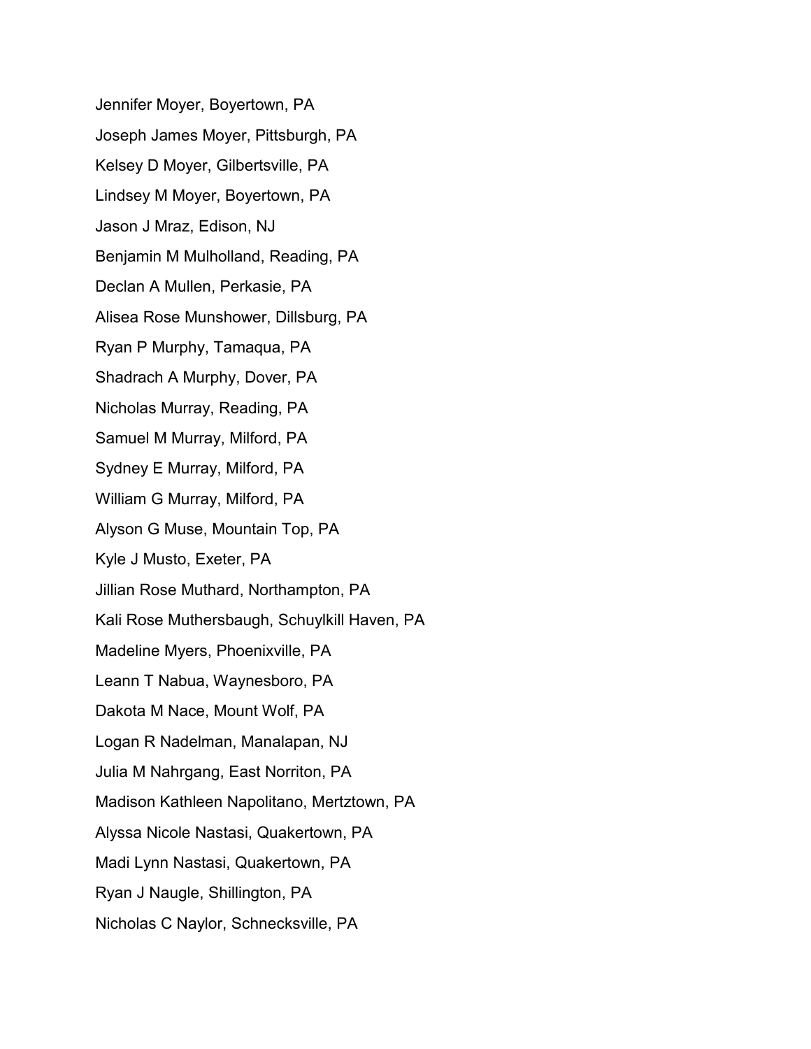Jennifer Moyer, Boyertown, PA

Joseph James Moyer, Pittsburgh, PA

Kelsey D Moyer, Gilbertsville, PA

Lindsey M Moyer, Boyertown, PA

Jason J Mraz, Edison, NJ

Benjamin M Mulholland, Reading, PA

Declan A Mullen, Perkasie, PA

Alisea Rose Munshower, Dillsburg, PA

Ryan P Murphy, Tamaqua, PA

Shadrach A Murphy, Dover, PA

Nicholas Murray, Reading, PA

Samuel M Murray, Milford, PA

Sydney E Murray, Milford, PA

William G Murray, Milford, PA

Alyson G Muse, Mountain Top, PA

Kyle J Musto, Exeter, PA

Jillian Rose Muthard, Northampton, PA

Kali Rose Muthersbaugh, Schuylkill Haven, PA

Madeline Myers, Phoenixville, PA

Leann T Nabua, Waynesboro, PA

Dakota M Nace, Mount Wolf, PA

Logan R Nadelman, Manalapan, NJ

Julia M Nahrgang, East Norriton, PA

Madison Kathleen Napolitano, Mertztown, PA

Alyssa Nicole Nastasi, Quakertown, PA

Madi Lynn Nastasi, Quakertown, PA

Ryan J Naugle, Shillington, PA

Nicholas C Naylor, Schnecksville, PA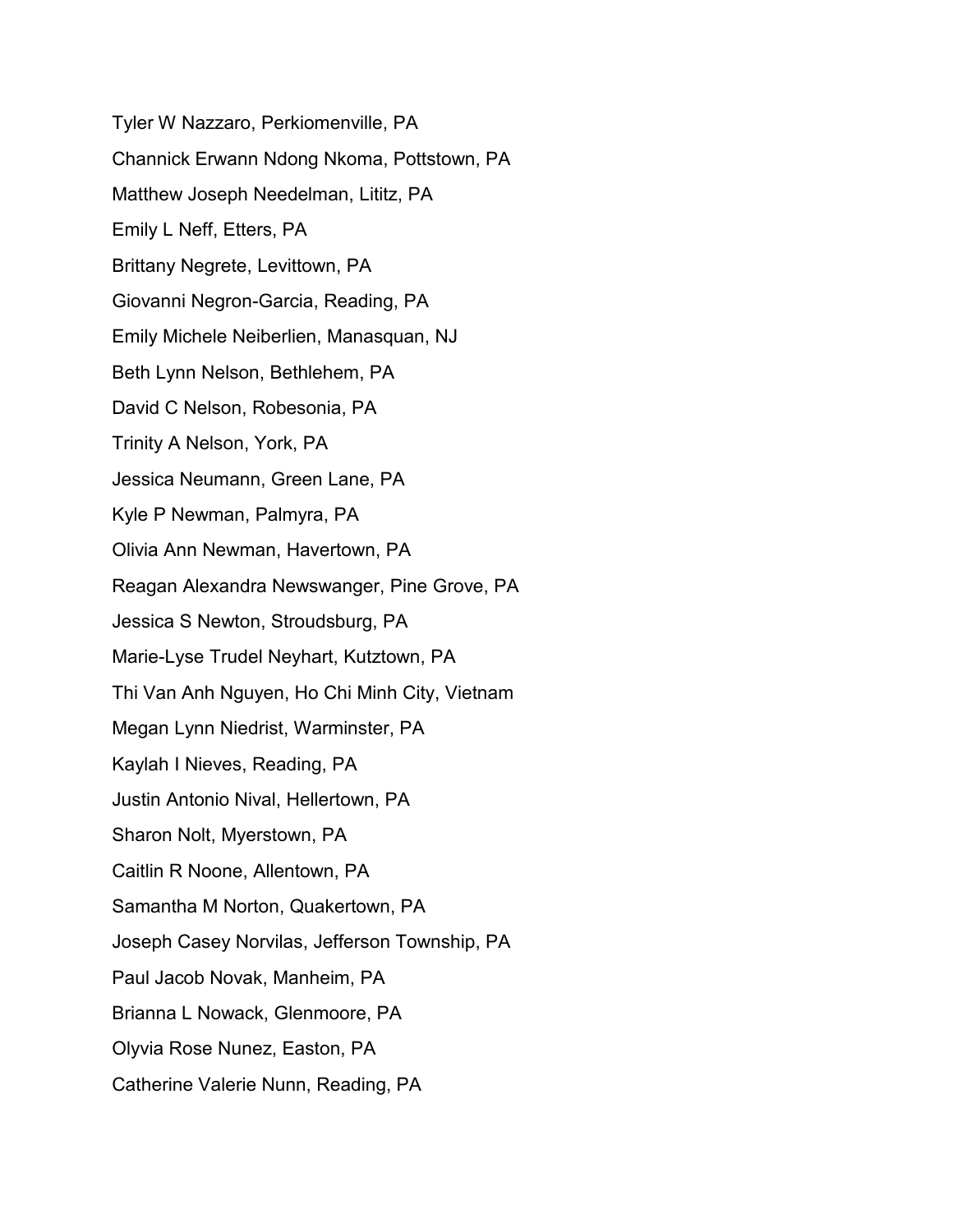Tyler W Nazzaro, Perkiomenville, PA

Channick Erwann Ndong Nkoma, Pottstown, PA

Matthew Joseph Needelman, Lititz, PA

Emily L Neff, Etters, PA

Brittany Negrete, Levittown, PA

Giovanni Negron-Garcia, Reading, PA

Emily Michele Neiberlien, Manasquan, NJ

Beth Lynn Nelson, Bethlehem, PA

David C Nelson, Robesonia, PA

Trinity A Nelson, York, PA

Jessica Neumann, Green Lane, PA

Kyle P Newman, Palmyra, PA

Olivia Ann Newman, Havertown, PA

Reagan Alexandra Newswanger, Pine Grove, PA

Jessica S Newton, Stroudsburg, PA

Marie-Lyse Trudel Neyhart, Kutztown, PA

Thi Van Anh Nguyen, Ho Chi Minh City, Vietnam

Megan Lynn Niedrist, Warminster, PA

Kaylah I Nieves, Reading, PA

Justin Antonio Nival, Hellertown, PA

Sharon Nolt, Myerstown, PA

Caitlin R Noone, Allentown, PA

Samantha M Norton, Quakertown, PA

Joseph Casey Norvilas, Jefferson Township, PA

Paul Jacob Novak, Manheim, PA

Brianna L Nowack, Glenmoore, PA

Olyvia Rose Nunez, Easton, PA

Catherine Valerie Nunn, Reading, PA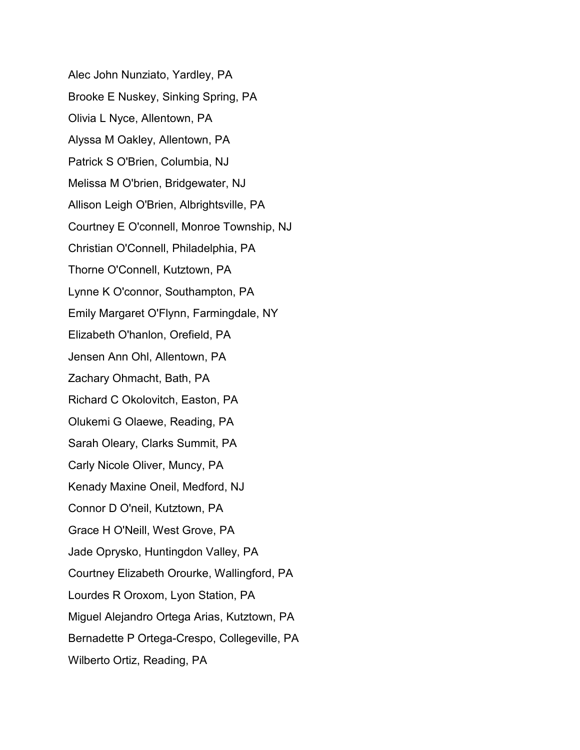Alec John Nunziato, Yardley, PA

Brooke E Nuskey, Sinking Spring, PA

Olivia L Nyce, Allentown, PA

Alyssa M Oakley, Allentown, PA

Patrick S O'Brien, Columbia, NJ

Melissa M O'brien, Bridgewater, NJ

Allison Leigh O'Brien, Albrightsville, PA

Courtney E O'connell, Monroe Township, NJ

Christian O'Connell, Philadelphia, PA

Thorne O'Connell, Kutztown, PA

Lynne K O'connor, Southampton, PA

Emily Margaret O'Flynn, Farmingdale, NY

Elizabeth O'hanlon, Orefield, PA

Jensen Ann Ohl, Allentown, PA

Zachary Ohmacht, Bath, PA

Richard C Okolovitch, Easton, PA

Olukemi G Olaewe, Reading, PA

Sarah Oleary, Clarks Summit, PA

Carly Nicole Oliver, Muncy, PA

Kenady Maxine Oneil, Medford, NJ

Connor D O'neil, Kutztown, PA

Grace H O'Neill, West Grove, PA

Jade Oprysko, Huntingdon Valley, PA

Courtney Elizabeth Orourke, Wallingford, PA

Lourdes R Oroxom, Lyon Station, PA

Miguel Alejandro Ortega Arias, Kutztown, PA

Bernadette P Ortega-Crespo, Collegeville, PA

Wilberto Ortiz, Reading, PA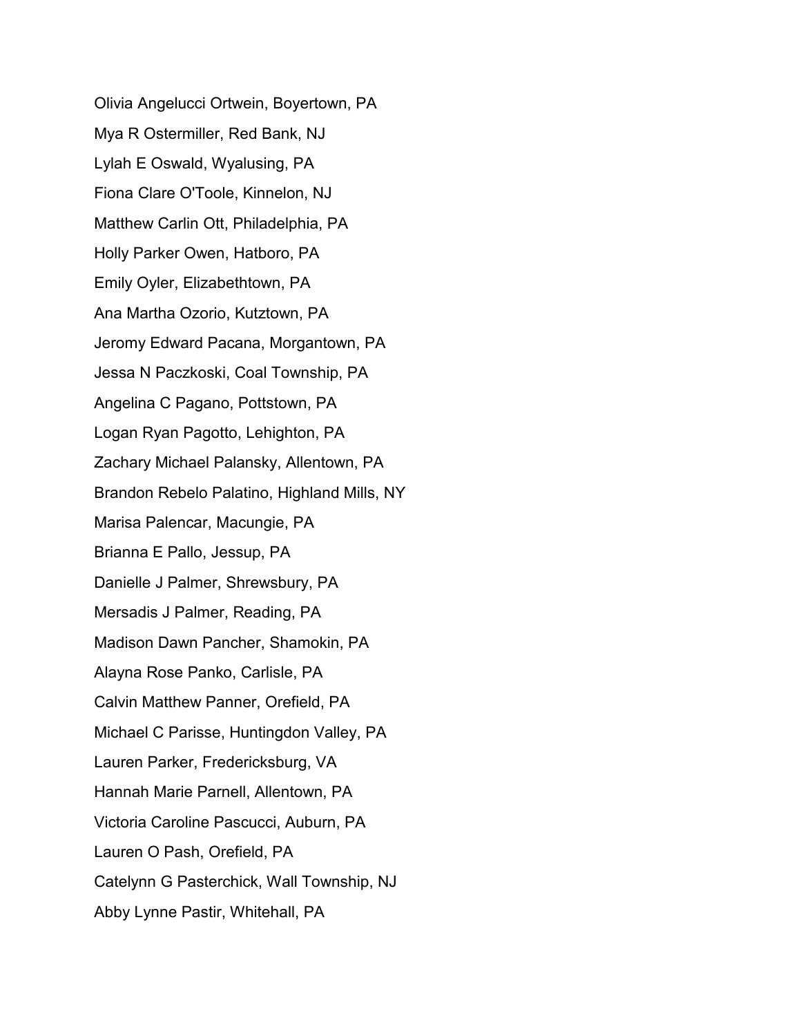Olivia Angelucci Ortwein, Boyertown, PA

Mya R Ostermiller, Red Bank, NJ

Lylah E Oswald, Wyalusing, PA

Fiona Clare O'Toole, Kinnelon, NJ

Matthew Carlin Ott, Philadelphia, PA

Holly Parker Owen, Hatboro, PA

Emily Oyler, Elizabethtown, PA

Ana Martha Ozorio, Kutztown, PA

Jeromy Edward Pacana, Morgantown, PA

Jessa N Paczkoski, Coal Township, PA

Angelina C Pagano, Pottstown, PA

Logan Ryan Pagotto, Lehighton, PA

Zachary Michael Palansky, Allentown, PA

Brandon Rebelo Palatino, Highland Mills, NY

Marisa Palencar, Macungie, PA

Brianna E Pallo, Jessup, PA

Danielle J Palmer, Shrewsbury, PA

Mersadis J Palmer, Reading, PA

Madison Dawn Pancher, Shamokin, PA

Alayna Rose Panko, Carlisle, PA

Calvin Matthew Panner, Orefield, PA

Michael C Parisse, Huntingdon Valley, PA

Lauren Parker, Fredericksburg, VA

Hannah Marie Parnell, Allentown, PA

Victoria Caroline Pascucci, Auburn, PA

Lauren O Pash, Orefield, PA

Catelynn G Pasterchick, Wall Township, NJ

Abby Lynne Pastir, Whitehall, PA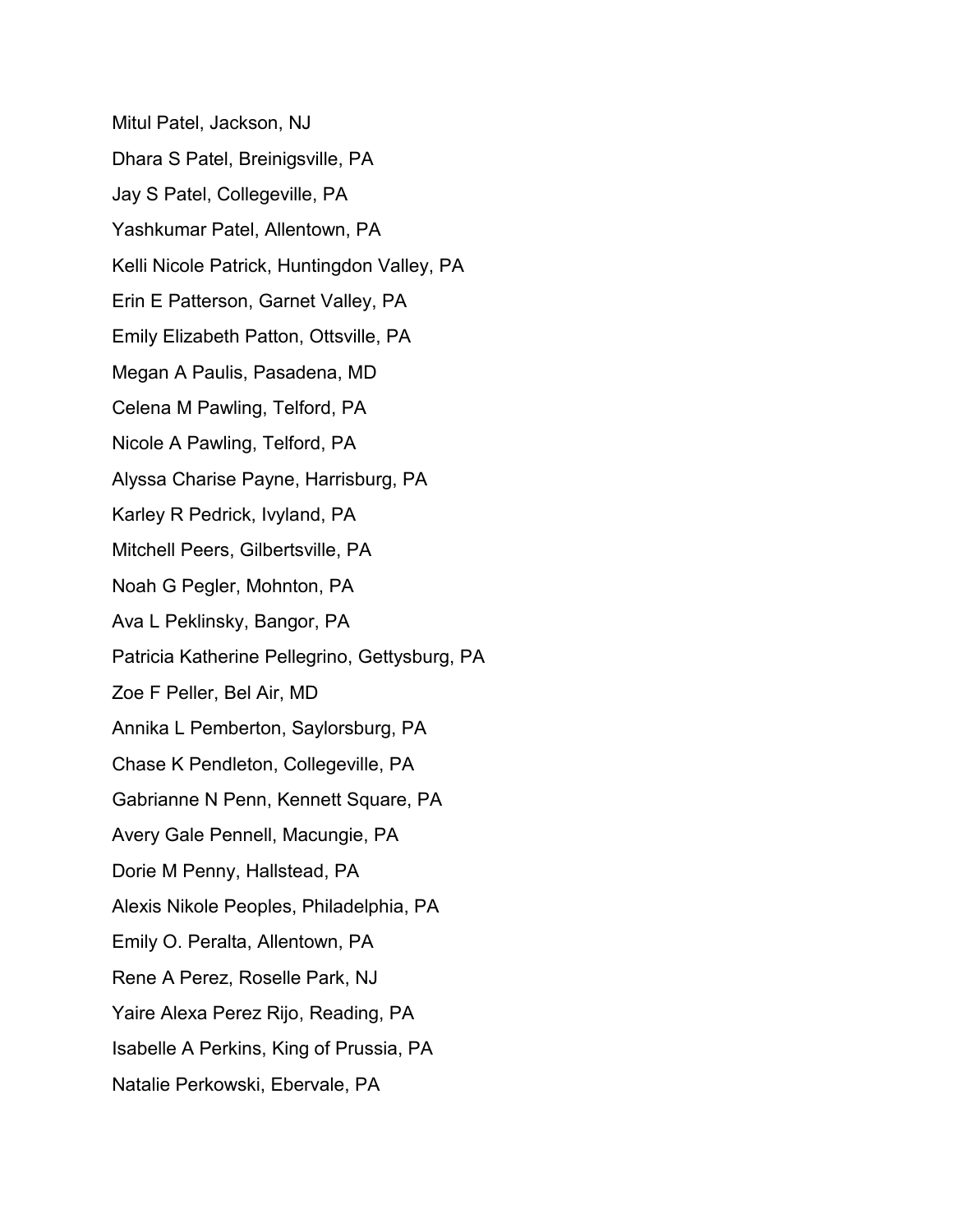Mitul Patel, Jackson, NJ

Dhara S Patel, Breinigsville, PA

Jay S Patel, Collegeville, PA

Yashkumar Patel, Allentown, PA

Kelli Nicole Patrick, Huntingdon Valley, PA

Erin E Patterson, Garnet Valley, PA

Emily Elizabeth Patton, Ottsville, PA

Megan A Paulis, Pasadena, MD

Celena M Pawling, Telford, PA

Nicole A Pawling, Telford, PA

Alyssa Charise Payne, Harrisburg, PA

Karley R Pedrick, Ivyland, PA

Mitchell Peers, Gilbertsville, PA

Noah G Pegler, Mohnton, PA

Ava L Peklinsky, Bangor, PA

Patricia Katherine Pellegrino, Gettysburg, PA

Zoe F Peller, Bel Air, MD

Annika L Pemberton, Saylorsburg, PA

Chase K Pendleton, Collegeville, PA

Gabrianne N Penn, Kennett Square, PA

Avery Gale Pennell, Macungie, PA

Dorie M Penny, Hallstead, PA

Alexis Nikole Peoples, Philadelphia, PA

Emily O. Peralta, Allentown, PA

Rene A Perez, Roselle Park, NJ

Yaire Alexa Perez Rijo, Reading, PA

Isabelle A Perkins, King of Prussia, PA

Natalie Perkowski, Ebervale, PA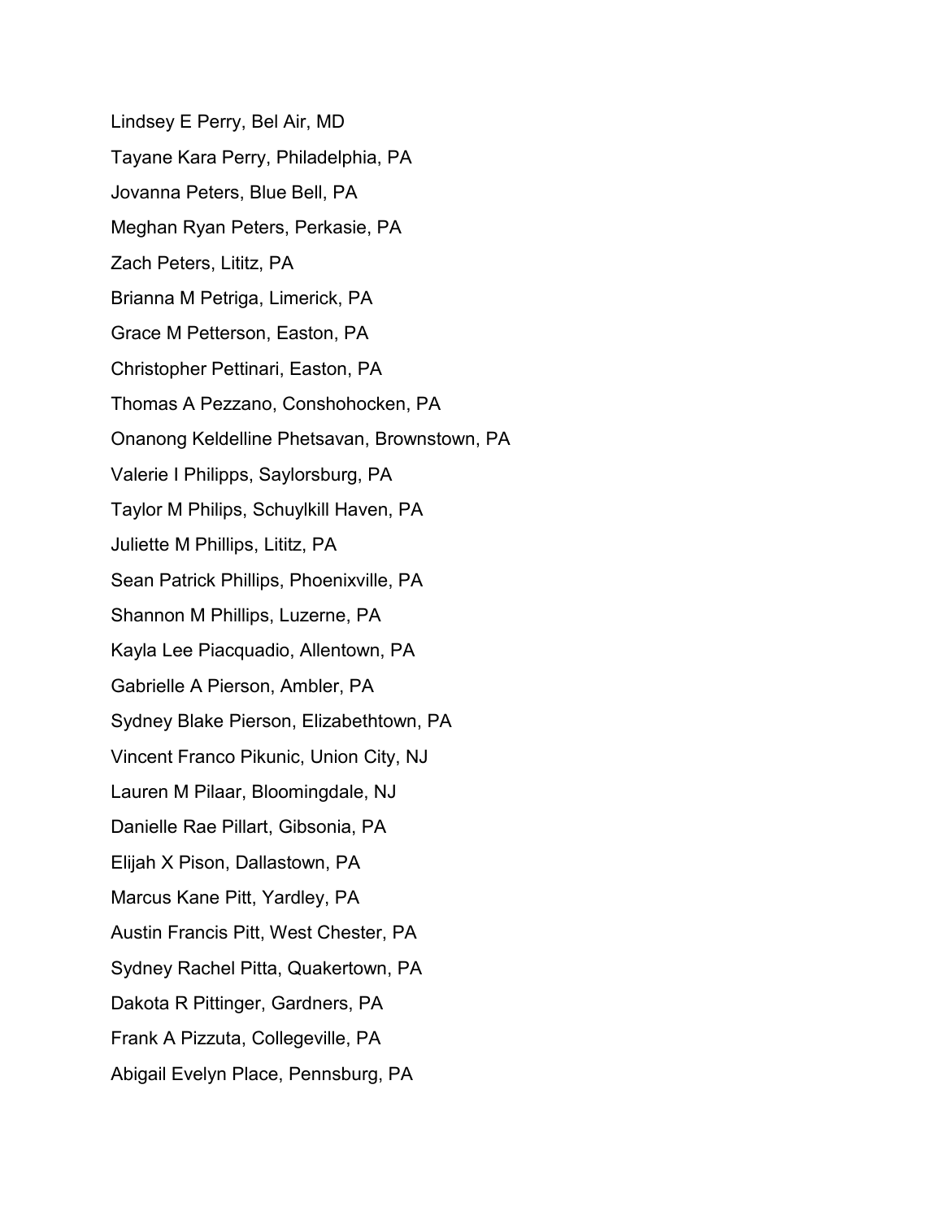Lindsey E Perry, Bel Air, MD

Tayane Kara Perry, Philadelphia, PA

Jovanna Peters, Blue Bell, PA

Meghan Ryan Peters, Perkasie, PA

Zach Peters, Lititz, PA

Brianna M Petriga, Limerick, PA

Grace M Petterson, Easton, PA

Christopher Pettinari, Easton, PA

Thomas A Pezzano, Conshohocken, PA

Onanong Keldelline Phetsavan, Brownstown, PA

Valerie I Philipps, Saylorsburg, PA

Taylor M Philips, Schuylkill Haven, PA

Juliette M Phillips, Lititz, PA

Sean Patrick Phillips, Phoenixville, PA

Shannon M Phillips, Luzerne, PA

Kayla Lee Piacquadio, Allentown, PA

Gabrielle A Pierson, Ambler, PA

Sydney Blake Pierson, Elizabethtown, PA

Vincent Franco Pikunic, Union City, NJ

Lauren M Pilaar, Bloomingdale, NJ

Danielle Rae Pillart, Gibsonia, PA

Elijah X Pison, Dallastown, PA

Marcus Kane Pitt, Yardley, PA

Austin Francis Pitt, West Chester, PA

Sydney Rachel Pitta, Quakertown, PA

Dakota R Pittinger, Gardners, PA

Frank A Pizzuta, Collegeville, PA

Abigail Evelyn Place, Pennsburg, PA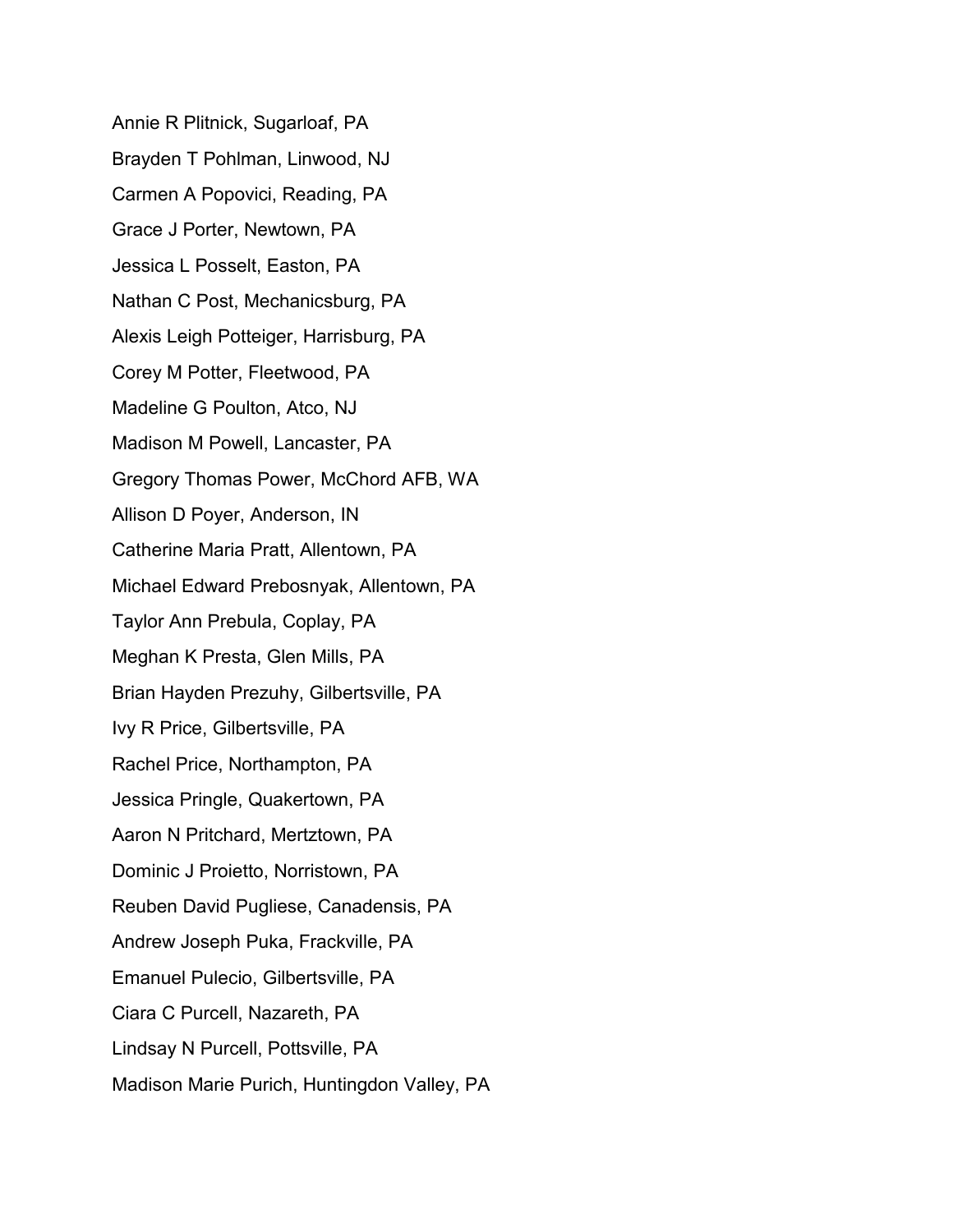Annie R Plitnick, Sugarloaf, PA

Brayden T Pohlman, Linwood, NJ

Carmen A Popovici, Reading, PA

Grace J Porter, Newtown, PA

Jessica L Posselt, Easton, PA

Nathan C Post, Mechanicsburg, PA

Alexis Leigh Potteiger, Harrisburg, PA

Corey M Potter, Fleetwood, PA

Madeline G Poulton, Atco, NJ

Madison M Powell, Lancaster, PA

Gregory Thomas Power, McChord AFB, WA

Allison D Poyer, Anderson, IN

Catherine Maria Pratt, Allentown, PA

Michael Edward Prebosnyak, Allentown, PA

Taylor Ann Prebula, Coplay, PA

Meghan K Presta, Glen Mills, PA

Brian Hayden Prezuhy, Gilbertsville, PA

Ivy R Price, Gilbertsville, PA

Rachel Price, Northampton, PA

Jessica Pringle, Quakertown, PA

Aaron N Pritchard, Mertztown, PA

Dominic J Proietto, Norristown, PA

Reuben David Pugliese, Canadensis, PA

Andrew Joseph Puka, Frackville, PA

Emanuel Pulecio, Gilbertsville, PA

Ciara C Purcell, Nazareth, PA

Lindsay N Purcell, Pottsville, PA

Madison Marie Purich, Huntingdon Valley, PA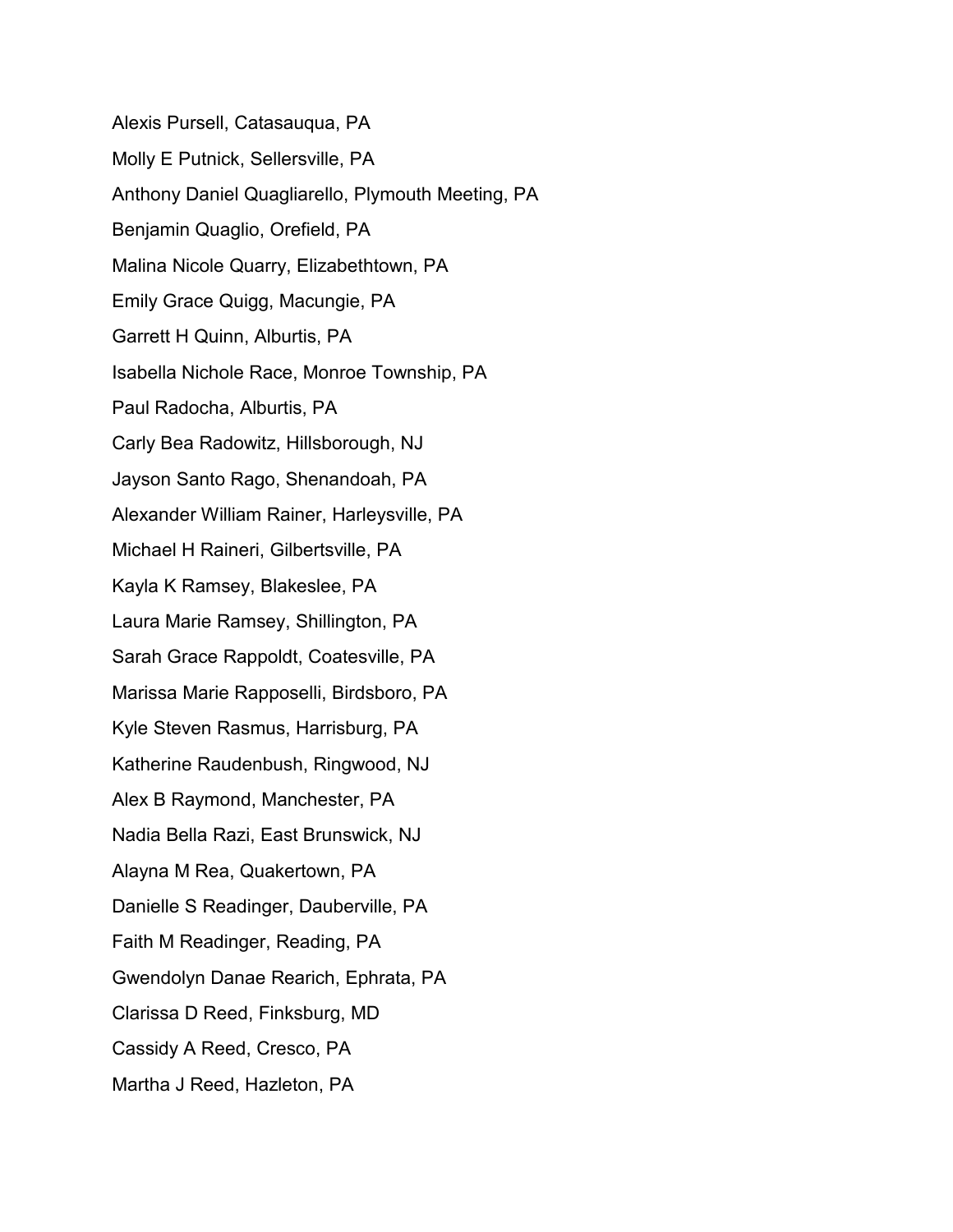Alexis Pursell, Catasauqua, PA

Molly E Putnick, Sellersville, PA

Anthony Daniel Quagliarello, Plymouth Meeting, PA

Benjamin Quaglio, Orefield, PA

Malina Nicole Quarry, Elizabethtown, PA

Emily Grace Quigg, Macungie, PA

Garrett H Quinn, Alburtis, PA

Isabella Nichole Race, Monroe Township, PA

Paul Radocha, Alburtis, PA

Carly Bea Radowitz, Hillsborough, NJ

Jayson Santo Rago, Shenandoah, PA

Alexander William Rainer, Harleysville, PA

Michael H Raineri, Gilbertsville, PA

Kayla K Ramsey, Blakeslee, PA

Laura Marie Ramsey, Shillington, PA

Sarah Grace Rappoldt, Coatesville, PA

Marissa Marie Rapposelli, Birdsboro, PA

Kyle Steven Rasmus, Harrisburg, PA

Katherine Raudenbush, Ringwood, NJ

Alex B Raymond, Manchester, PA

Nadia Bella Razi, East Brunswick, NJ

Alayna M Rea, Quakertown, PA

Danielle S Readinger, Dauberville, PA

Faith M Readinger, Reading, PA

Gwendolyn Danae Rearich, Ephrata, PA

Clarissa D Reed, Finksburg, MD

Cassidy A Reed, Cresco, PA

Martha J Reed, Hazleton, PA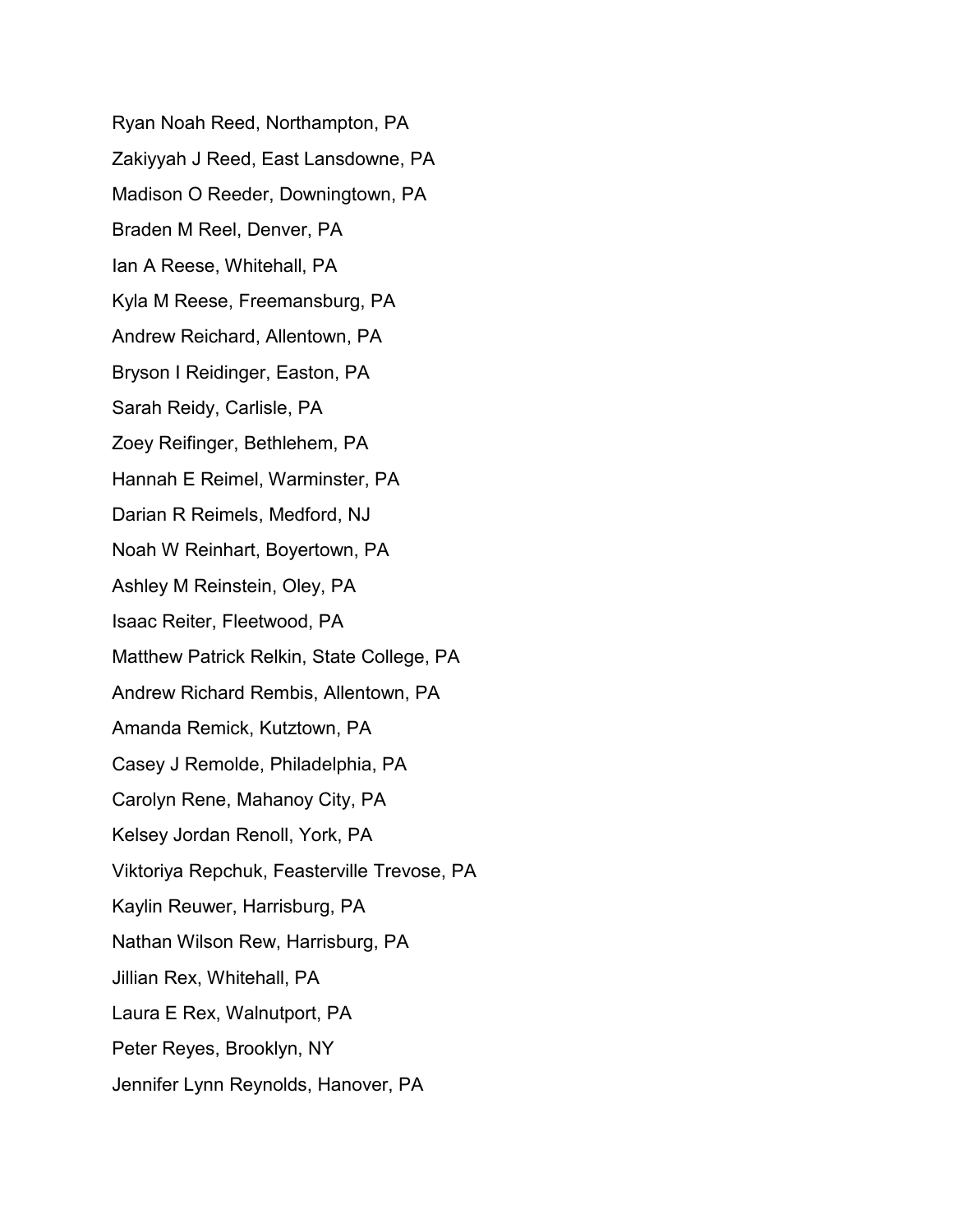Ryan Noah Reed, Northampton, PA

Zakiyyah J Reed, East Lansdowne, PA

Madison O Reeder, Downingtown, PA

Braden M Reel, Denver, PA

Ian A Reese, Whitehall, PA

Kyla M Reese, Freemansburg, PA

Andrew Reichard, Allentown, PA

Bryson I Reidinger, Easton, PA

Sarah Reidy, Carlisle, PA

Zoey Reifinger, Bethlehem, PA

Hannah E Reimel, Warminster, PA

Darian R Reimels, Medford, NJ

Noah W Reinhart, Boyertown, PA

Ashley M Reinstein, Oley, PA

Isaac Reiter, Fleetwood, PA

Matthew Patrick Relkin, State College, PA

Andrew Richard Rembis, Allentown, PA

Amanda Remick, Kutztown, PA

Casey J Remolde, Philadelphia, PA

Carolyn Rene, Mahanoy City, PA

Kelsey Jordan Renoll, York, PA

Viktoriya Repchuk, Feasterville Trevose, PA

Kaylin Reuwer, Harrisburg, PA

Nathan Wilson Rew, Harrisburg, PA

Jillian Rex, Whitehall, PA

Laura E Rex, Walnutport, PA

Peter Reyes, Brooklyn, NY

Jennifer Lynn Reynolds, Hanover, PA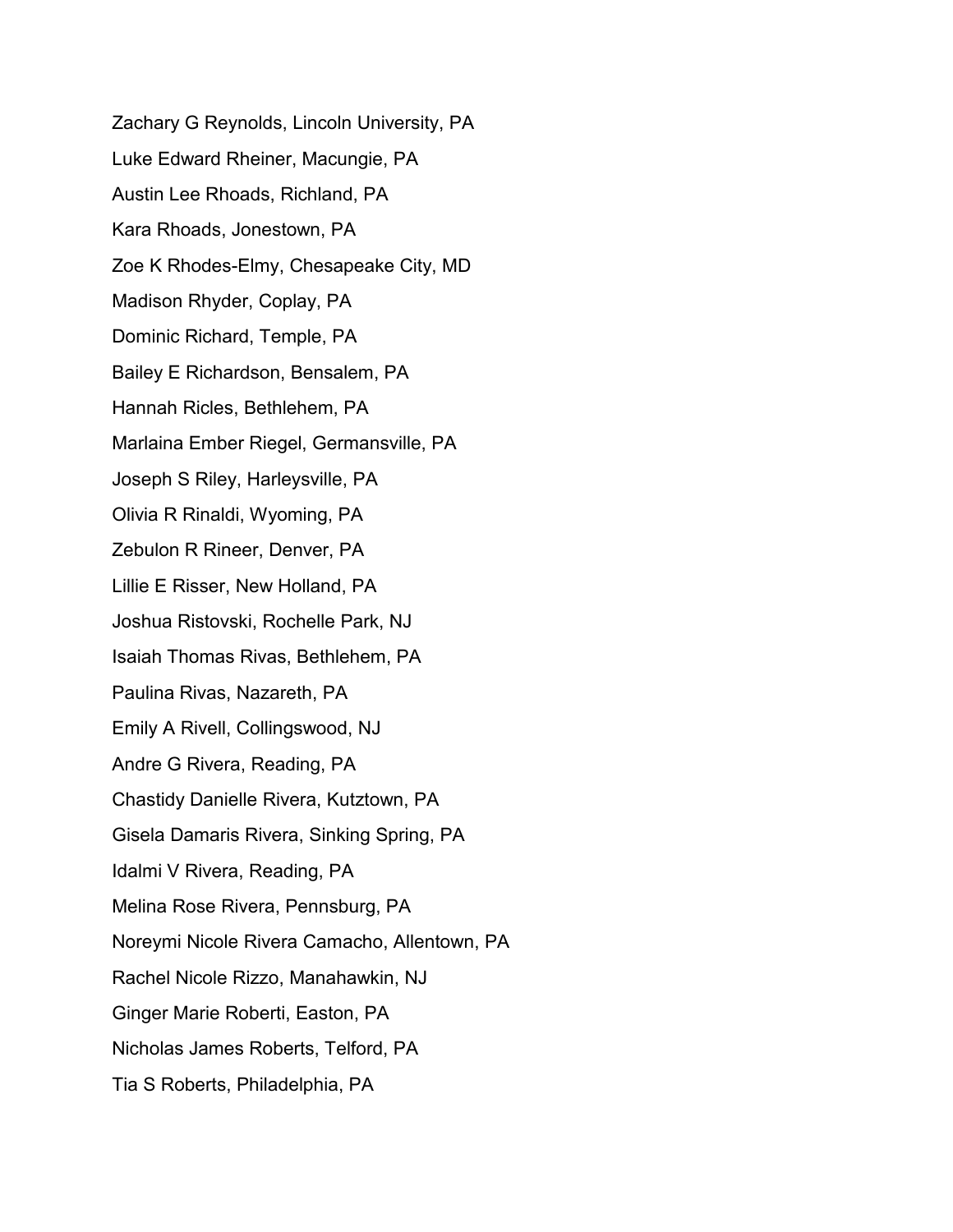Zachary G Reynolds, Lincoln University, PA

Luke Edward Rheiner, Macungie, PA

Austin Lee Rhoads, Richland, PA

Kara Rhoads, Jonestown, PA

Zoe K Rhodes-Elmy, Chesapeake City, MD

Madison Rhyder, Coplay, PA

Dominic Richard, Temple, PA

Bailey E Richardson, Bensalem, PA

Hannah Ricles, Bethlehem, PA

Marlaina Ember Riegel, Germansville, PA

Joseph S Riley, Harleysville, PA

Olivia R Rinaldi, Wyoming, PA

Zebulon R Rineer, Denver, PA

Lillie E Risser, New Holland, PA

Joshua Ristovski, Rochelle Park, NJ

Isaiah Thomas Rivas, Bethlehem, PA

Paulina Rivas, Nazareth, PA

Emily A Rivell, Collingswood, NJ

Andre G Rivera, Reading, PA

Chastidy Danielle Rivera, Kutztown, PA

Gisela Damaris Rivera, Sinking Spring, PA

Idalmi V Rivera, Reading, PA

Melina Rose Rivera, Pennsburg, PA

Noreymi Nicole Rivera Camacho, Allentown, PA

Rachel Nicole Rizzo, Manahawkin, NJ

Ginger Marie Roberti, Easton, PA

Nicholas James Roberts, Telford, PA

Tia S Roberts, Philadelphia, PA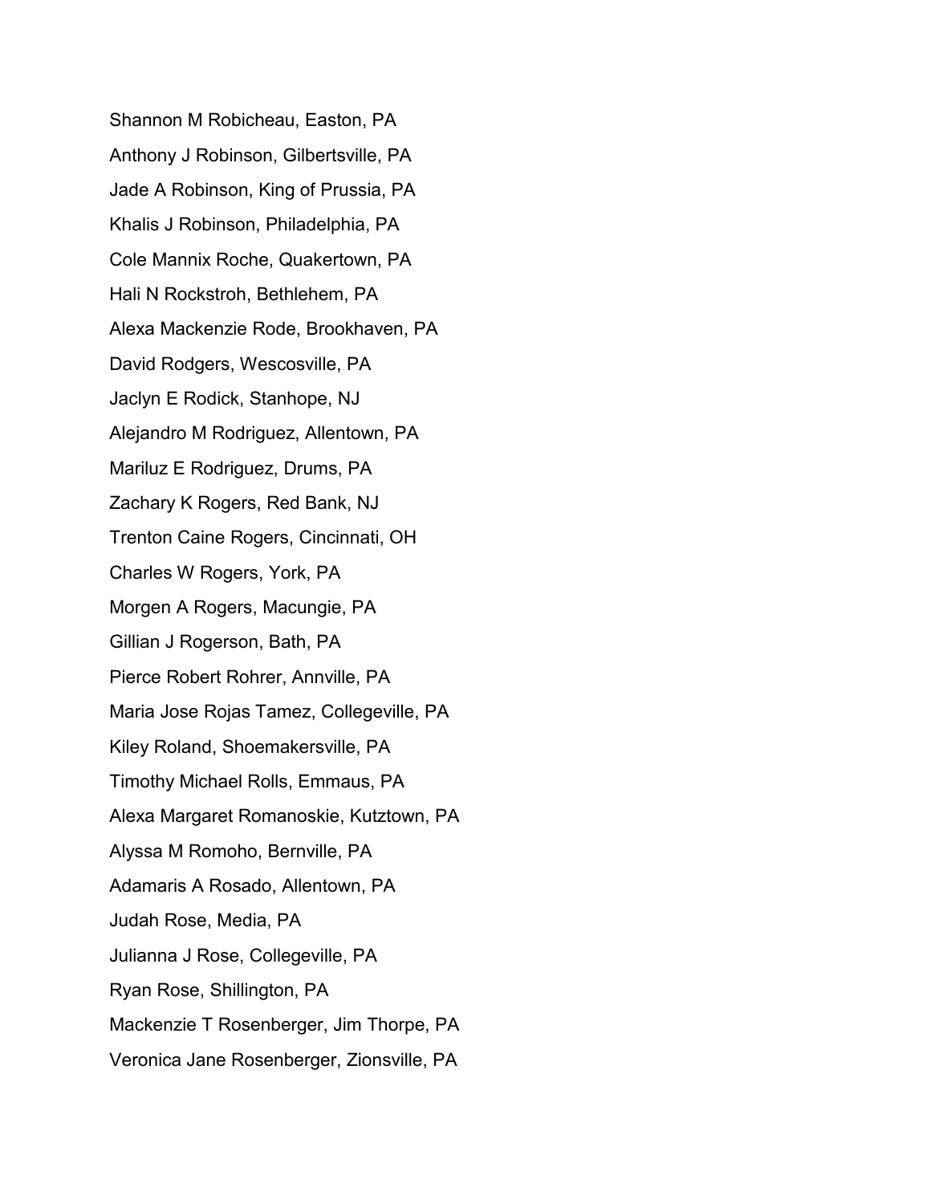Shannon M Robicheau, Easton, PA

Anthony J Robinson, Gilbertsville, PA

Jade A Robinson, King of Prussia, PA

Khalis J Robinson, Philadelphia, PA

Cole Mannix Roche, Quakertown, PA

Hali N Rockstroh, Bethlehem, PA

Alexa Mackenzie Rode, Brookhaven, PA

David Rodgers, Wescosville, PA

Jaclyn E Rodick, Stanhope, NJ

Alejandro M Rodriguez, Allentown, PA

Mariluz E Rodriguez, Drums, PA

Zachary K Rogers, Red Bank, NJ

Trenton Caine Rogers, Cincinnati, OH

Charles W Rogers, York, PA

Morgen A Rogers, Macungie, PA

Gillian J Rogerson, Bath, PA

Pierce Robert Rohrer, Annville, PA

Maria Jose Rojas Tamez, Collegeville, PA

Kiley Roland, Shoemakersville, PA

Timothy Michael Rolls, Emmaus, PA

Alexa Margaret Romanoskie, Kutztown, PA

Alyssa M Romoho, Bernville, PA

Adamaris A Rosado, Allentown, PA

Judah Rose, Media, PA

Julianna J Rose, Collegeville, PA

Ryan Rose, Shillington, PA

Mackenzie T Rosenberger, Jim Thorpe, PA

Veronica Jane Rosenberger, Zionsville, PA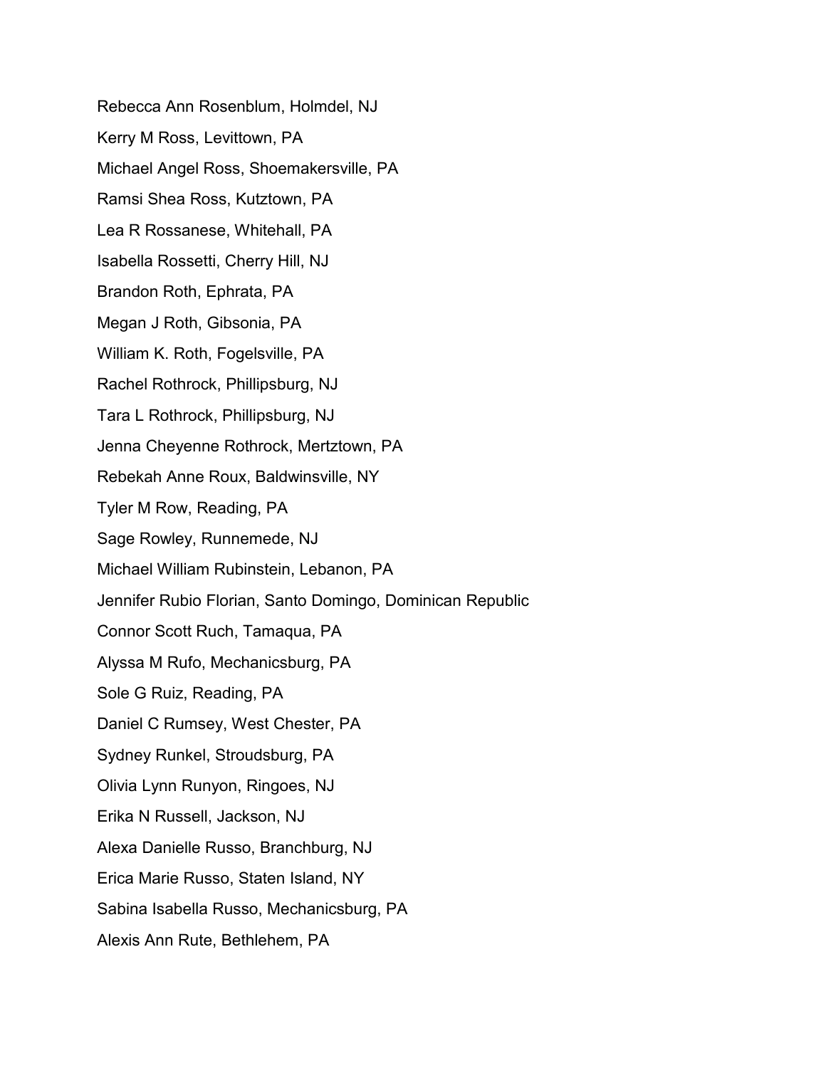Rebecca Ann Rosenblum, Holmdel, NJ

Kerry M Ross, Levittown, PA

Michael Angel Ross, Shoemakersville, PA

Ramsi Shea Ross, Kutztown, PA

Lea R Rossanese, Whitehall, PA

Isabella Rossetti, Cherry Hill, NJ

Brandon Roth, Ephrata, PA

Megan J Roth, Gibsonia, PA

William K. Roth, Fogelsville, PA

Rachel Rothrock, Phillipsburg, NJ

Tara L Rothrock, Phillipsburg, NJ

Jenna Cheyenne Rothrock, Mertztown, PA

Rebekah Anne Roux, Baldwinsville, NY

Tyler M Row, Reading, PA

Sage Rowley, Runnemede, NJ

Michael William Rubinstein, Lebanon, PA

Jennifer Rubio Florian, Santo Domingo, Dominican Republic

Connor Scott Ruch, Tamaqua, PA

Alyssa M Rufo, Mechanicsburg, PA

Sole G Ruiz, Reading, PA

Daniel C Rumsey, West Chester, PA

Sydney Runkel, Stroudsburg, PA

Olivia Lynn Runyon, Ringoes, NJ

Erika N Russell, Jackson, NJ

Alexa Danielle Russo, Branchburg, NJ

Erica Marie Russo, Staten Island, NY

Sabina Isabella Russo, Mechanicsburg, PA

Alexis Ann Rute, Bethlehem, PA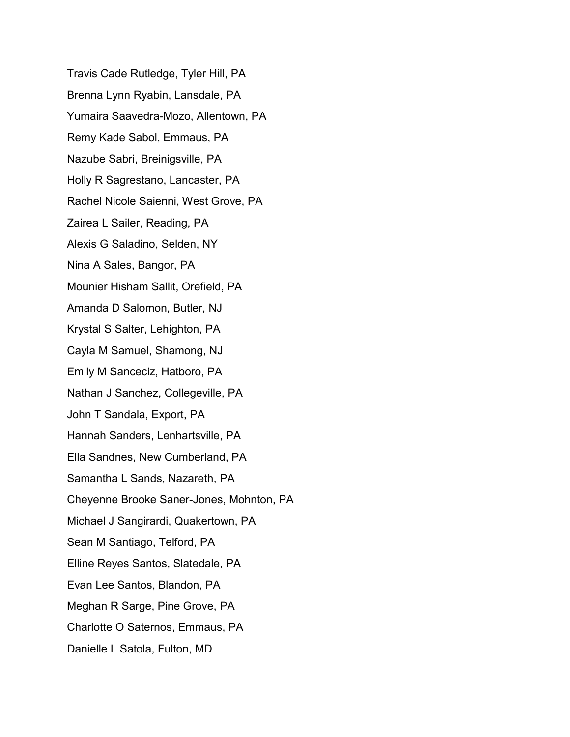Travis Cade Rutledge, Tyler Hill, PA

Brenna Lynn Ryabin, Lansdale, PA

Yumaira Saavedra-Mozo, Allentown, PA

Remy Kade Sabol, Emmaus, PA

Nazube Sabri, Breinigsville, PA

Holly R Sagrestano, Lancaster, PA

Rachel Nicole Saienni, West Grove, PA

Zairea L Sailer, Reading, PA

Alexis G Saladino, Selden, NY

Nina A Sales, Bangor, PA

Mounier Hisham Sallit, Orefield, PA

Amanda D Salomon, Butler, NJ

Krystal S Salter, Lehighton, PA

Cayla M Samuel, Shamong, NJ

Emily M Sanceciz, Hatboro, PA

Nathan J Sanchez, Collegeville, PA

John T Sandala, Export, PA

Hannah Sanders, Lenhartsville, PA

Ella Sandnes, New Cumberland, PA

Samantha L Sands, Nazareth, PA

Cheyenne Brooke Saner-Jones, Mohnton, PA

Michael J Sangirardi, Quakertown, PA

Sean M Santiago, Telford, PA

Elline Reyes Santos, Slatedale, PA

Evan Lee Santos, Blandon, PA

Meghan R Sarge, Pine Grove, PA

Charlotte O Saternos, Emmaus, PA

Danielle L Satola, Fulton, MD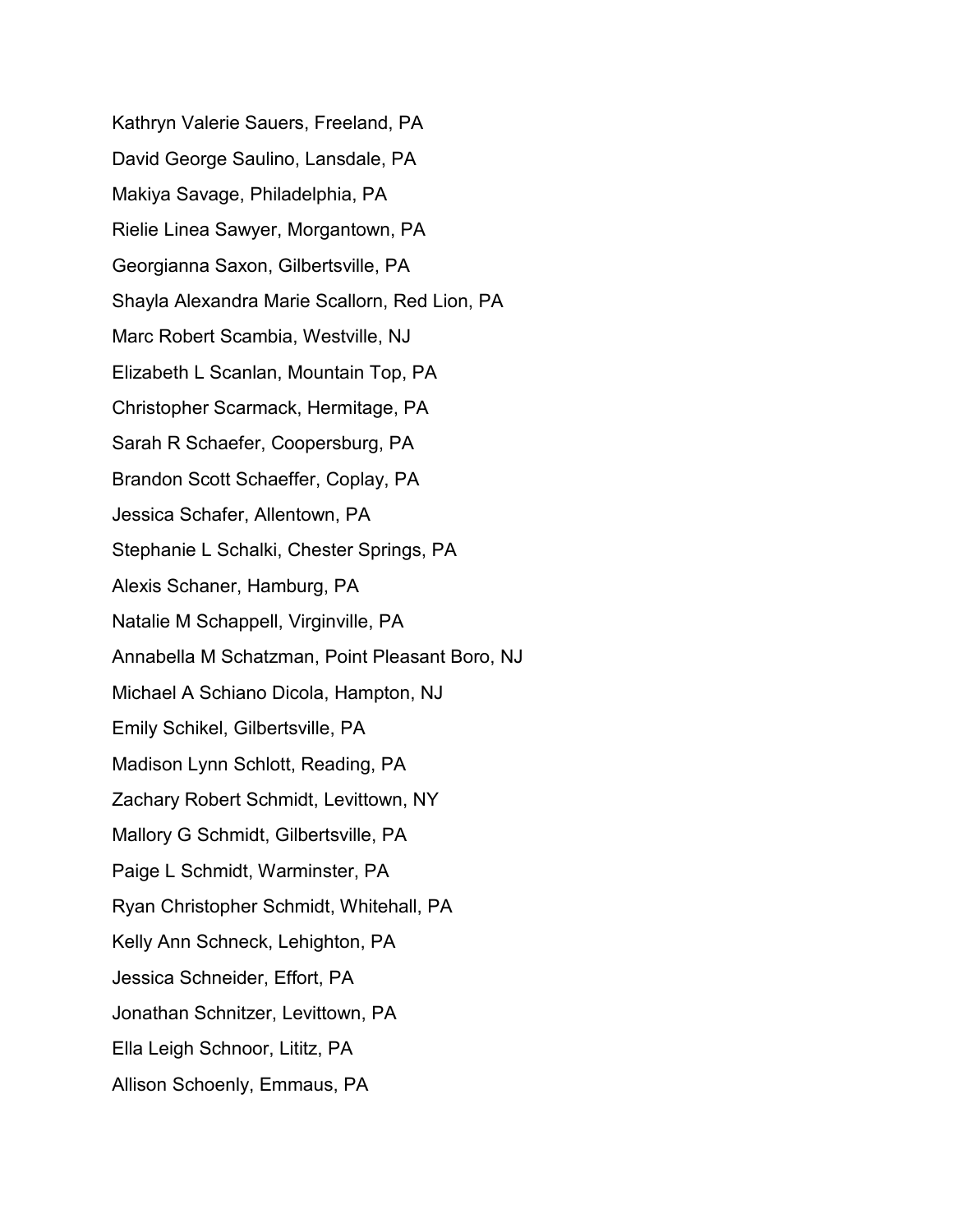Kathryn Valerie Sauers, Freeland, PA

David George Saulino, Lansdale, PA

Makiya Savage, Philadelphia, PA

Rielie Linea Sawyer, Morgantown, PA

Georgianna Saxon, Gilbertsville, PA

Shayla Alexandra Marie Scallorn, Red Lion, PA

Marc Robert Scambia, Westville, NJ

Elizabeth L Scanlan, Mountain Top, PA

Christopher Scarmack, Hermitage, PA

Sarah R Schaefer, Coopersburg, PA

Brandon Scott Schaeffer, Coplay, PA

Jessica Schafer, Allentown, PA

Stephanie L Schalki, Chester Springs, PA

Alexis Schaner, Hamburg, PA

Natalie M Schappell, Virginville, PA

Annabella M Schatzman, Point Pleasant Boro, NJ

Michael A Schiano Dicola, Hampton, NJ

Emily Schikel, Gilbertsville, PA

Madison Lynn Schlott, Reading, PA

Zachary Robert Schmidt, Levittown, NY

Mallory G Schmidt, Gilbertsville, PA

Paige L Schmidt, Warminster, PA

Ryan Christopher Schmidt, Whitehall, PA

Kelly Ann Schneck, Lehighton, PA

Jessica Schneider, Effort, PA

Jonathan Schnitzer, Levittown, PA

Ella Leigh Schnoor, Lititz, PA

Allison Schoenly, Emmaus, PA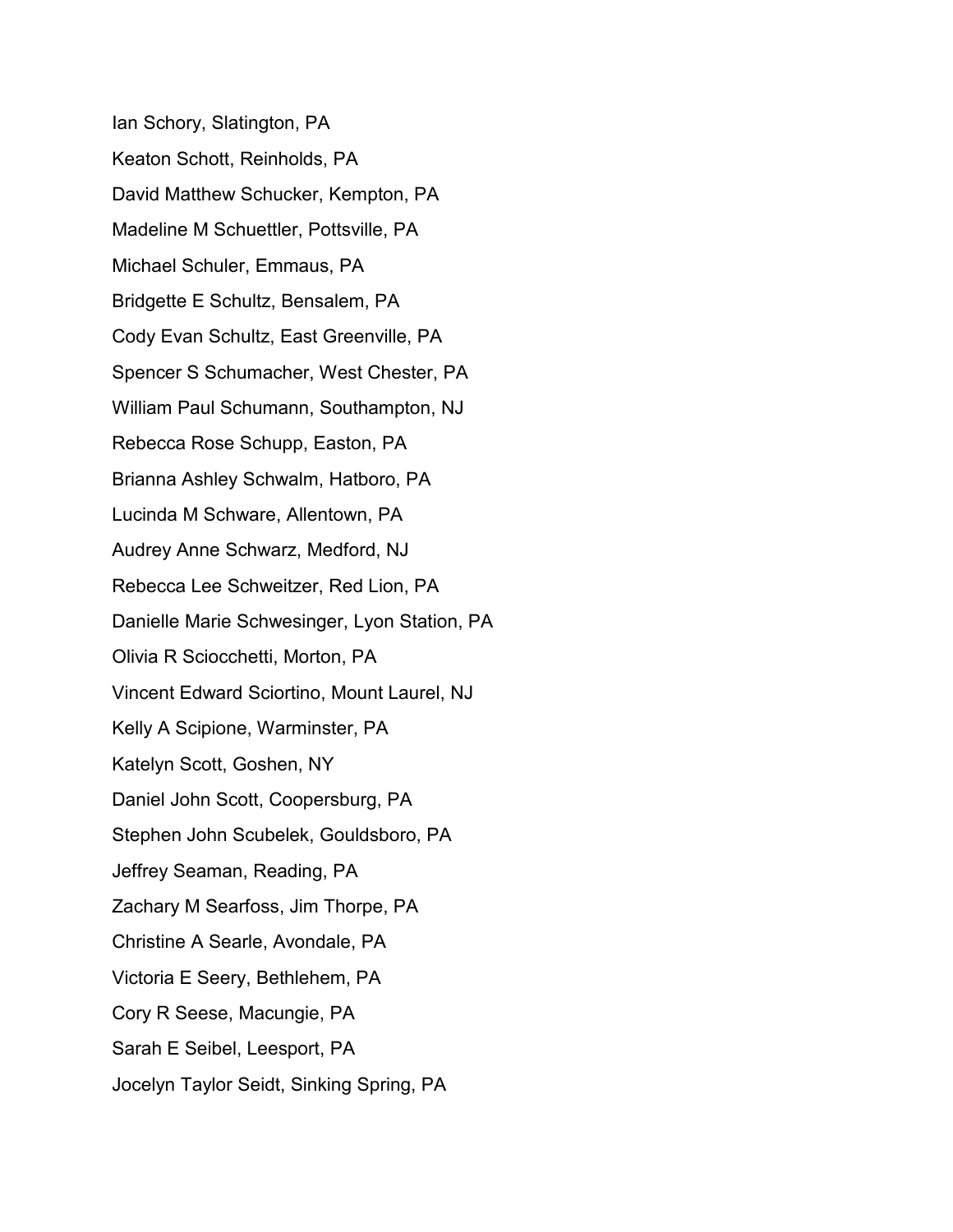Ian Schory, Slatington, PA

Keaton Schott, Reinholds, PA

David Matthew Schucker, Kempton, PA

Madeline M Schuettler, Pottsville, PA

Michael Schuler, Emmaus, PA

Bridgette E Schultz, Bensalem, PA

Cody Evan Schultz, East Greenville, PA

Spencer S Schumacher, West Chester, PA

William Paul Schumann, Southampton, NJ

Rebecca Rose Schupp, Easton, PA

Brianna Ashley Schwalm, Hatboro, PA

Lucinda M Schware, Allentown, PA

Audrey Anne Schwarz, Medford, NJ

Rebecca Lee Schweitzer, Red Lion, PA

Danielle Marie Schwesinger, Lyon Station, PA

Olivia R Sciocchetti, Morton, PA

Vincent Edward Sciortino, Mount Laurel, NJ

Kelly A Scipione, Warminster, PA

Katelyn Scott, Goshen, NY

Daniel John Scott, Coopersburg, PA

Stephen John Scubelek, Gouldsboro, PA

Jeffrey Seaman, Reading, PA

Zachary M Searfoss, Jim Thorpe, PA

Christine A Searle, Avondale, PA

Victoria E Seery, Bethlehem, PA

Cory R Seese, Macungie, PA

Sarah E Seibel, Leesport, PA

Jocelyn Taylor Seidt, Sinking Spring, PA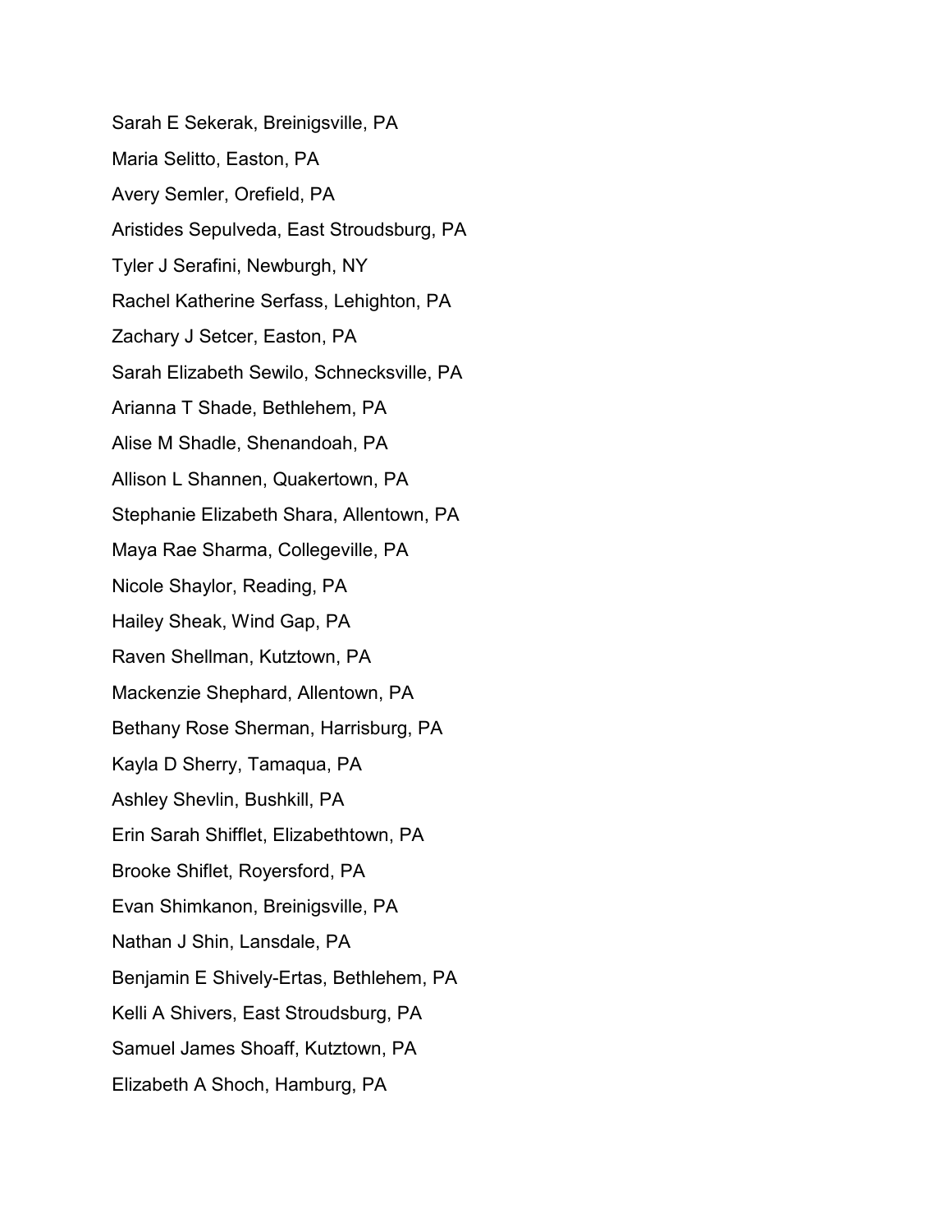Sarah E Sekerak, Breinigsville, PA

Maria Selitto, Easton, PA

Avery Semler, Orefield, PA

Aristides Sepulveda, East Stroudsburg, PA

Tyler J Serafini, Newburgh, NY

Rachel Katherine Serfass, Lehighton, PA

Zachary J Setcer, Easton, PA

Sarah Elizabeth Sewilo, Schnecksville, PA

Arianna T Shade, Bethlehem, PA

Alise M Shadle, Shenandoah, PA

Allison L Shannen, Quakertown, PA

Stephanie Elizabeth Shara, Allentown, PA

Maya Rae Sharma, Collegeville, PA

Nicole Shaylor, Reading, PA

Hailey Sheak, Wind Gap, PA

Raven Shellman, Kutztown, PA

Mackenzie Shephard, Allentown, PA

Bethany Rose Sherman, Harrisburg, PA

Kayla D Sherry, Tamaqua, PA

Ashley Shevlin, Bushkill, PA

Erin Sarah Shifflet, Elizabethtown, PA

Brooke Shiflet, Royersford, PA

Evan Shimkanon, Breinigsville, PA

Nathan J Shin, Lansdale, PA

Benjamin E Shively-Ertas, Bethlehem, PA

Kelli A Shivers, East Stroudsburg, PA

Samuel James Shoaff, Kutztown, PA

Elizabeth A Shoch, Hamburg, PA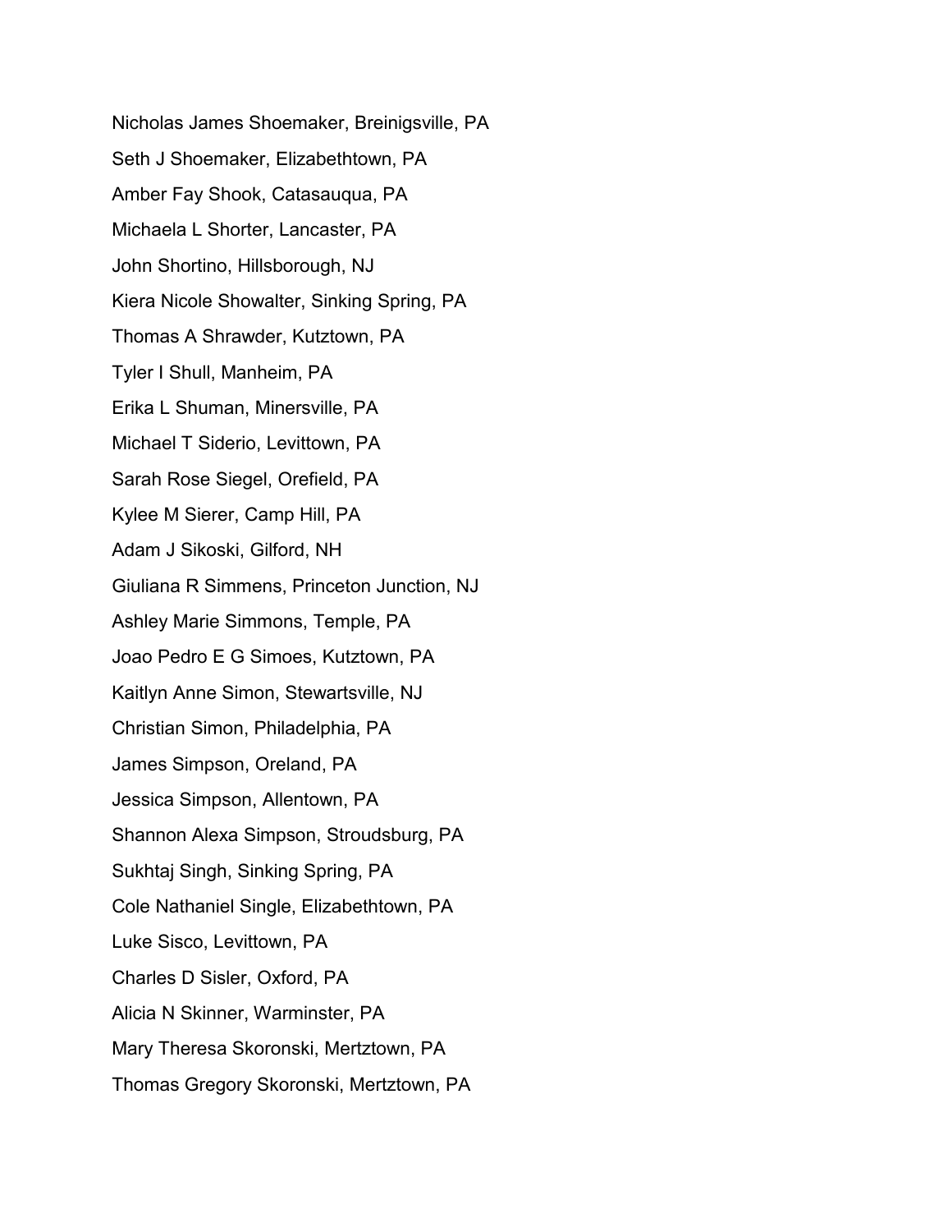Nicholas James Shoemaker, Breinigsville, PA

Seth J Shoemaker, Elizabethtown, PA

Amber Fay Shook, Catasauqua, PA

Michaela L Shorter, Lancaster, PA

John Shortino, Hillsborough, NJ

Kiera Nicole Showalter, Sinking Spring, PA

Thomas A Shrawder, Kutztown, PA

Tyler I Shull, Manheim, PA

Erika L Shuman, Minersville, PA

Michael T Siderio, Levittown, PA

Sarah Rose Siegel, Orefield, PA

Kylee M Sierer, Camp Hill, PA

Adam J Sikoski, Gilford, NH

Giuliana R Simmens, Princeton Junction, NJ

Ashley Marie Simmons, Temple, PA

Joao Pedro E G Simoes, Kutztown, PA

Kaitlyn Anne Simon, Stewartsville, NJ

Christian Simon, Philadelphia, PA

James Simpson, Oreland, PA

Jessica Simpson, Allentown, PA

Shannon Alexa Simpson, Stroudsburg, PA

Sukhtaj Singh, Sinking Spring, PA

Cole Nathaniel Single, Elizabethtown, PA

Luke Sisco, Levittown, PA

Charles D Sisler, Oxford, PA

Alicia N Skinner, Warminster, PA

Mary Theresa Skoronski, Mertztown, PA

Thomas Gregory Skoronski, Mertztown, PA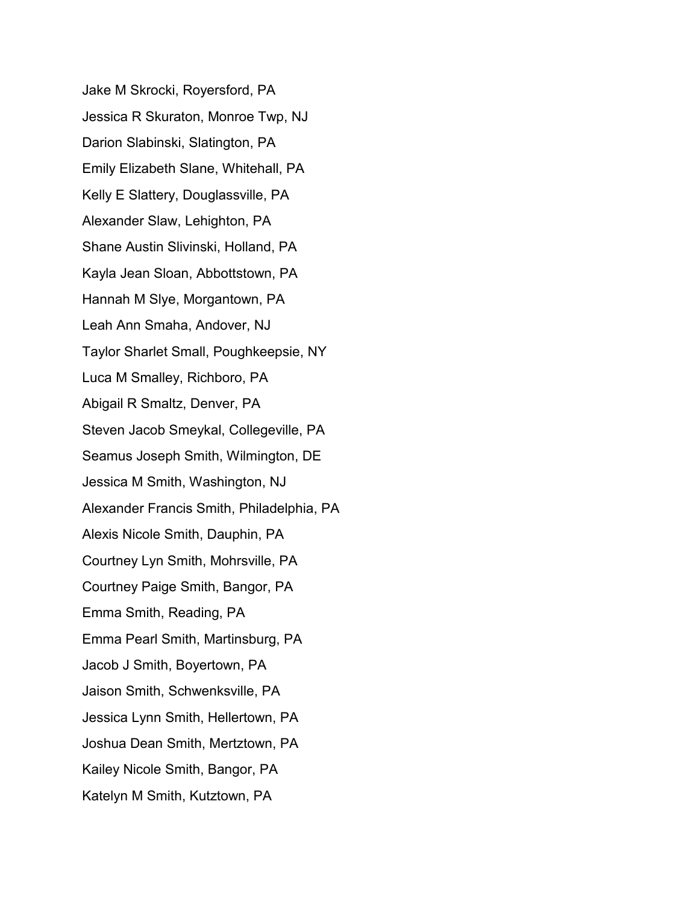Jake M Skrocki, Royersford, PA

Jessica R Skuraton, Monroe Twp, NJ

Darion Slabinski, Slatington, PA

Emily Elizabeth Slane, Whitehall, PA

Kelly E Slattery, Douglassville, PA

Alexander Slaw, Lehighton, PA

Shane Austin Slivinski, Holland, PA

Kayla Jean Sloan, Abbottstown, PA

Hannah M Slye, Morgantown, PA

Leah Ann Smaha, Andover, NJ

Taylor Sharlet Small, Poughkeepsie, NY

Luca M Smalley, Richboro, PA

Abigail R Smaltz, Denver, PA

Steven Jacob Smeykal, Collegeville, PA

Seamus Joseph Smith, Wilmington, DE

Jessica M Smith, Washington, NJ

Alexander Francis Smith, Philadelphia, PA

Alexis Nicole Smith, Dauphin, PA

Courtney Lyn Smith, Mohrsville, PA

Courtney Paige Smith, Bangor, PA

Emma Smith, Reading, PA

Emma Pearl Smith, Martinsburg, PA

Jacob J Smith, Boyertown, PA

Jaison Smith, Schwenksville, PA

Jessica Lynn Smith, Hellertown, PA

Joshua Dean Smith, Mertztown, PA

Kailey Nicole Smith, Bangor, PA

Katelyn M Smith, Kutztown, PA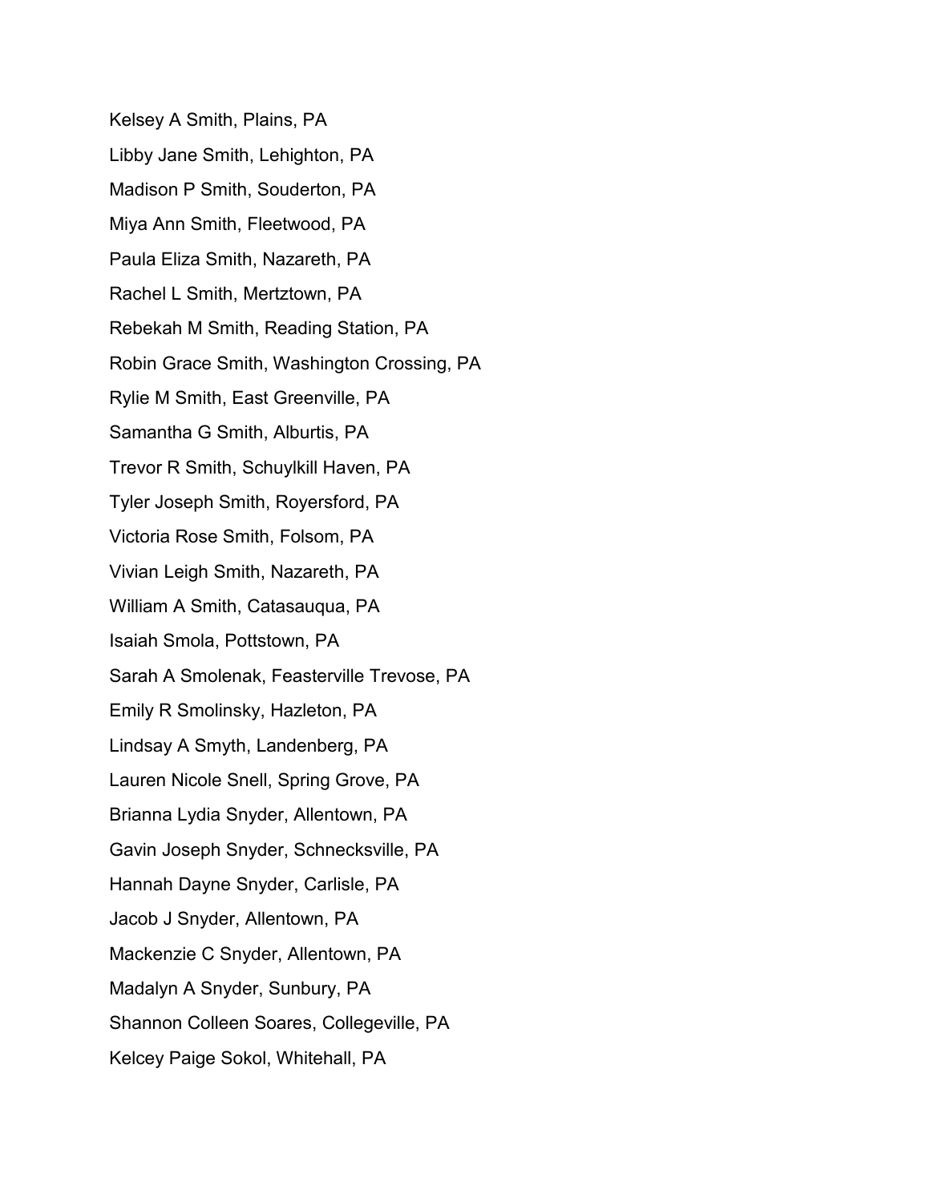Kelsey A Smith, Plains, PA

Libby Jane Smith, Lehighton, PA

Madison P Smith, Souderton, PA

Miya Ann Smith, Fleetwood, PA

Paula Eliza Smith, Nazareth, PA

Rachel L Smith, Mertztown, PA

Rebekah M Smith, Reading Station, PA

Robin Grace Smith, Washington Crossing, PA

Rylie M Smith, East Greenville, PA

Samantha G Smith, Alburtis, PA

Trevor R Smith, Schuylkill Haven, PA

Tyler Joseph Smith, Royersford, PA

Victoria Rose Smith, Folsom, PA

Vivian Leigh Smith, Nazareth, PA

William A Smith, Catasauqua, PA

Isaiah Smola, Pottstown, PA

Sarah A Smolenak, Feasterville Trevose, PA

Emily R Smolinsky, Hazleton, PA

Lindsay A Smyth, Landenberg, PA

Lauren Nicole Snell, Spring Grove, PA

Brianna Lydia Snyder, Allentown, PA

Gavin Joseph Snyder, Schnecksville, PA

Hannah Dayne Snyder, Carlisle, PA

Jacob J Snyder, Allentown, PA

Mackenzie C Snyder, Allentown, PA

Madalyn A Snyder, Sunbury, PA

Shannon Colleen Soares, Collegeville, PA

Kelcey Paige Sokol, Whitehall, PA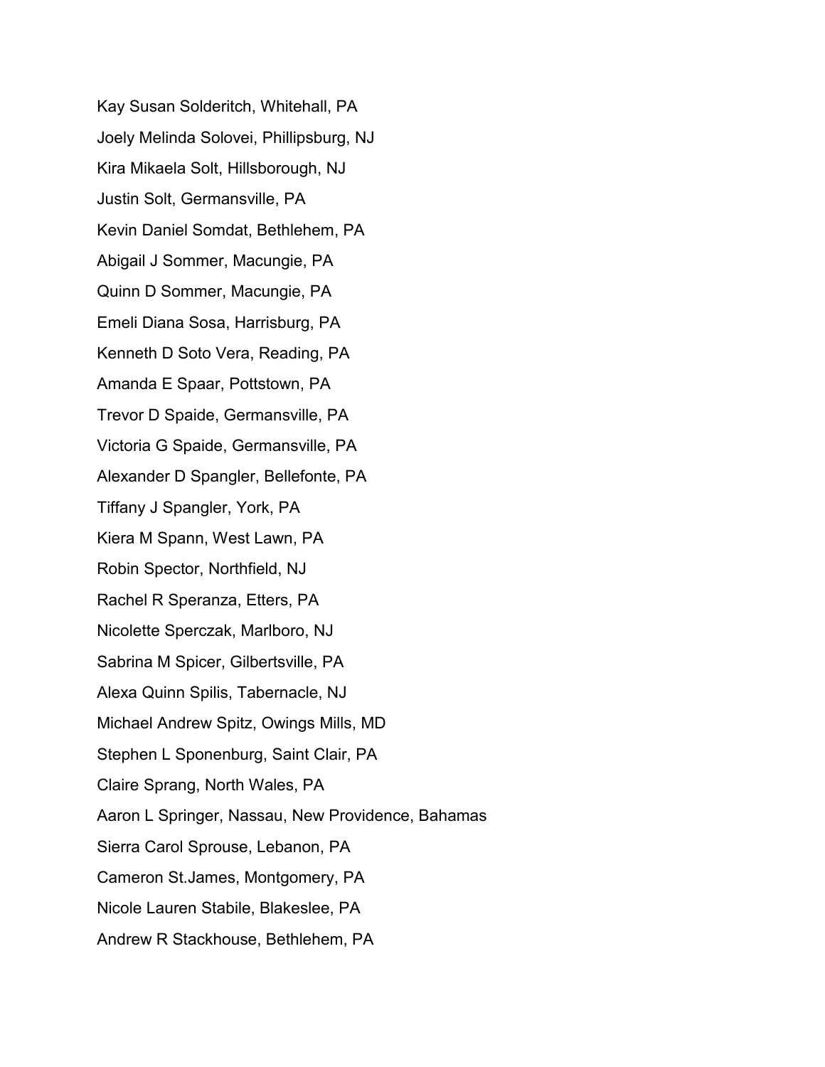Kay Susan Solderitch, Whitehall, PA

Joely Melinda Solovei, Phillipsburg, NJ

Kira Mikaela Solt, Hillsborough, NJ

Justin Solt, Germansville, PA

Kevin Daniel Somdat, Bethlehem, PA

Abigail J Sommer, Macungie, PA

Quinn D Sommer, Macungie, PA

Emeli Diana Sosa, Harrisburg, PA

Kenneth D Soto Vera, Reading, PA

Amanda E Spaar, Pottstown, PA

Trevor D Spaide, Germansville, PA

Victoria G Spaide, Germansville, PA

Alexander D Spangler, Bellefonte, PA

Tiffany J Spangler, York, PA

Kiera M Spann, West Lawn, PA

Robin Spector, Northfield, NJ

Rachel R Speranza, Etters, PA

Nicolette Sperczak, Marlboro, NJ

Sabrina M Spicer, Gilbertsville, PA

Alexa Quinn Spilis, Tabernacle, NJ

Michael Andrew Spitz, Owings Mills, MD

Stephen L Sponenburg, Saint Clair, PA

Claire Sprang, North Wales, PA

Aaron L Springer, Nassau, New Providence, Bahamas

Sierra Carol Sprouse, Lebanon, PA

Cameron St.James, Montgomery, PA

Nicole Lauren Stabile, Blakeslee, PA

Andrew R Stackhouse, Bethlehem, PA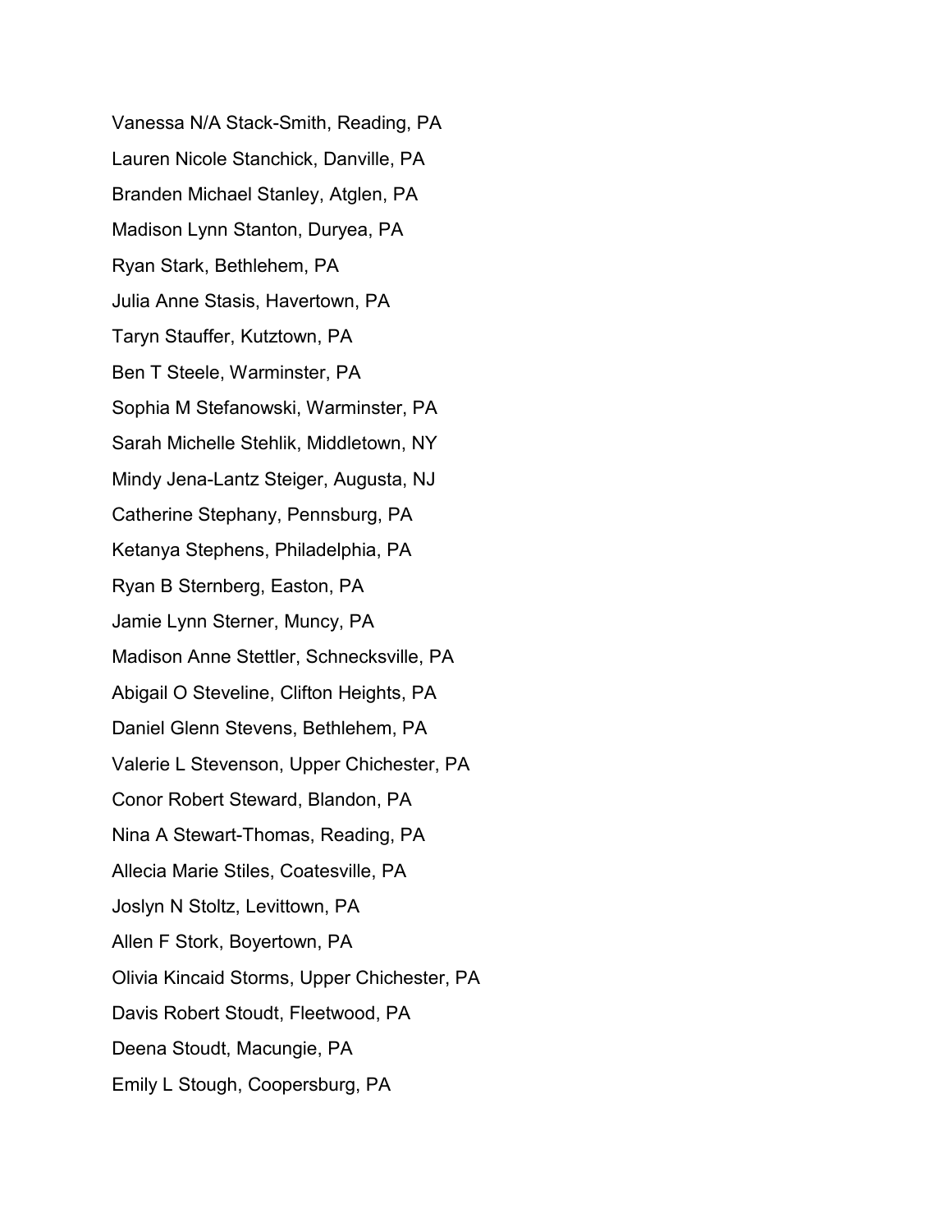Vanessa N/A Stack-Smith, Reading, PA

Lauren Nicole Stanchick, Danville, PA

Branden Michael Stanley, Atglen, PA

Madison Lynn Stanton, Duryea, PA

Ryan Stark, Bethlehem, PA

Julia Anne Stasis, Havertown, PA

Taryn Stauffer, Kutztown, PA

Ben T Steele, Warminster, PA

Sophia M Stefanowski, Warminster, PA

Sarah Michelle Stehlik, Middletown, NY

Mindy Jena-Lantz Steiger, Augusta, NJ

Catherine Stephany, Pennsburg, PA

Ketanya Stephens, Philadelphia, PA

Ryan B Sternberg, Easton, PA

Jamie Lynn Sterner, Muncy, PA

Madison Anne Stettler, Schnecksville, PA

Abigail O Steveline, Clifton Heights, PA

Daniel Glenn Stevens, Bethlehem, PA

Valerie L Stevenson, Upper Chichester, PA

Conor Robert Steward, Blandon, PA

Nina A Stewart-Thomas, Reading, PA

Allecia Marie Stiles, Coatesville, PA

Joslyn N Stoltz, Levittown, PA

Allen F Stork, Boyertown, PA

Olivia Kincaid Storms, Upper Chichester, PA

Davis Robert Stoudt, Fleetwood, PA

Deena Stoudt, Macungie, PA

Emily L Stough, Coopersburg, PA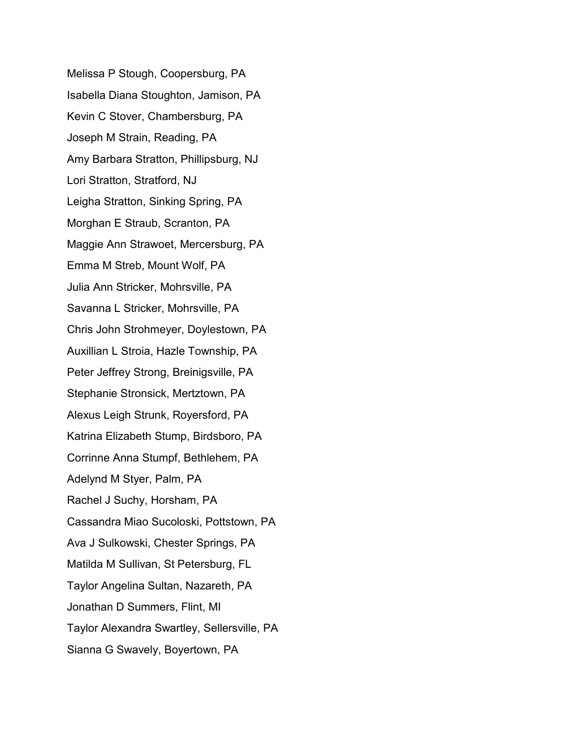Melissa P Stough, Coopersburg, PA

Isabella Diana Stoughton, Jamison, PA

Kevin C Stover, Chambersburg, PA

Joseph M Strain, Reading, PA

Amy Barbara Stratton, Phillipsburg, NJ

Lori Stratton, Stratford, NJ

Leigha Stratton, Sinking Spring, PA

Morghan E Straub, Scranton, PA

Maggie Ann Strawoet, Mercersburg, PA

Emma M Streb, Mount Wolf, PA

Julia Ann Stricker, Mohrsville, PA

Savanna L Stricker, Mohrsville, PA

Chris John Strohmeyer, Doylestown, PA

Auxillian L Stroia, Hazle Township, PA

Peter Jeffrey Strong, Breinigsville, PA

Stephanie Stronsick, Mertztown, PA

Alexus Leigh Strunk, Royersford, PA

Katrina Elizabeth Stump, Birdsboro, PA

Corrinne Anna Stumpf, Bethlehem, PA

Adelynd M Styer, Palm, PA

Rachel J Suchy, Horsham, PA

Cassandra Miao Sucoloski, Pottstown, PA

Ava J Sulkowski, Chester Springs, PA

Matilda M Sullivan, St Petersburg, FL

Taylor Angelina Sultan, Nazareth, PA

Jonathan D Summers, Flint, MI

Taylor Alexandra Swartley, Sellersville, PA

Sianna G Swavely, Boyertown, PA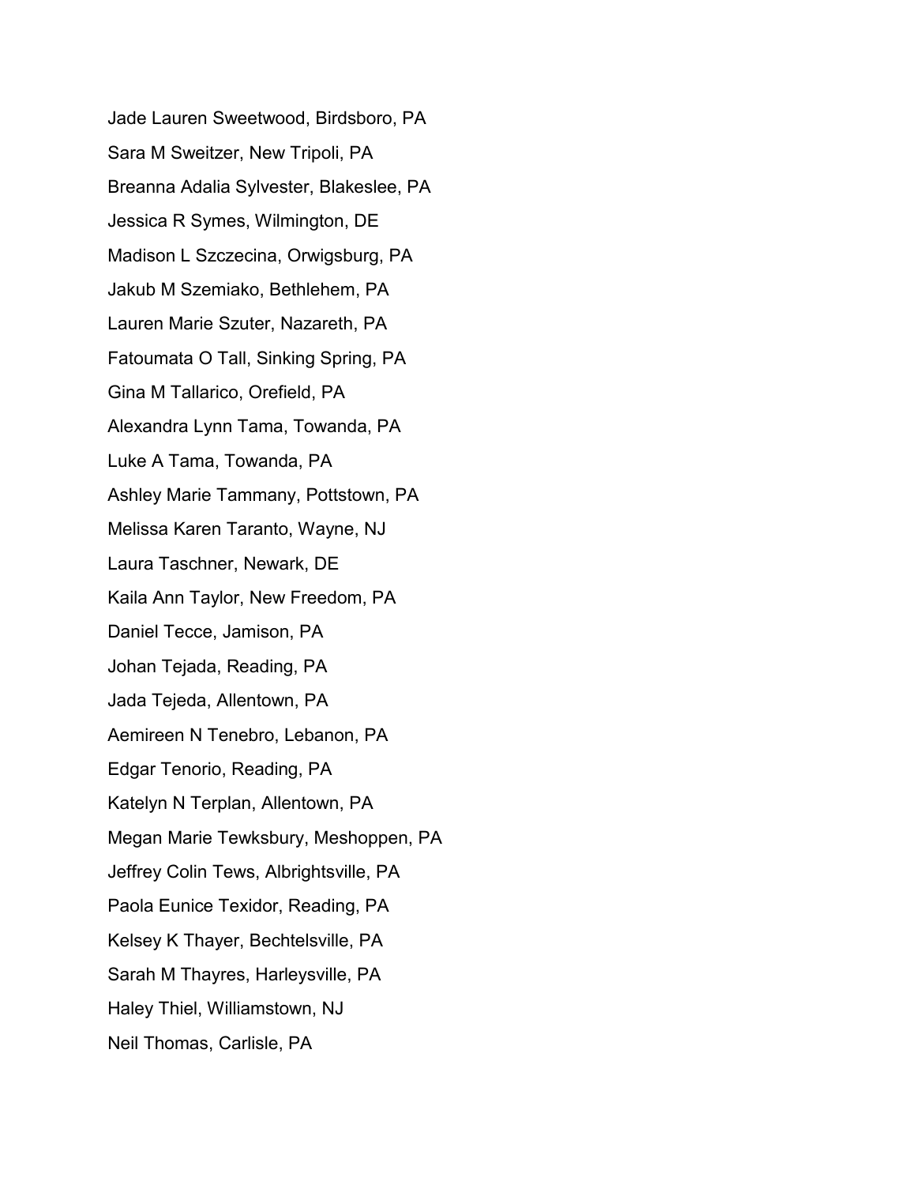Jade Lauren Sweetwood, Birdsboro, PA

Sara M Sweitzer, New Tripoli, PA

Breanna Adalia Sylvester, Blakeslee, PA

Jessica R Symes, Wilmington, DE

Madison L Szczecina, Orwigsburg, PA

Jakub M Szemiako, Bethlehem, PA

Lauren Marie Szuter, Nazareth, PA

Fatoumata O Tall, Sinking Spring, PA

Gina M Tallarico, Orefield, PA

Alexandra Lynn Tama, Towanda, PA

Luke A Tama, Towanda, PA

Ashley Marie Tammany, Pottstown, PA

Melissa Karen Taranto, Wayne, NJ

Laura Taschner, Newark, DE

Kaila Ann Taylor, New Freedom, PA

Daniel Tecce, Jamison, PA

Johan Tejada, Reading, PA

Jada Tejeda, Allentown, PA

Aemireen N Tenebro, Lebanon, PA

Edgar Tenorio, Reading, PA

Katelyn N Terplan, Allentown, PA

Megan Marie Tewksbury, Meshoppen, PA

Jeffrey Colin Tews, Albrightsville, PA

Paola Eunice Texidor, Reading, PA

Kelsey K Thayer, Bechtelsville, PA

Sarah M Thayres, Harleysville, PA

Haley Thiel, Williamstown, NJ

Neil Thomas, Carlisle, PA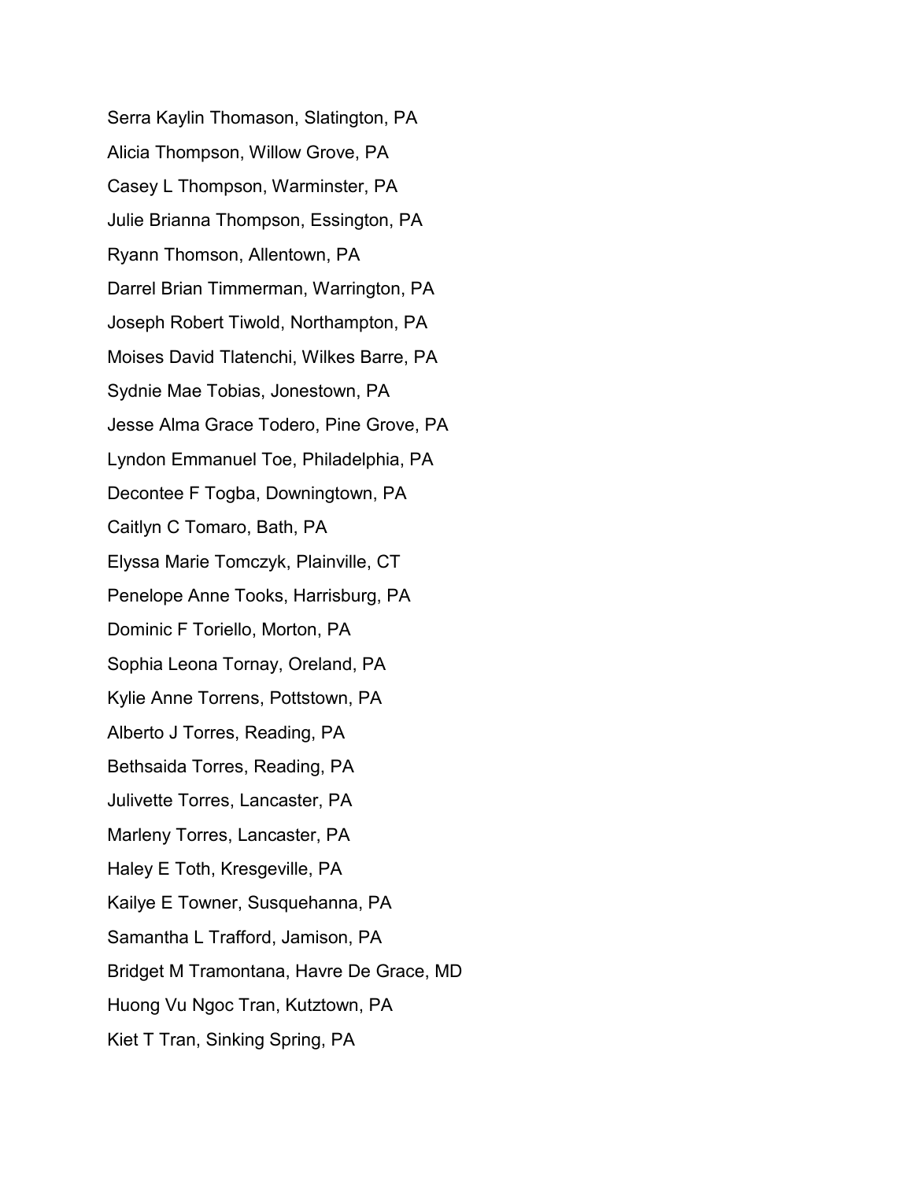Serra Kaylin Thomason, Slatington, PA

Alicia Thompson, Willow Grove, PA

Casey L Thompson, Warminster, PA

Julie Brianna Thompson, Essington, PA

Ryann Thomson, Allentown, PA

Darrel Brian Timmerman, Warrington, PA

Joseph Robert Tiwold, Northampton, PA

Moises David Tlatenchi, Wilkes Barre, PA

Sydnie Mae Tobias, Jonestown, PA

Jesse Alma Grace Todero, Pine Grove, PA

Lyndon Emmanuel Toe, Philadelphia, PA

Decontee F Togba, Downingtown, PA

Caitlyn C Tomaro, Bath, PA

Elyssa Marie Tomczyk, Plainville, CT

Penelope Anne Tooks, Harrisburg, PA

Dominic F Toriello, Morton, PA

Sophia Leona Tornay, Oreland, PA

Kylie Anne Torrens, Pottstown, PA

Alberto J Torres, Reading, PA

Bethsaida Torres, Reading, PA

Julivette Torres, Lancaster, PA

Marleny Torres, Lancaster, PA

Haley E Toth, Kresgeville, PA

Kailye E Towner, Susquehanna, PA

Samantha L Trafford, Jamison, PA

Bridget M Tramontana, Havre De Grace, MD

Huong Vu Ngoc Tran, Kutztown, PA

Kiet T Tran, Sinking Spring, PA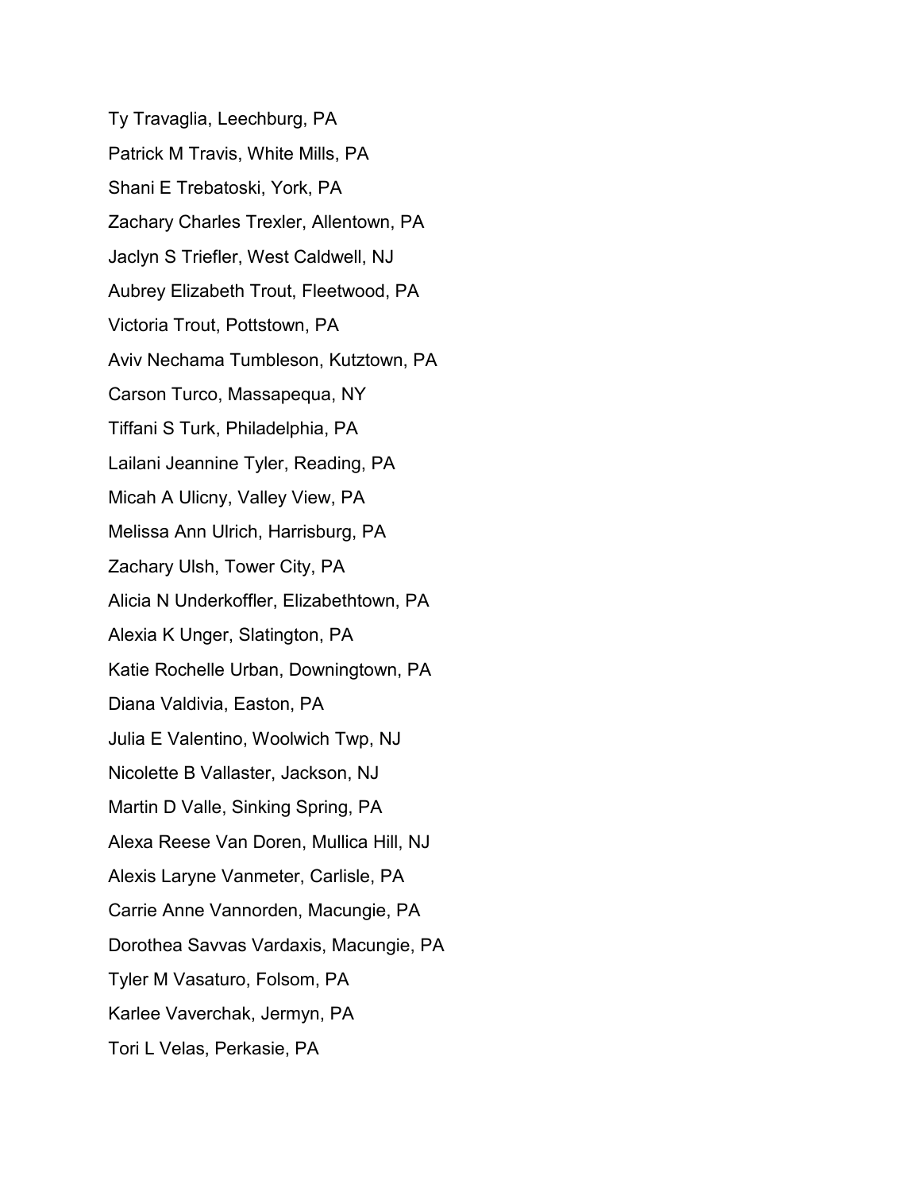Ty Travaglia, Leechburg, PA

Patrick M Travis, White Mills, PA

Shani E Trebatoski, York, PA

Zachary Charles Trexler, Allentown, PA

Jaclyn S Triefler, West Caldwell, NJ

Aubrey Elizabeth Trout, Fleetwood, PA

Victoria Trout, Pottstown, PA

Aviv Nechama Tumbleson, Kutztown, PA

Carson Turco, Massapequa, NY

Tiffani S Turk, Philadelphia, PA

Lailani Jeannine Tyler, Reading, PA

Micah A Ulicny, Valley View, PA

Melissa Ann Ulrich, Harrisburg, PA

Zachary Ulsh, Tower City, PA

Alicia N Underkoffler, Elizabethtown, PA

Alexia K Unger, Slatington, PA

Katie Rochelle Urban, Downingtown, PA

Diana Valdivia, Easton, PA

Julia E Valentino, Woolwich Twp, NJ

Nicolette B Vallaster, Jackson, NJ

Martin D Valle, Sinking Spring, PA

Alexa Reese Van Doren, Mullica Hill, NJ

Alexis Laryne Vanmeter, Carlisle, PA

Carrie Anne Vannorden, Macungie, PA

Dorothea Savvas Vardaxis, Macungie, PA

Tyler M Vasaturo, Folsom, PA

Karlee Vaverchak, Jermyn, PA

Tori L Velas, Perkasie, PA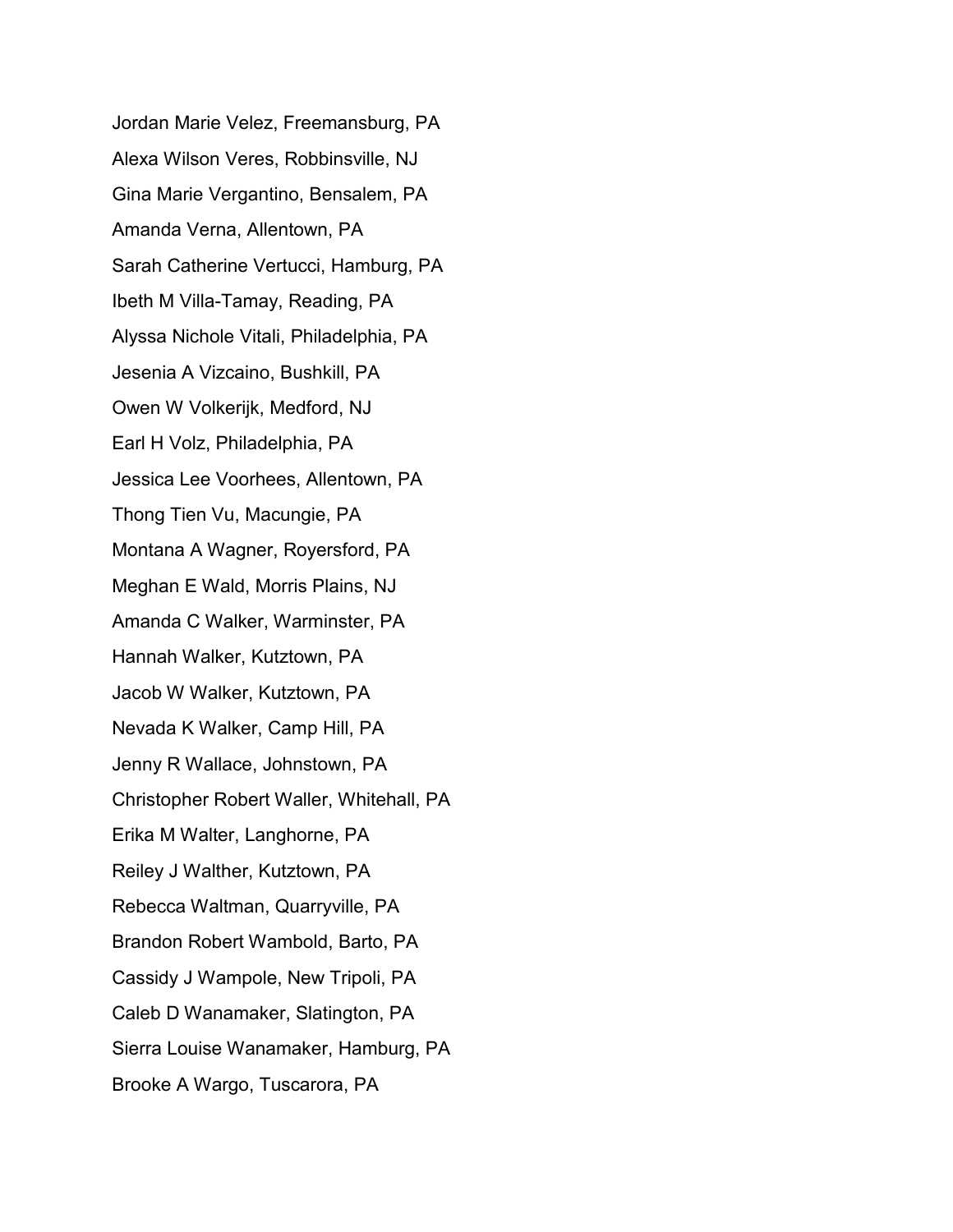Jordan Marie Velez, Freemansburg, PA

Alexa Wilson Veres, Robbinsville, NJ

Gina Marie Vergantino, Bensalem, PA

Amanda Verna, Allentown, PA

Sarah Catherine Vertucci, Hamburg, PA

Ibeth M Villa-Tamay, Reading, PA

Alyssa Nichole Vitali, Philadelphia, PA

Jesenia A Vizcaino, Bushkill, PA

Owen W Volkerijk, Medford, NJ

Earl H Volz, Philadelphia, PA

Jessica Lee Voorhees, Allentown, PA

Thong Tien Vu, Macungie, PA

Montana A Wagner, Royersford, PA

Meghan E Wald, Morris Plains, NJ

Amanda C Walker, Warminster, PA

Hannah Walker, Kutztown, PA

Jacob W Walker, Kutztown, PA

Nevada K Walker, Camp Hill, PA

Jenny R Wallace, Johnstown, PA

Christopher Robert Waller, Whitehall, PA

Erika M Walter, Langhorne, PA

Reiley J Walther, Kutztown, PA

Rebecca Waltman, Quarryville, PA

Brandon Robert Wambold, Barto, PA

Cassidy J Wampole, New Tripoli, PA

Caleb D Wanamaker, Slatington, PA

Sierra Louise Wanamaker, Hamburg, PA

Brooke A Wargo, Tuscarora, PA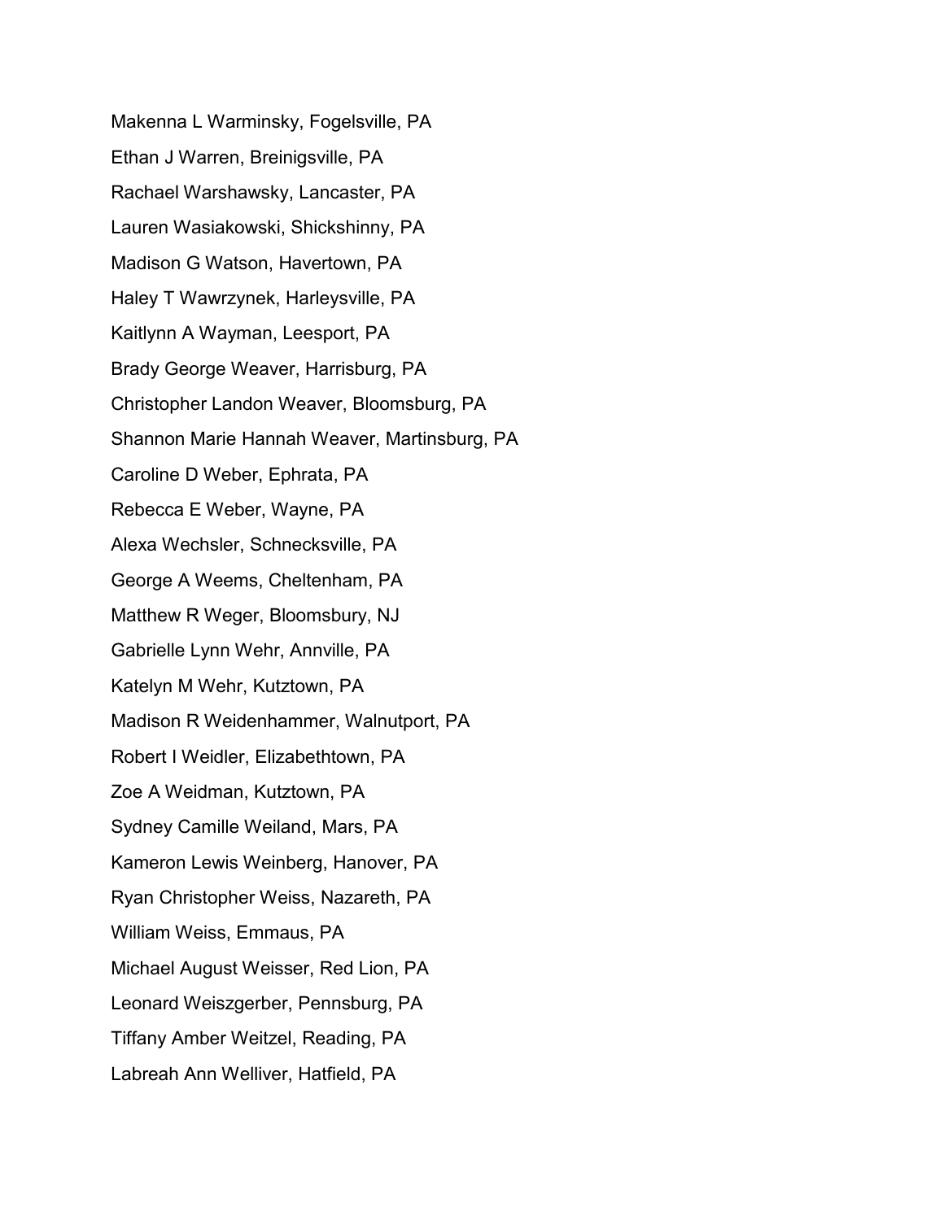Makenna L Warminsky, Fogelsville, PA

Ethan J Warren, Breinigsville, PA

Rachael Warshawsky, Lancaster, PA

Lauren Wasiakowski, Shickshinny, PA

Madison G Watson, Havertown, PA

Haley T Wawrzynek, Harleysville, PA

Kaitlynn A Wayman, Leesport, PA

Brady George Weaver, Harrisburg, PA

Christopher Landon Weaver, Bloomsburg, PA

Shannon Marie Hannah Weaver, Martinsburg, PA

Caroline D Weber, Ephrata, PA

Rebecca E Weber, Wayne, PA

Alexa Wechsler, Schnecksville, PA

George A Weems, Cheltenham, PA

Matthew R Weger, Bloomsbury, NJ

Gabrielle Lynn Wehr, Annville, PA

Katelyn M Wehr, Kutztown, PA

Madison R Weidenhammer, Walnutport, PA

Robert I Weidler, Elizabethtown, PA

Zoe A Weidman, Kutztown, PA

Sydney Camille Weiland, Mars, PA

Kameron Lewis Weinberg, Hanover, PA

Ryan Christopher Weiss, Nazareth, PA

William Weiss, Emmaus, PA

Michael August Weisser, Red Lion, PA

Leonard Weiszgerber, Pennsburg, PA

Tiffany Amber Weitzel, Reading, PA

Labreah Ann Welliver, Hatfield, PA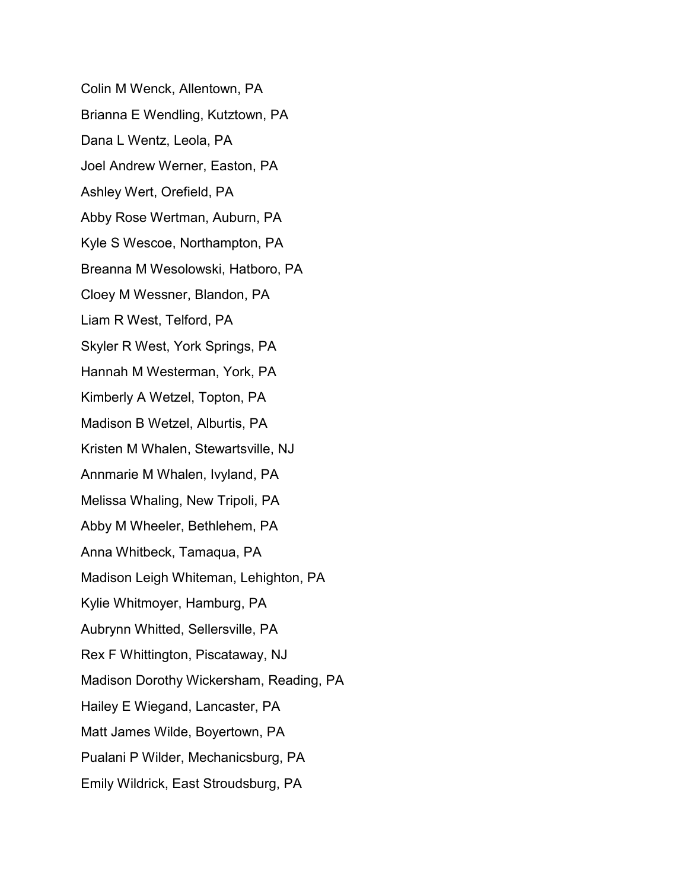Colin M Wenck, Allentown, PA

Brianna E Wendling, Kutztown, PA

Dana L Wentz, Leola, PA

Joel Andrew Werner, Easton, PA

Ashley Wert, Orefield, PA

Abby Rose Wertman, Auburn, PA

Kyle S Wescoe, Northampton, PA

Breanna M Wesolowski, Hatboro, PA

Cloey M Wessner, Blandon, PA

Liam R West, Telford, PA

Skyler R West, York Springs, PA

Hannah M Westerman, York, PA

Kimberly A Wetzel, Topton, PA

Madison B Wetzel, Alburtis, PA

Kristen M Whalen, Stewartsville, NJ

Annmarie M Whalen, Ivyland, PA

Melissa Whaling, New Tripoli, PA

Abby M Wheeler, Bethlehem, PA

Anna Whitbeck, Tamaqua, PA

Madison Leigh Whiteman, Lehighton, PA

Kylie Whitmoyer, Hamburg, PA

Aubrynn Whitted, Sellersville, PA

Rex F Whittington, Piscataway, NJ

Madison Dorothy Wickersham, Reading, PA

Hailey E Wiegand, Lancaster, PA

Matt James Wilde, Boyertown, PA

Pualani P Wilder, Mechanicsburg, PA

Emily Wildrick, East Stroudsburg, PA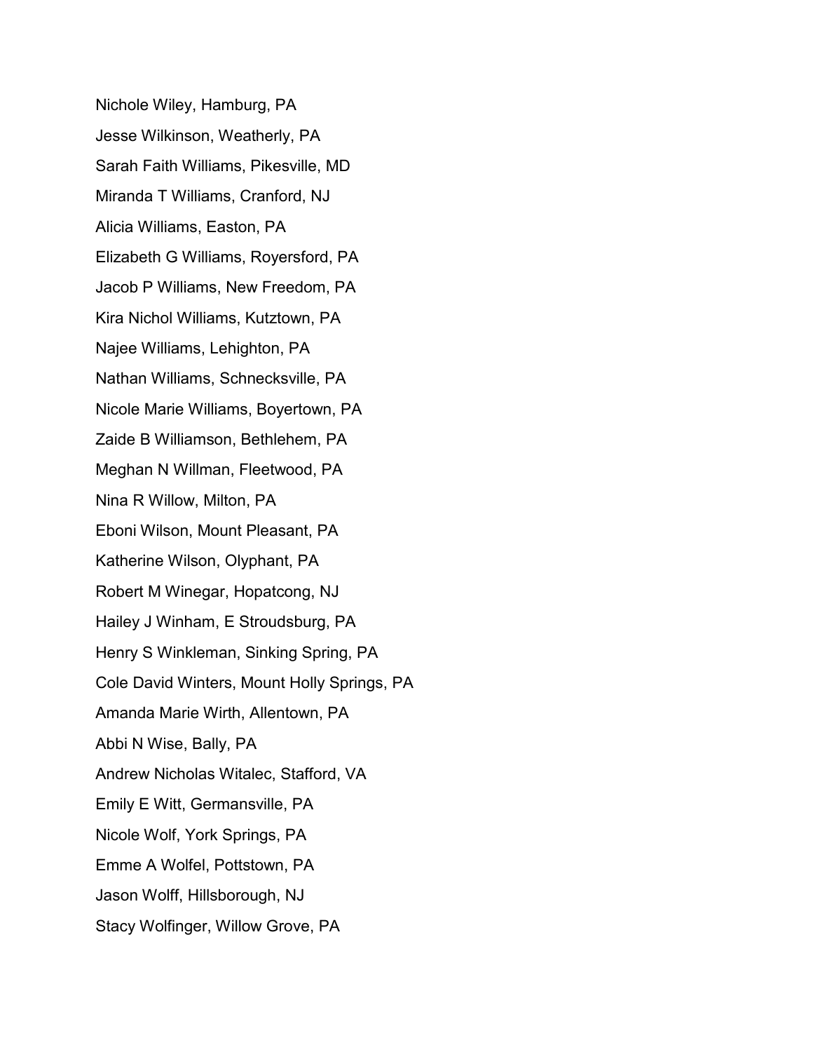Nichole Wiley, Hamburg, PA

Jesse Wilkinson, Weatherly, PA

Sarah Faith Williams, Pikesville, MD

Miranda T Williams, Cranford, NJ

Alicia Williams, Easton, PA

Elizabeth G Williams, Royersford, PA

Jacob P Williams, New Freedom, PA

Kira Nichol Williams, Kutztown, PA

Najee Williams, Lehighton, PA

Nathan Williams, Schnecksville, PA

Nicole Marie Williams, Boyertown, PA

Zaide B Williamson, Bethlehem, PA

Meghan N Willman, Fleetwood, PA

Nina R Willow, Milton, PA

Eboni Wilson, Mount Pleasant, PA

Katherine Wilson, Olyphant, PA

Robert M Winegar, Hopatcong, NJ

Hailey J Winham, E Stroudsburg, PA

Henry S Winkleman, Sinking Spring, PA

Cole David Winters, Mount Holly Springs, PA

Amanda Marie Wirth, Allentown, PA

Abbi N Wise, Bally, PA

Andrew Nicholas Witalec, Stafford, VA

Emily E Witt, Germansville, PA

Nicole Wolf, York Springs, PA

Emme A Wolfel, Pottstown, PA

Jason Wolff, Hillsborough, NJ

Stacy Wolfinger, Willow Grove, PA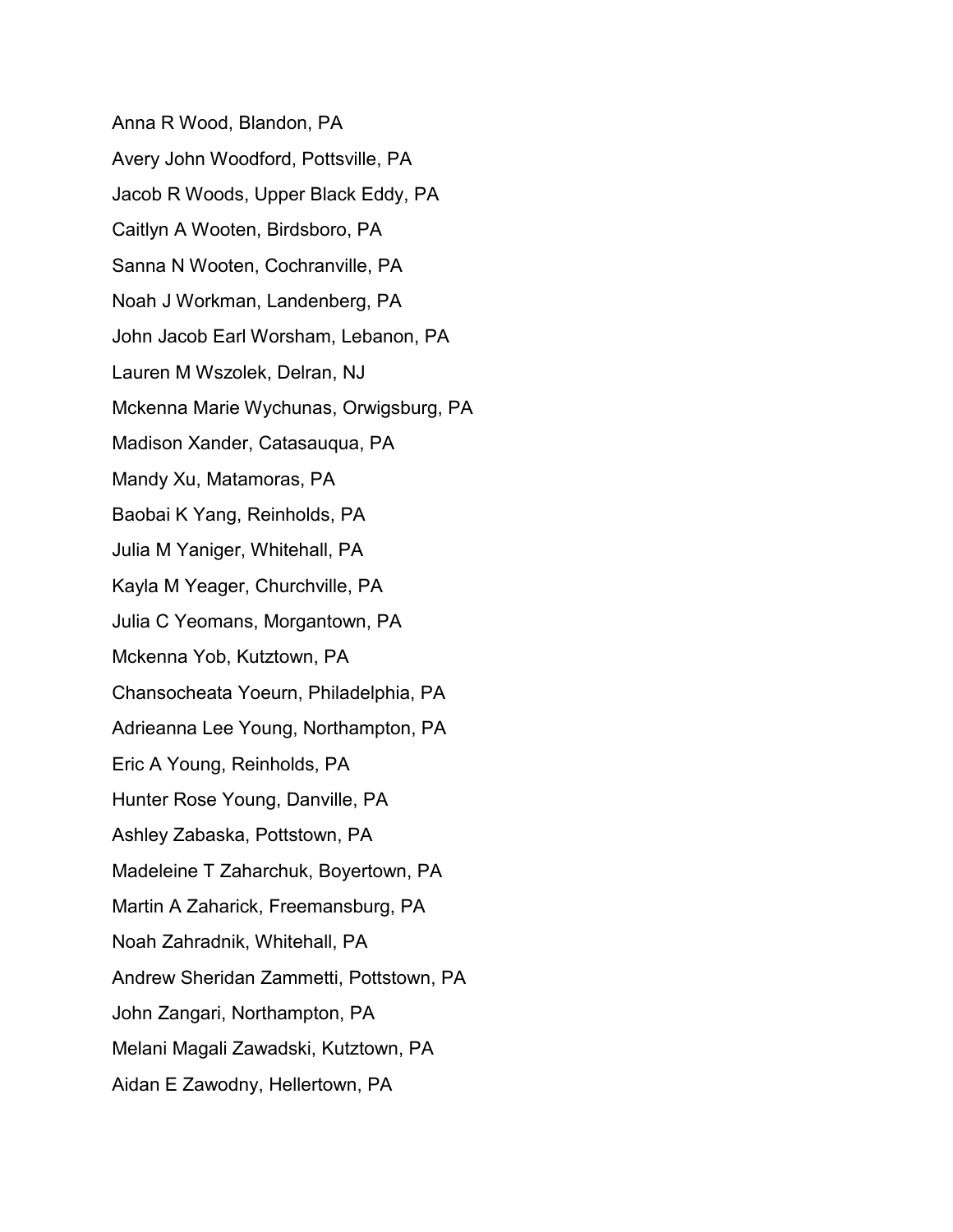Anna R Wood, Blandon, PA

Avery John Woodford, Pottsville, PA

Jacob R Woods, Upper Black Eddy, PA

Caitlyn A Wooten, Birdsboro, PA

Sanna N Wooten, Cochranville, PA

Noah J Workman, Landenberg, PA

John Jacob Earl Worsham, Lebanon, PA

Lauren M Wszolek, Delran, NJ

Mckenna Marie Wychunas, Orwigsburg, PA

Madison Xander, Catasauqua, PA

Mandy Xu, Matamoras, PA

Baobai K Yang, Reinholds, PA

Julia M Yaniger, Whitehall, PA

Kayla M Yeager, Churchville, PA

Julia C Yeomans, Morgantown, PA

Mckenna Yob, Kutztown, PA

Chansocheata Yoeurn, Philadelphia, PA

Adrieanna Lee Young, Northampton, PA

Eric A Young, Reinholds, PA

Hunter Rose Young, Danville, PA

Ashley Zabaska, Pottstown, PA

Madeleine T Zaharchuk, Boyertown, PA

Martin A Zaharick, Freemansburg, PA

Noah Zahradnik, Whitehall, PA

Andrew Sheridan Zammetti, Pottstown, PA

John Zangari, Northampton, PA

Melani Magali Zawadski, Kutztown, PA

Aidan E Zawodny, Hellertown, PA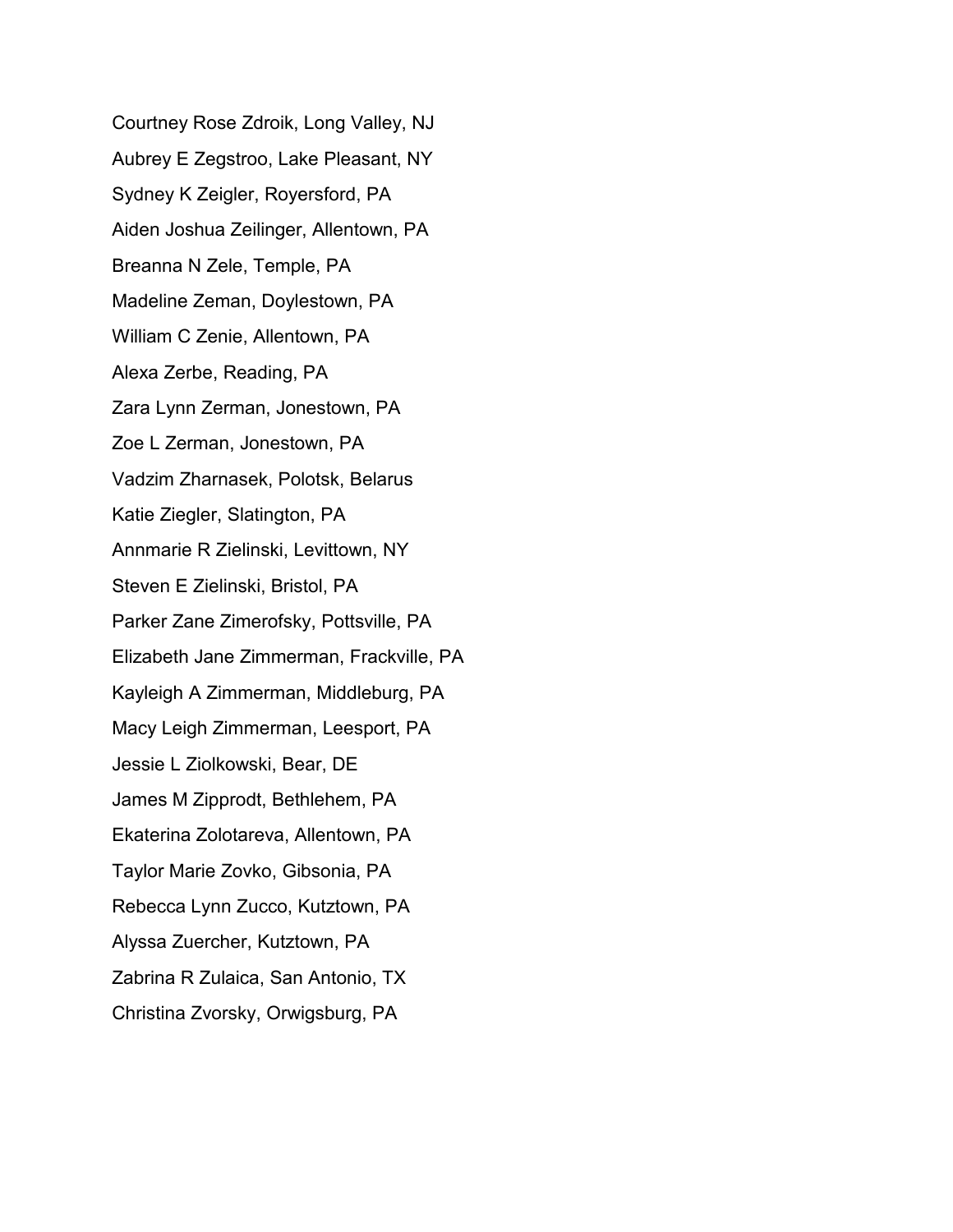Courtney Rose Zdroik, Long Valley, NJ

Aubrey E Zegstroo, Lake Pleasant, NY

Sydney K Zeigler, Royersford, PA

Aiden Joshua Zeilinger, Allentown, PA

Breanna N Zele, Temple, PA

Madeline Zeman, Doylestown, PA

William C Zenie, Allentown, PA

Alexa Zerbe, Reading, PA

Zara Lynn Zerman, Jonestown, PA

Zoe L Zerman, Jonestown, PA

Vadzim Zharnasek, Polotsk, Belarus

Katie Ziegler, Slatington, PA

Annmarie R Zielinski, Levittown, NY

Steven E Zielinski, Bristol, PA

Parker Zane Zimerofsky, Pottsville, PA

Elizabeth Jane Zimmerman, Frackville, PA

Kayleigh A Zimmerman, Middleburg, PA

Macy Leigh Zimmerman, Leesport, PA

Jessie L Ziolkowski, Bear, DE

James M Zipprodt, Bethlehem, PA

Ekaterina Zolotareva, Allentown, PA

Taylor Marie Zovko, Gibsonia, PA

Rebecca Lynn Zucco, Kutztown, PA

Alyssa Zuercher, Kutztown, PA

Zabrina R Zulaica, San Antonio, TX

Christina Zvorsky, Orwigsburg, PA